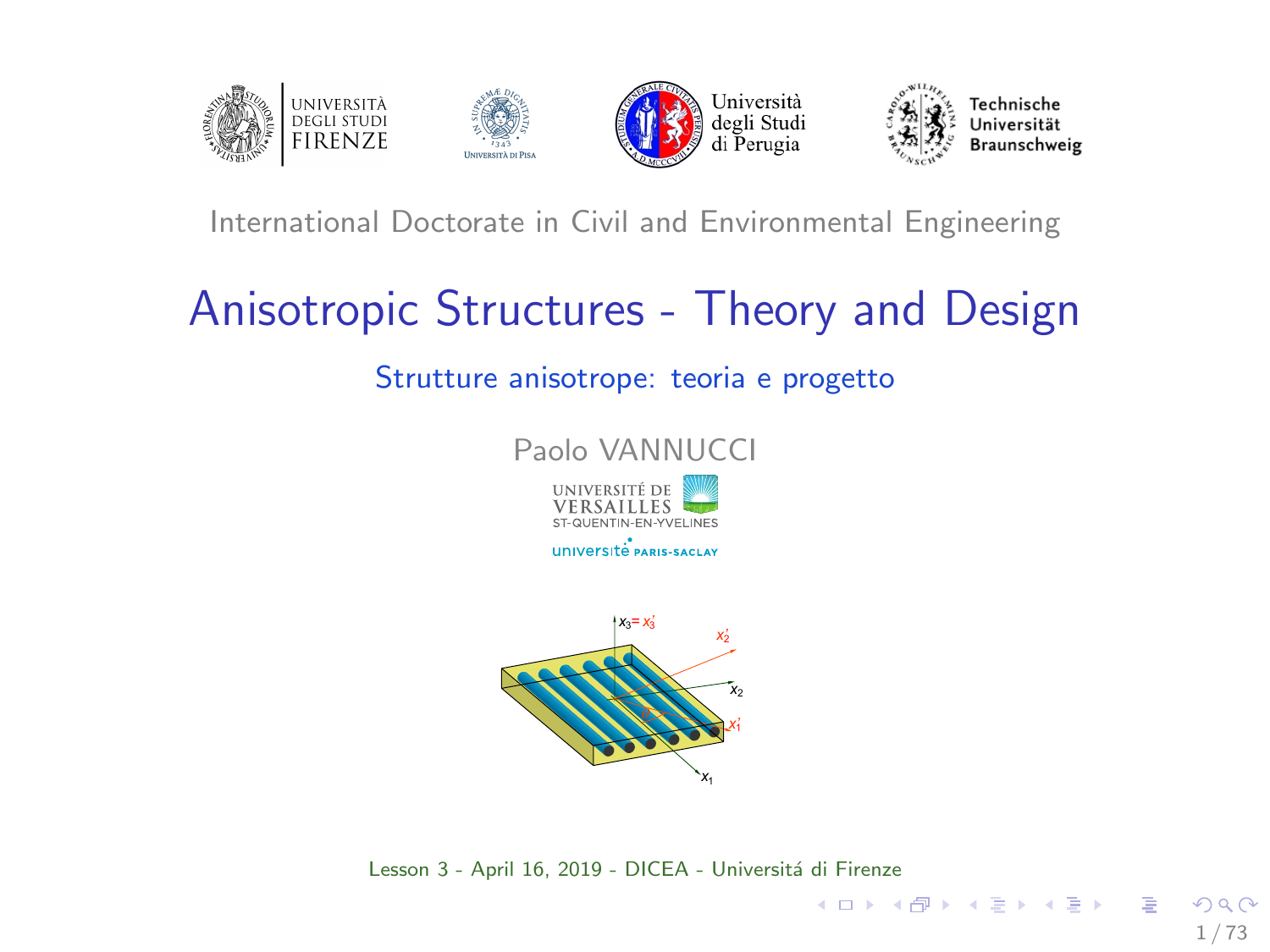International Doctorate in Civil and Environmental Engineering

# Anisotropic Structures - Theory and Design

## Strutture anisotrope: teoria e progetto

Paolo VANNUCCI

Lesson 3 - April 16, 2019 - DICEA - Universitá di Firenze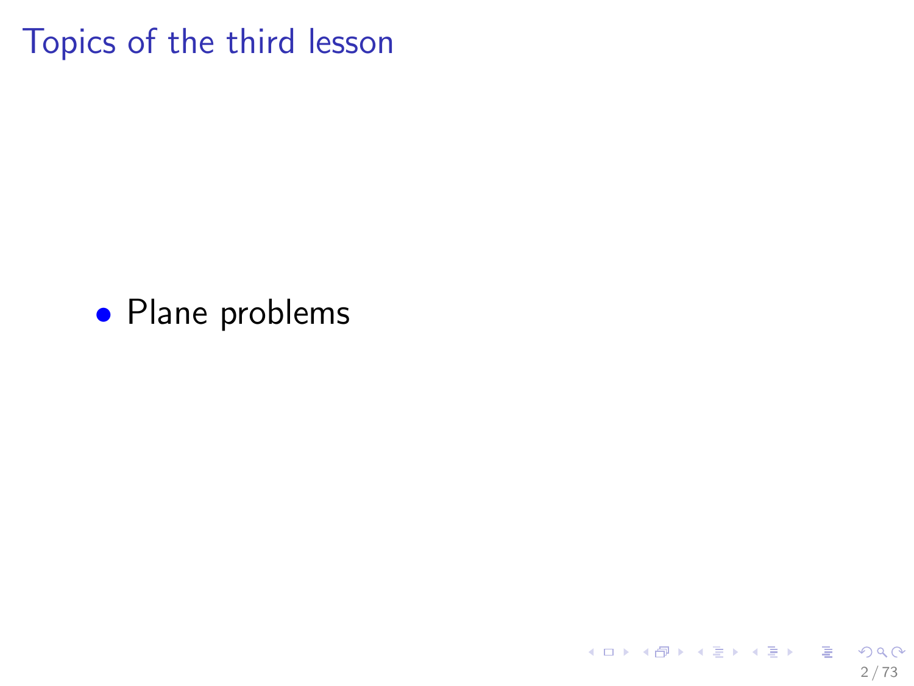# Topics of the third lesson

- Plane problems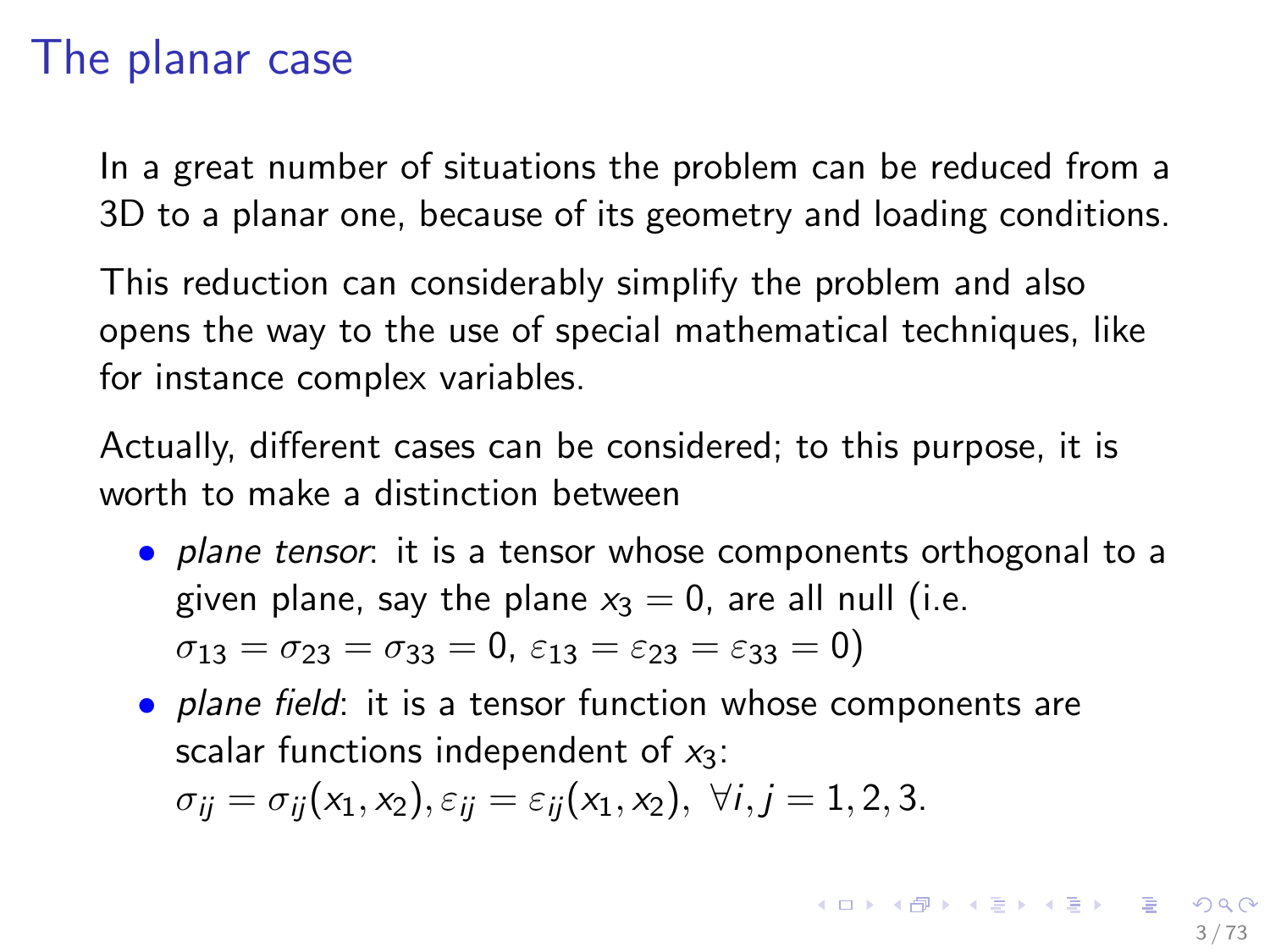# The planar case

In a great number of situations the problem can be reduced from a 3D to a planar one, because of its geometry and loading conditions.

This reduction can considerably simplify the problem and also opens the way to the use of special mathematical techniques, like for instance complex variables.

Actually, different cases can be considered; to this purpose, it is worth to make a distinction between

- *plane tensor*: it is a tensor whose components orthogonal to a given plane, say the plane $x_3 = 0$, are all null (i.e. $\sigma_{13} = \sigma_{23} = \sigma_{33} = 0$, $\varepsilon_{13} = \varepsilon_{23} = \varepsilon_{33} = 0$)
- *plane field*: it is a tensor function whose components are scalar functions independent of $x_3$: $\sigma_{ij} = \sigma_{ij}(x_1, x_2), \varepsilon_{ij} = \varepsilon_{ij}(x_1, x_2), \ \forall i, j = 1, 2, 3.$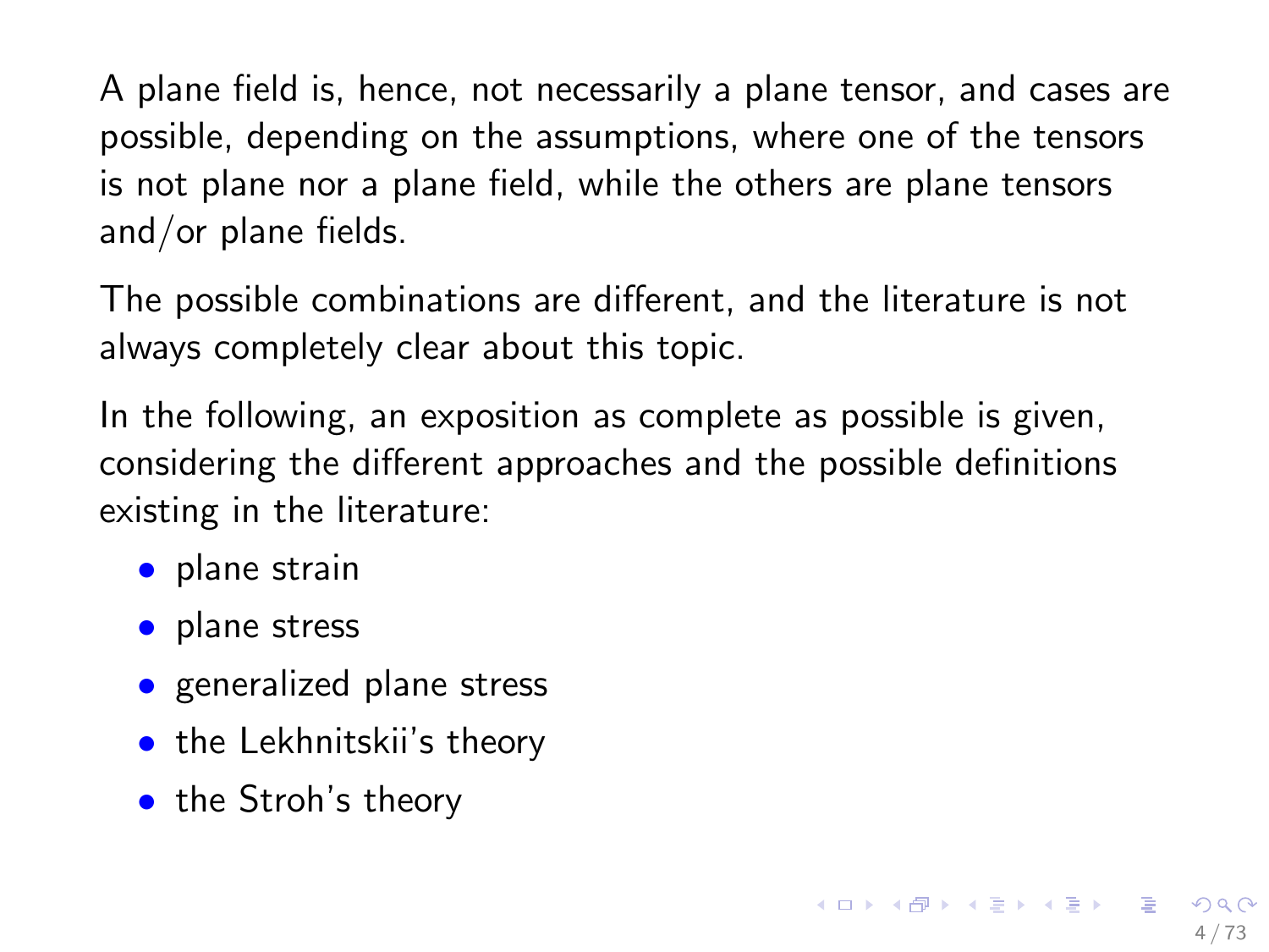A plane field is, hence, not necessarily a plane tensor, and cases are possible, depending on the assumptions, where one of the tensors is not plane nor a plane field, while the others are plane tensors and/or plane fields.

The possible combinations are different, and the literature is not always completely clear about this topic.

In the following, an exposition as complete as possible is given, considering the different approaches and the possible definitions existing in the literature:

- plane strain
- plane stress
- generalized plane stress
- the Lekhnitskii's theory
- the Stroh's theory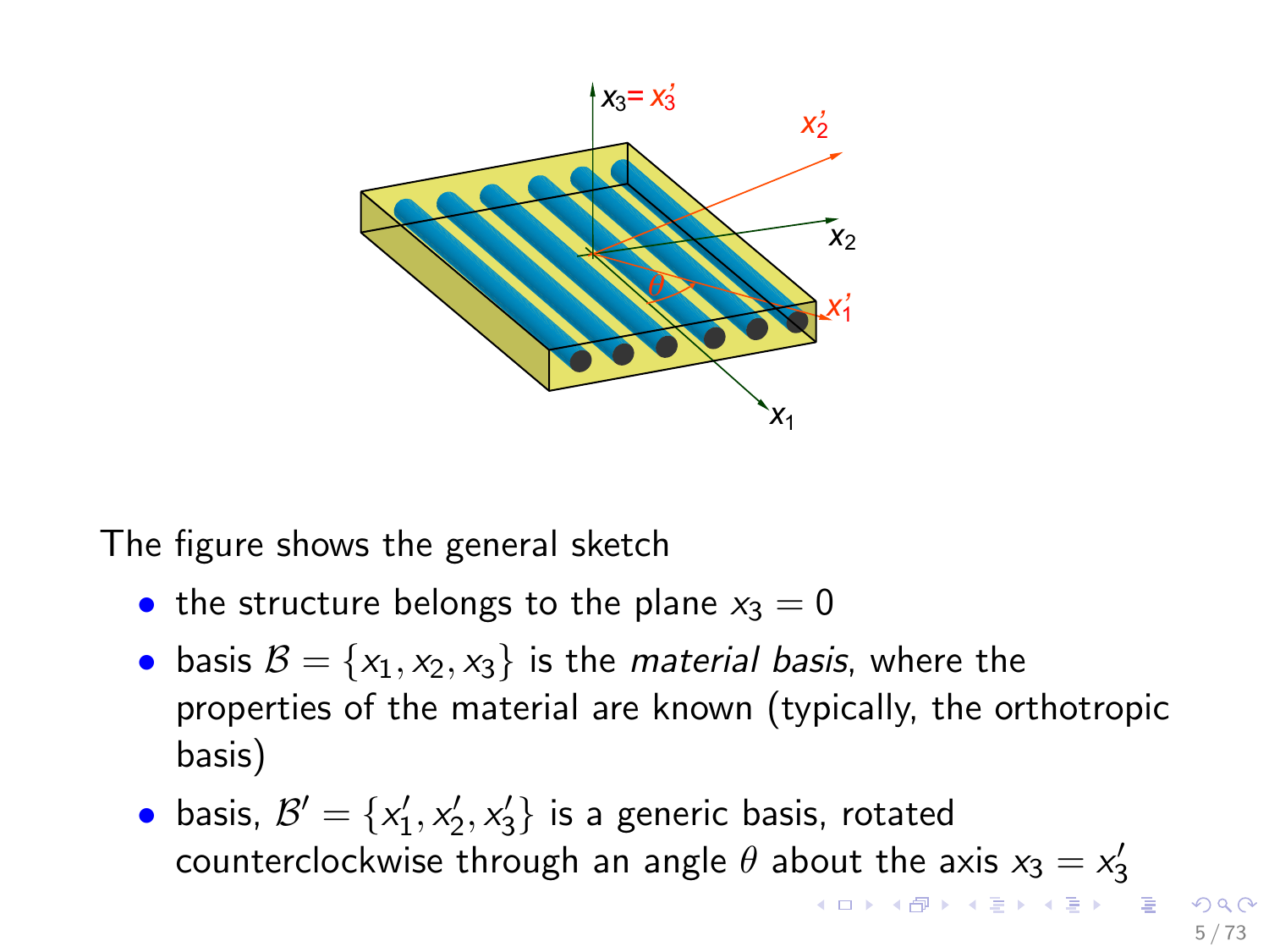The figure shows the general sketch

- the structure belongs to the plane $x_3 = 0$
- basis $\mathcal{B} = \{x_1, x_2, x_3\}$ is the *material basis*, where the properties of the material are known (typically, the orthotropic basis)
- basis, $\mathcal{B}' = \{x_1', x_2', x_3'\}$ is a generic basis, rotated counterclockwise through an angle $\theta$ about the axis $x_3 = x_3'$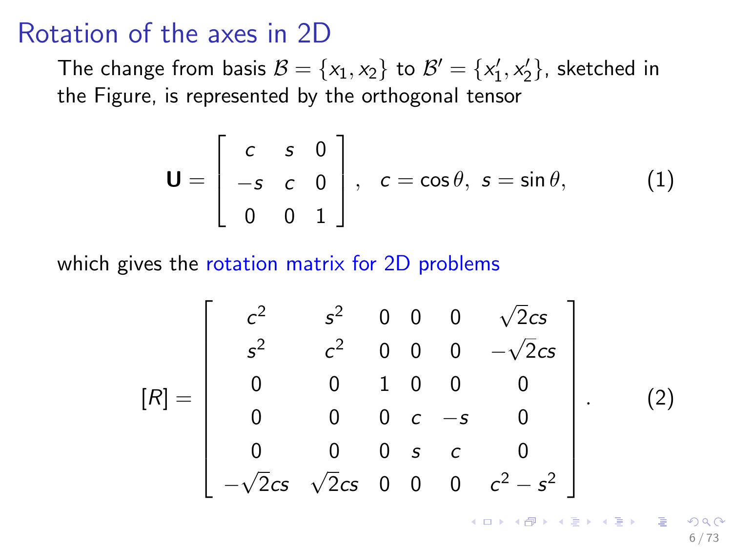# Rotation of the axes in 2D

The change from basis $\mathcal{B} = \{x_1, x_2\}$ to $\mathcal{B}' = \{x_1', x_2'\}$, sketched in the Figure, is represented by the orthogonal tensor

$$\mathbf{U} = \begin{bmatrix} c & s & 0 \\ -s & c & 0 \\ 0 & 0 & 1 \end{bmatrix}, \quad c = \cos\theta,\ s = \sin\theta, \tag{1}$$

which gives the rotation matrix for 2D problems

$$[R] = \begin{bmatrix} c^2 & s^2 & 0 & 0 & 0 & \sqrt{2}cs \\ s^2 & c^2 & 0 & 0 & 0 & -\sqrt{2}cs \\ 0 & 0 & 1 & 0 & 0 & 0 \\ 0 & 0 & 0 & c & -s & 0 \\ 0 & 0 & 0 & s & c & 0 \\ -\sqrt{2}cs & \sqrt{2}cs & 0 & 0 & 0 & c^2 - s^2 \end{bmatrix}. \tag{2}$$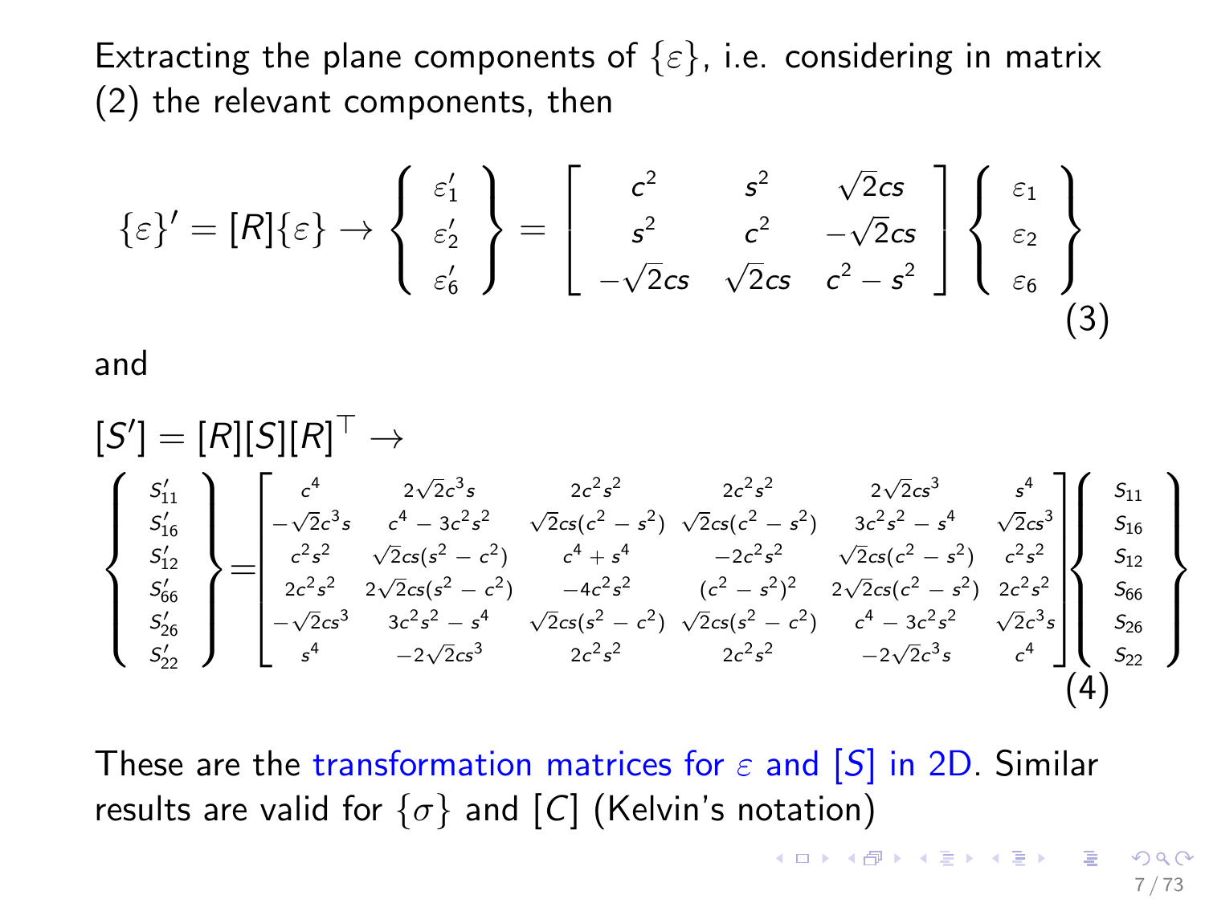Extracting the plane components of $\{\varepsilon\}$, i.e. considering in matrix (2) the relevant components, then

$$
\{\varepsilon\}' = [R]\{\varepsilon\} \rightarrow \left\{ \begin{array}{c} \varepsilon_1' \\ \varepsilon_2' \\ \varepsilon_6' \end{array} \right\} = \left[ \begin{array}{ccc} c^2 & s^2 & \sqrt{2}cs \\ s^2 & c^2 & -\sqrt{2}cs \\ -\sqrt{2}cs & \sqrt{2}cs & c^2 - s^2 \end{array} \right] \left\{ \begin{array}{c} \varepsilon_1 \\ \varepsilon_2 \\ \varepsilon_6 \end{array} \right\} \tag{3}
$$

and

$$
[S'] = [R][S][R]^\top \rightarrow
$$

$$
\left\{ \begin{array}{c} S_{11}' \\ S_{16}' \\ S_{12}' \\ S_{66}' \\ S_{26}' \\ S_{22}' \end{array} \right\} = \left[ \begin{array}{cccccc}
c^4 & 2\sqrt{2}c^3 s & 2c^2 s^2 & 2c^2 s^2 & 2\sqrt{2}cs^3 & s^4 \\
-\sqrt{2}c^3 s & c^4 - 3c^2 s^2 & \sqrt{2}cs(c^2 - s^2) & \sqrt{2}cs(c^2 - s^2) & 3c^2 s^2 - s^4 & \sqrt{2}cs^3 \\
c^2 s^2 & \sqrt{2}cs(s^2 - c^2) & c^4 + s^4 & -2c^2 s^2 & \sqrt{2}cs(c^2 - s^2) & c^2 s^2 \\
2c^2 s^2 & 2\sqrt{2}cs(s^2 - c^2) & -4c^2 s^2 & (c^2 - s^2)^2 & 2\sqrt{2}cs(c^2 - s^2) & 2c^2 s^2 \\
-\sqrt{2}cs^3 & 3c^2 s^2 - s^4 & \sqrt{2}cs(s^2 - c^2) & \sqrt{2}cs(s^2 - c^2) & c^4 - 3c^2 s^2 & \sqrt{2}c^3 s \\
s^4 & -2\sqrt{2}cs^3 & 2c^2 s^2 & 2c^2 s^2 & -2\sqrt{2}c^3 s & c^4
\end{array} \right] \left\{ \begin{array}{c} S_{11} \\ S_{16} \\ S_{12} \\ S_{66} \\ S_{26} \\ S_{22} \end{array} \right\} \tag{4}
$$

These are the transformation matrices for $\varepsilon$ and $[S]$ in 2D. Similar results are valid for $\{\sigma\}$ and $[C]$ (Kelvin's notation)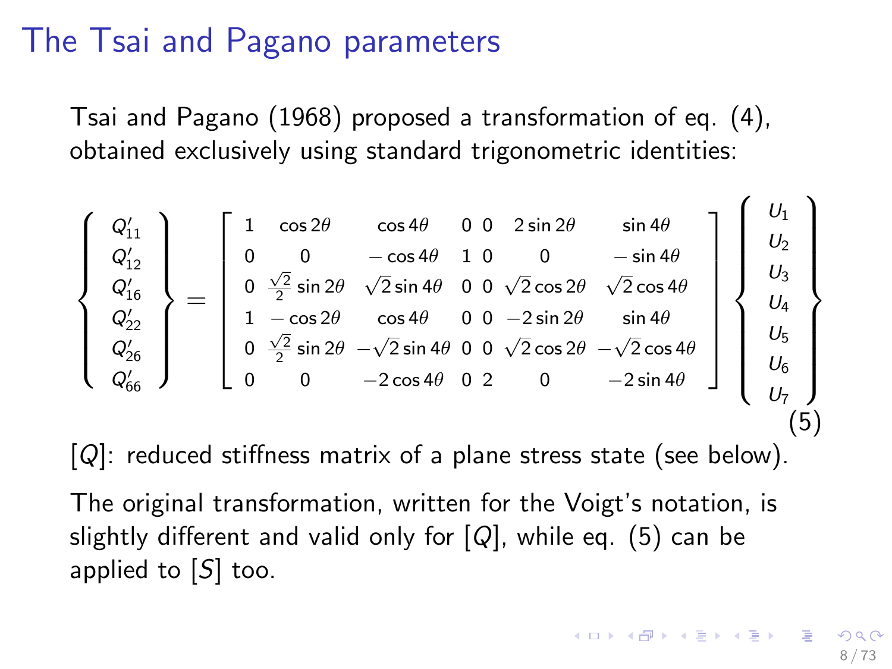# The Tsai and Pagano parameters

Tsai and Pagano (1968) proposed a transformation of eq. (4), obtained exclusively using standard trigonometric identities:

$$
\left\{ \begin{array}{c} Q'_{11} \\ Q'_{12} \\ Q'_{16} \\ Q'_{22} \\ Q'_{26} \\ Q'_{66} \end{array} \right\} = \left[ \begin{array}{ccccccc} 1 & \cos 2\theta & \cos 4\theta & 0 & 0 & 2\sin 2\theta & \sin 4\theta \\ 0 & 0 & -\cos 4\theta & 1 & 0 & 0 & -\sin 4\theta \\ 0 & \frac{\sqrt{2}}{2}\sin 2\theta & \sqrt{2}\sin 4\theta & 0 & 0 & \sqrt{2}\cos 2\theta & \sqrt{2}\cos 4\theta \\ 1 & -\cos 2\theta & \cos 4\theta & 0 & 0 & -2\sin 2\theta & \sin 4\theta \\ 0 & \frac{\sqrt{2}}{2}\sin 2\theta & -\sqrt{2}\sin 4\theta & 0 & 0 & \sqrt{2}\cos 2\theta & -\sqrt{2}\cos 4\theta \\ 0 & 0 & -2\cos 4\theta & 0 & 2 & 0 & -2\sin 4\theta \end{array} \right] \left\{ \begin{array}{c} U_1 \\ U_2 \\ U_3 \\ U_4 \\ U_5 \\ U_6 \\ U_7 \end{array} \right\} \tag{5}
$$

$[Q]$: reduced stiffness matrix of a plane stress state (see below).

The original transformation, written for the Voigt's notation, is slightly different and valid only for $[Q]$, while eq. (5) can be applied to $[S]$ too.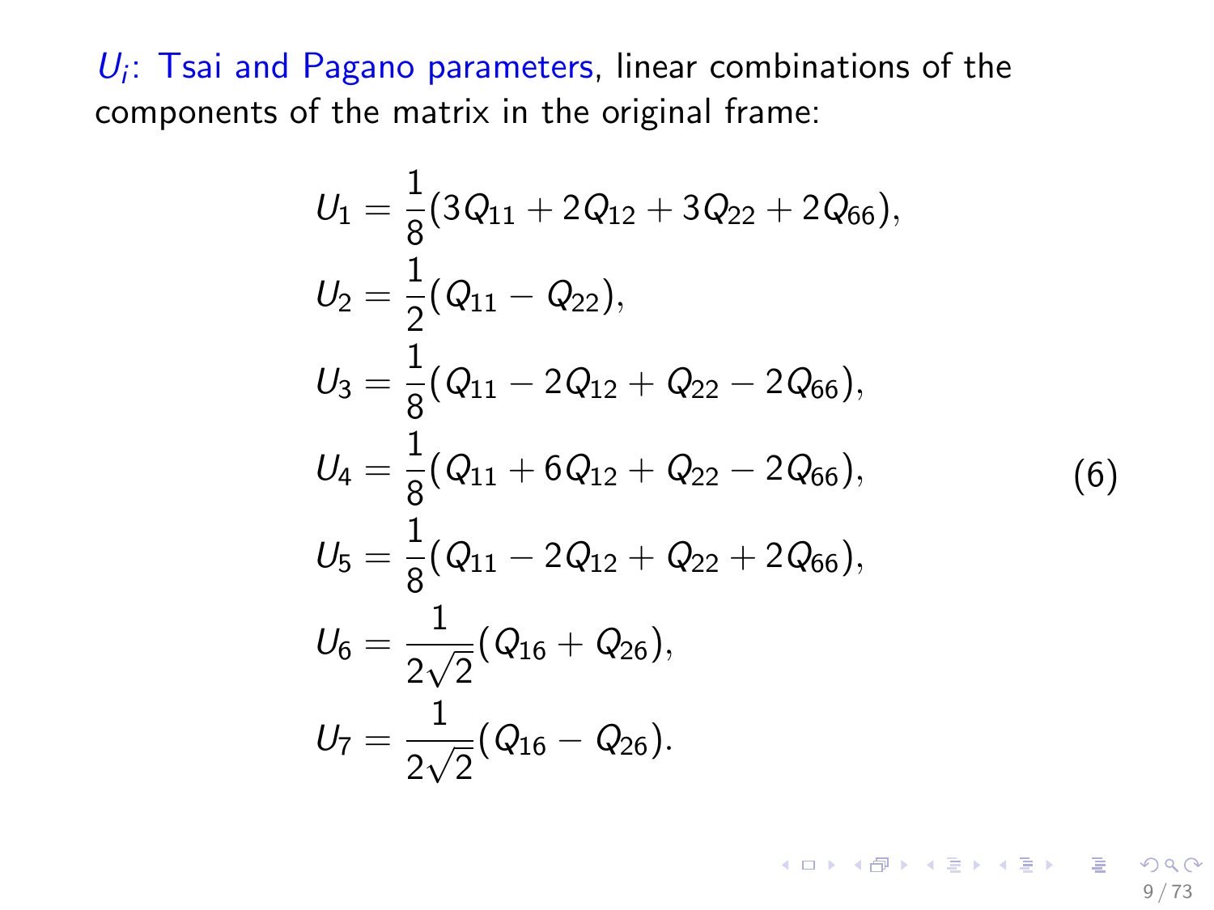$U_i$: Tsai and Pagano parameters, linear combinations of the components of the matrix in the original frame:

$$
\begin{aligned}
U_1 &= \frac{1}{8}(3Q_{11} + 2Q_{12} + 3Q_{22} + 2Q_{66}), \\
U_2 &= \frac{1}{2}(Q_{11} - Q_{22}), \\
U_3 &= \frac{1}{8}(Q_{11} - 2Q_{12} + Q_{22} - 2Q_{66}), \\
U_4 &= \frac{1}{8}(Q_{11} + 6Q_{12} + Q_{22} - 2Q_{66}), \\
U_5 &= \frac{1}{8}(Q_{11} - 2Q_{12} + Q_{22} + 2Q_{66}), \\
U_6 &= \frac{1}{2\sqrt{2}}(Q_{16} + Q_{26}), \\
U_7 &= \frac{1}{2\sqrt{2}}(Q_{16} - Q_{26}).
\end{aligned}
\tag{6}
$$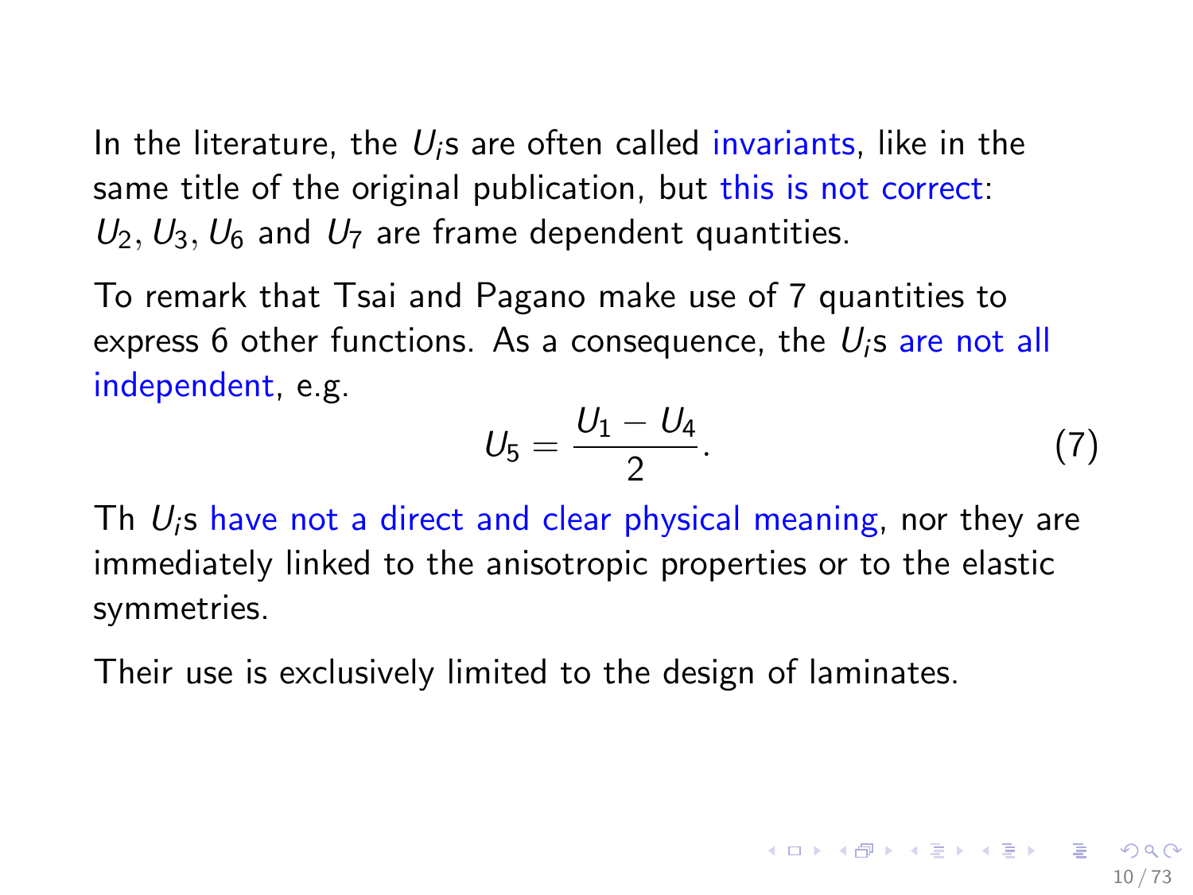In the literature, the $U_i$s are often called invariants, like in the same title of the original publication, but this is not correct: $U_2, U_3, U_6$ and $U_7$ are frame dependent quantities.

To remark that Tsai and Pagano make use of 7 quantities to express 6 other functions. As a consequence, the $U_i$s are not all independent, e.g.

$$U_5 = \frac{U_1 - U_4}{2}. \tag{7}$$

Th $U_i$s have not a direct and clear physical meaning, nor they are immediately linked to the anisotropic properties or to the elastic symmetries.

Their use is exclusively limited to the design of laminates.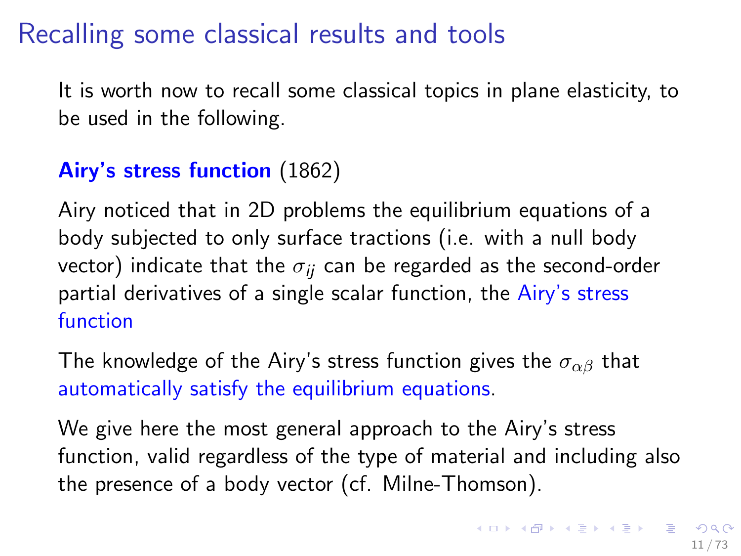# Recalling some classical results and tools

It is worth now to recall some classical topics in plane elasticity, to be used in the following.

**Airy's stress function** (1862)

Airy noticed that in 2D problems the equilibrium equations of a body subjected to only surface tractions (i.e. with a null body vector) indicate that the $\sigma_{ij}$ can be regarded as the second-order partial derivatives of a single scalar function, the Airy's stress function

The knowledge of the Airy's stress function gives the $\sigma_{\alpha\beta}$ that automatically satisfy the equilibrium equations.

We give here the most general approach to the Airy's stress function, valid regardless of the type of material and including also the presence of a body vector (cf. Milne-Thomson).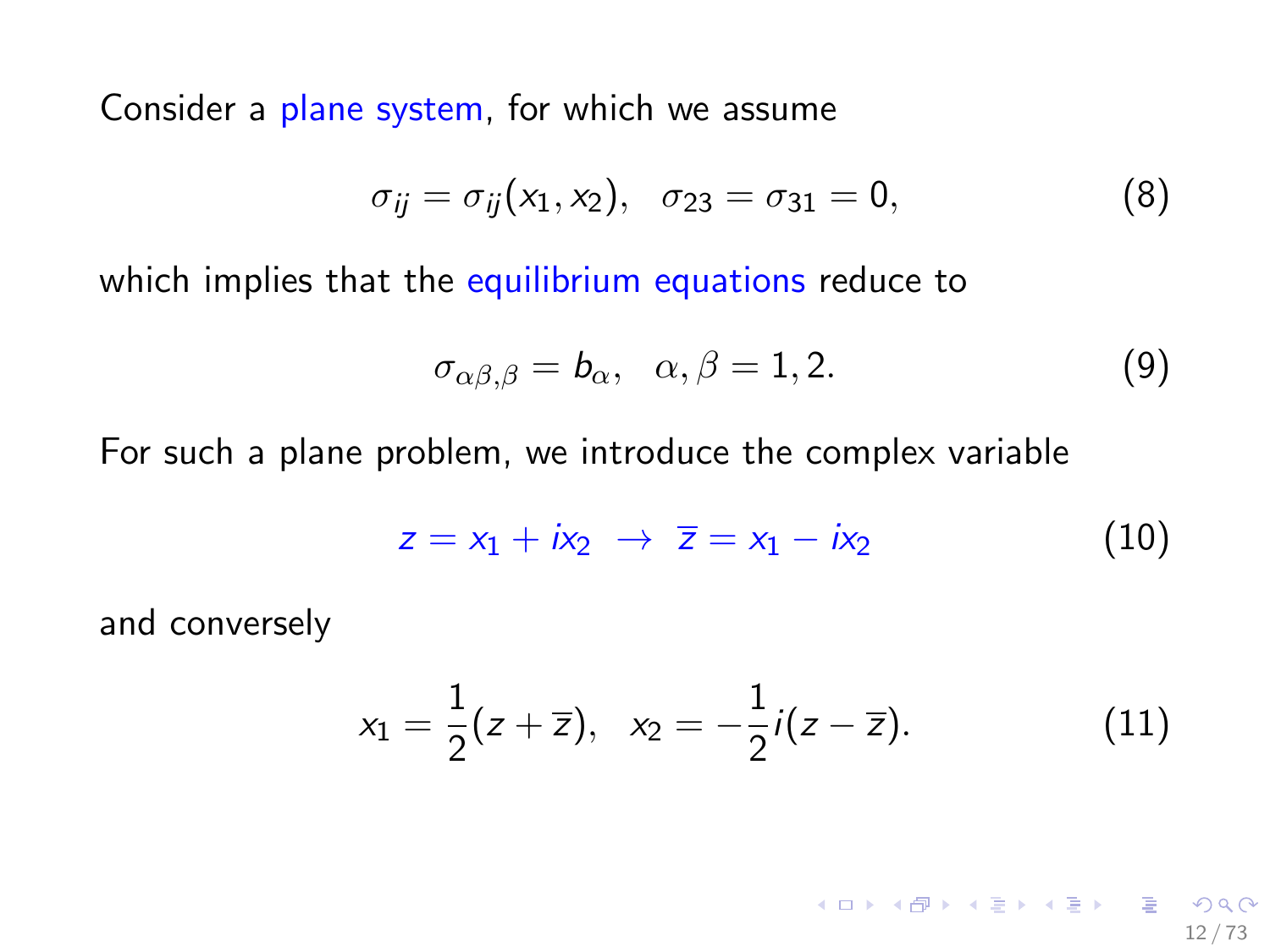Consider a plane system, for which we assume

$$\sigma_{ij} = \sigma_{ij}(x_1, x_2), \quad \sigma_{23} = \sigma_{31} = 0, \tag{8}$$

which implies that the equilibrium equations reduce to

$$\sigma_{\alpha\beta,\beta} = b_\alpha, \quad \alpha, \beta = 1, 2. \tag{9}$$

For such a plane problem, we introduce the complex variable

$$z = x_1 + ix_2 \ \rightarrow \ \overline{z} = x_1 - ix_2 \tag{10}$$

and conversely

$$x_1 = \frac{1}{2}(z + \overline{z}), \quad x_2 = -\frac{1}{2}i(z - \overline{z}). \tag{11}$$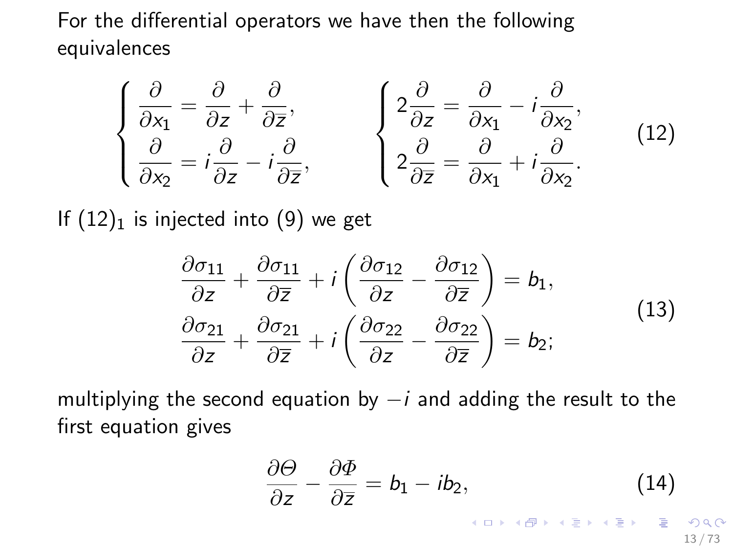For the differential operators we have then the following equivalences

$$\left\{\begin{array}{l}\dfrac{\partial}{\partial x_1}=\dfrac{\partial}{\partial z}+\dfrac{\partial}{\partial \overline{z}},\\[2mm] \dfrac{\partial}{\partial x_2}=i\dfrac{\partial}{\partial z}-i\dfrac{\partial}{\partial \overline{z}},\end{array}\right.\qquad \left\{\begin{array}{l}2\dfrac{\partial}{\partial z}=\dfrac{\partial}{\partial x_1}-i\dfrac{\partial}{\partial x_2},\\[2mm] 2\dfrac{\partial}{\partial \overline{z}}=\dfrac{\partial}{\partial x_1}+i\dfrac{\partial}{\partial x_2}.\end{array}\right. \tag{12}$$

If $(12)_1$ is injected into (9) we get

$$\begin{aligned}\frac{\partial \sigma_{11}}{\partial z}+\frac{\partial \sigma_{11}}{\partial \overline{z}}+i\left(\frac{\partial \sigma_{12}}{\partial z}-\frac{\partial \sigma_{12}}{\partial \overline{z}}\right)&=b_1,\\ \frac{\partial \sigma_{21}}{\partial z}+\frac{\partial \sigma_{21}}{\partial \overline{z}}+i\left(\frac{\partial \sigma_{22}}{\partial z}-\frac{\partial \sigma_{22}}{\partial \overline{z}}\right)&=b_2;\end{aligned} \tag{13}$$

multiplying the second equation by $-i$ and adding the result to the first equation gives

$$\frac{\partial \Theta}{\partial z}-\frac{\partial \Phi}{\partial \overline{z}}=b_1-ib_2, \tag{14}$$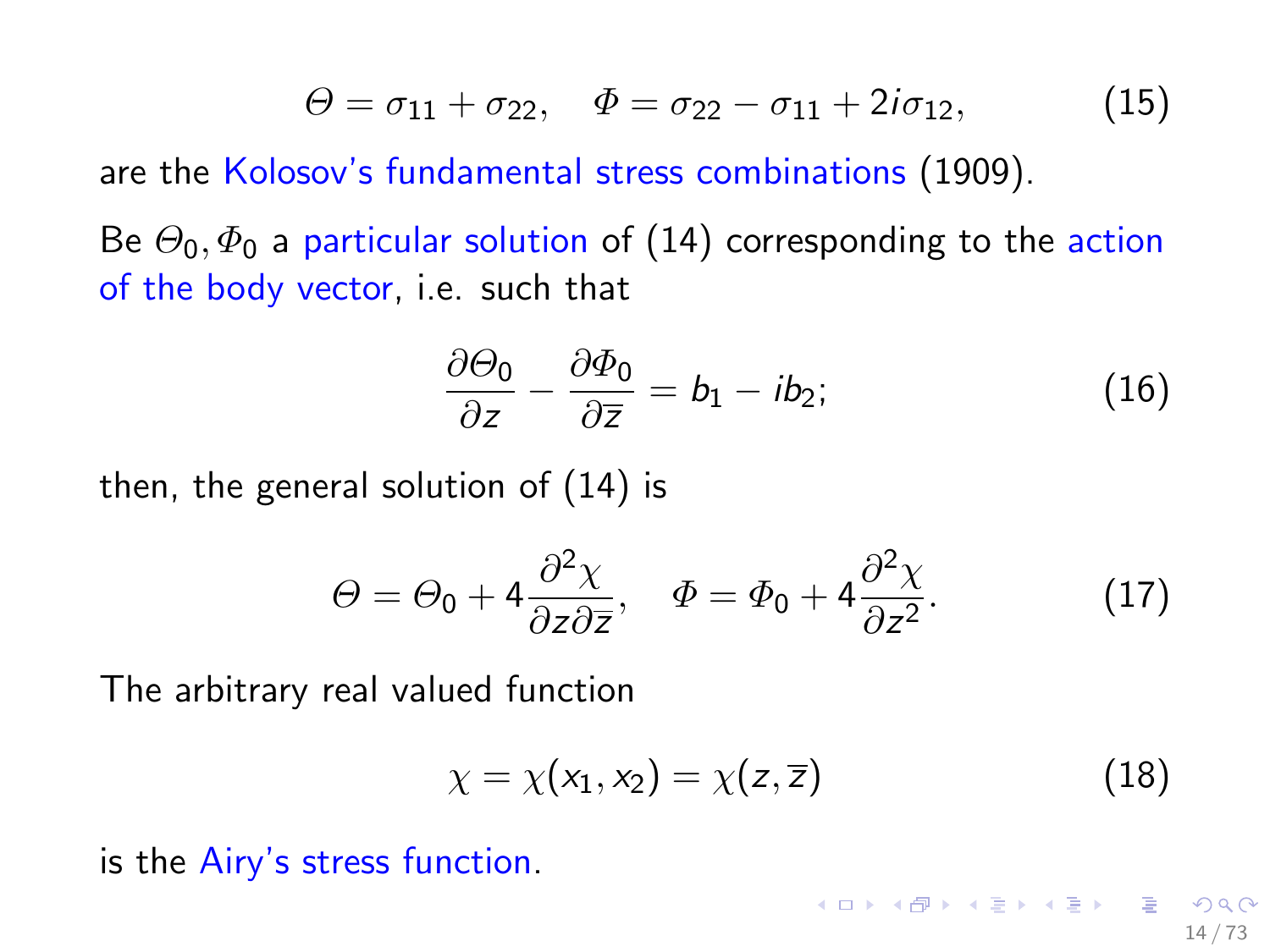$$\Theta = \sigma_{11} + \sigma_{22}, \quad \Phi = \sigma_{22} - \sigma_{11} + 2i\sigma_{12}, \tag{15}$$

are the Kolosov's fundamental stress combinations (1909).

Be $\Theta_0, \Phi_0$ a particular solution of (14) corresponding to the action of the body vector, i.e. such that

$$\frac{\partial \Theta_0}{\partial z} - \frac{\partial \Phi_0}{\partial \overline{z}} = b_1 - ib_2; \tag{16}$$

then, the general solution of (14) is

$$\Theta = \Theta_0 + 4\frac{\partial^2 \chi}{\partial z \partial \overline{z}}, \quad \Phi = \Phi_0 + 4\frac{\partial^2 \chi}{\partial z^2}. \tag{17}$$

The arbitrary real valued function

$$\chi = \chi(x_1, x_2) = \chi(z, \overline{z}) \tag{18}$$

is the Airy's stress function.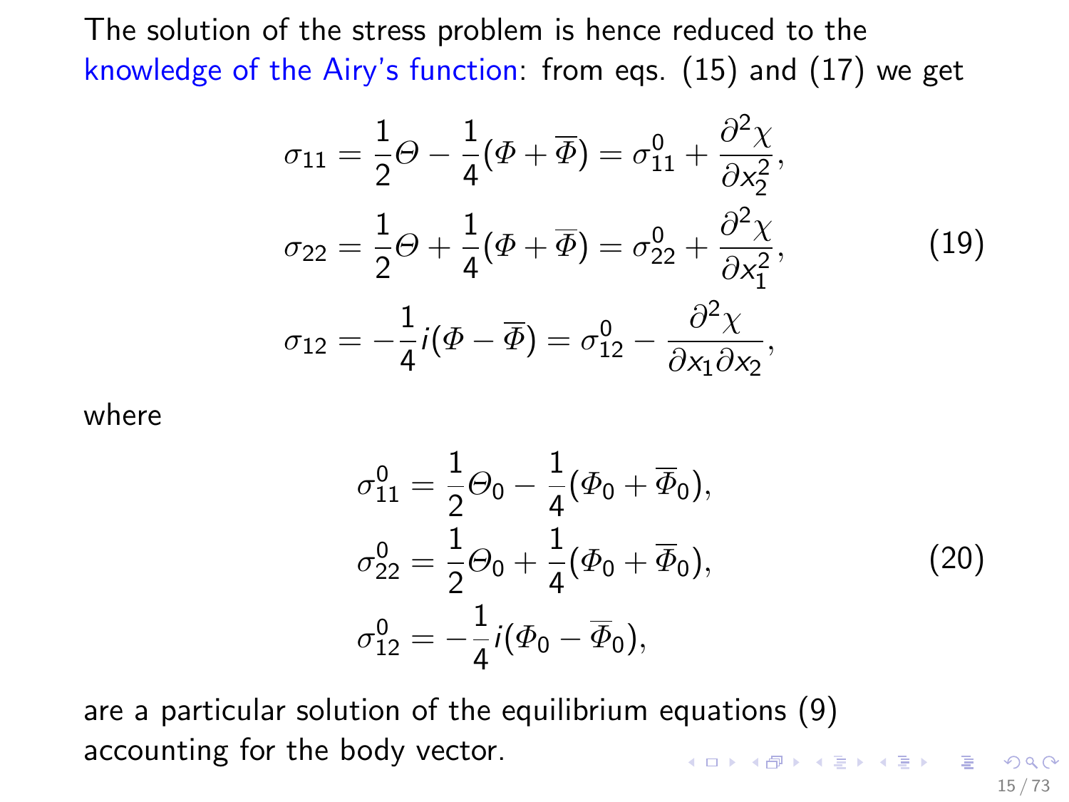The solution of the stress problem is hence reduced to the knowledge of the Airy's function: from eqs. (15) and (17) we get

$$
\begin{aligned}
\sigma_{11} &= \frac{1}{2}\Theta - \frac{1}{4}(\Phi + \overline{\Phi}) = \sigma_{11}^{0} + \frac{\partial^2 \chi}{\partial x_2^2},\\
\sigma_{22} &= \frac{1}{2}\Theta + \frac{1}{4}(\Phi + \overline{\Phi}) = \sigma_{22}^{0} + \frac{\partial^2 \chi}{\partial x_1^2},\\
\sigma_{12} &= -\frac{1}{4}i(\Phi - \overline{\Phi}) = \sigma_{12}^{0} - \frac{\partial^2 \chi}{\partial x_1 \partial x_2},
\end{aligned}
\tag{19}
$$

where

$$
\begin{aligned}
\sigma_{11}^{0} &= \frac{1}{2}\Theta_0 - \frac{1}{4}(\Phi_0 + \overline{\Phi}_0),\\
\sigma_{22}^{0} &= \frac{1}{2}\Theta_0 + \frac{1}{4}(\Phi_0 + \overline{\Phi}_0),\\
\sigma_{12}^{0} &= -\frac{1}{4}i(\Phi_0 - \overline{\Phi}_0),
\end{aligned}
\tag{20}
$$

are a particular solution of the equilibrium equations (9) accounting for the body vector.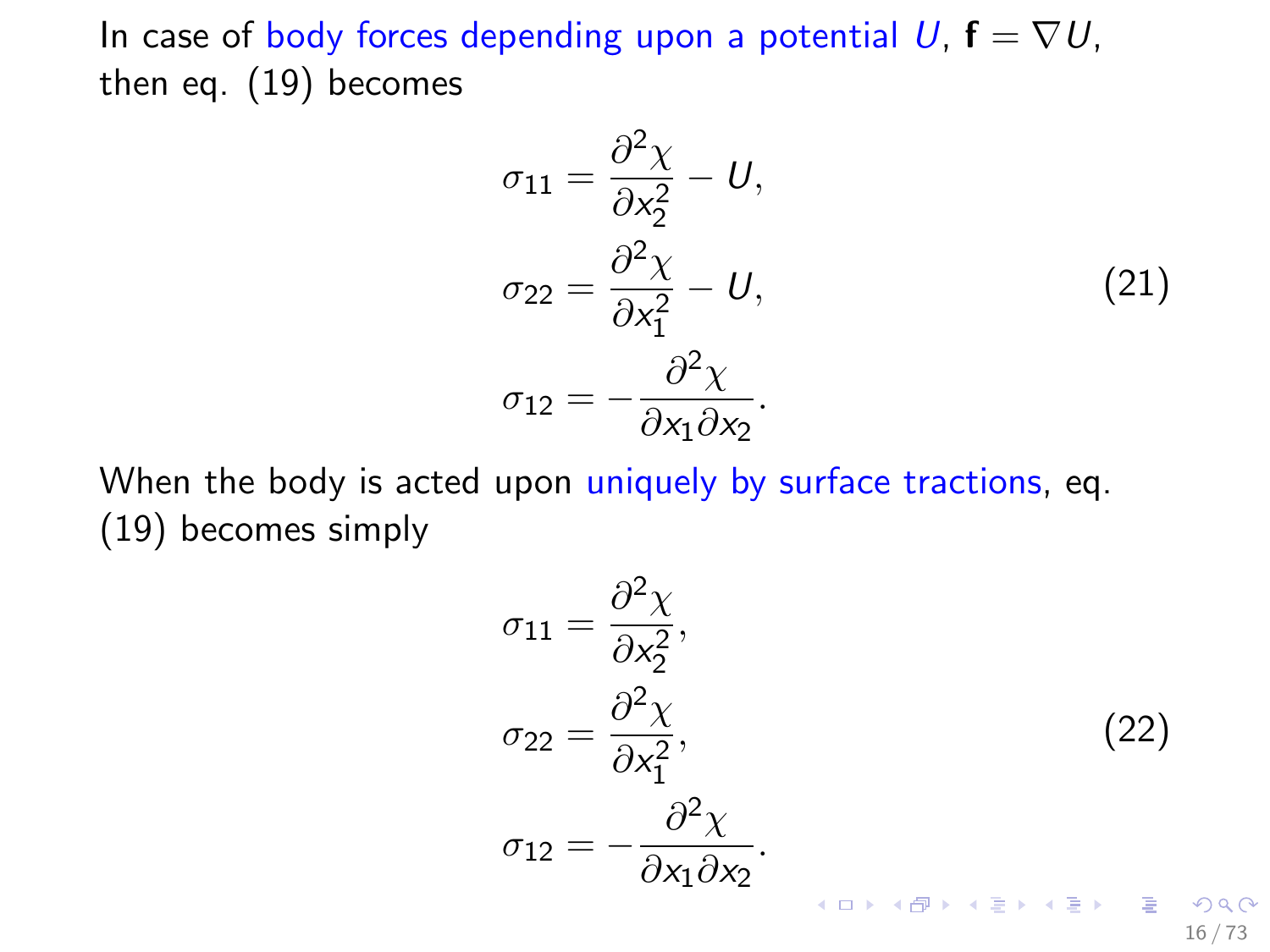In case of body forces depending upon a potential $U$, $\mathbf{f} = \nabla U$, then eq. (19) becomes

$$
\begin{aligned}
\sigma_{11} &= \frac{\partial^2 \chi}{\partial x_2^2} - U, \\
\sigma_{22} &= \frac{\partial^2 \chi}{\partial x_1^2} - U, \\
\sigma_{12} &= -\frac{\partial^2 \chi}{\partial x_1 \partial x_2}.
\end{aligned}
\tag{21}
$$

When the body is acted upon uniquely by surface tractions, eq. (19) becomes simply

$$
\begin{aligned}
\sigma_{11} &= \frac{\partial^2 \chi}{\partial x_2^2}, \\
\sigma_{22} &= \frac{\partial^2 \chi}{\partial x_1^2}, \\
\sigma_{12} &= -\frac{\partial^2 \chi}{\partial x_1 \partial x_2}.
\end{aligned}
\tag{22}
$$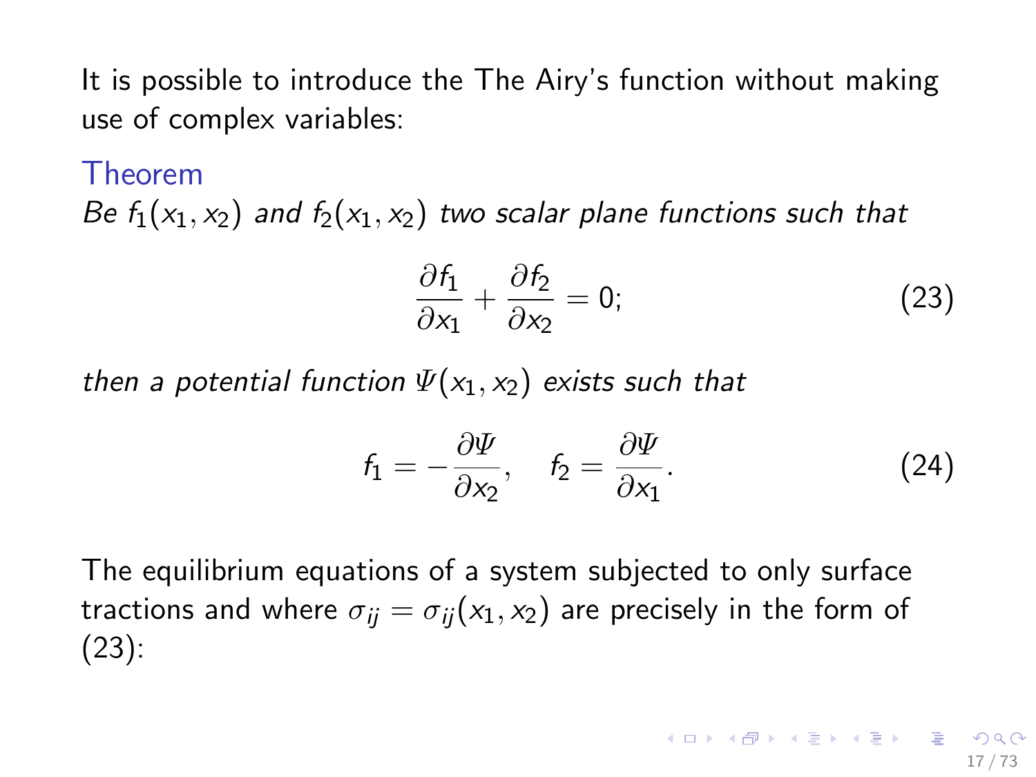It is possible to introduce the The Airy's function without making use of complex variables:

**Theorem**

*Be $f_1(x_1, x_2)$ and $f_2(x_1, x_2)$ two scalar plane functions such that*

$$\frac{\partial f_1}{\partial x_1} + \frac{\partial f_2}{\partial x_2} = 0; \tag{23}$$

*then a potential function $\Psi(x_1, x_2)$ exists such that*

$$f_1 = -\frac{\partial \Psi}{\partial x_2}, \quad f_2 = \frac{\partial \Psi}{\partial x_1}. \tag{24}$$

The equilibrium equations of a system subjected to only surface tractions and where $\sigma_{ij} = \sigma_{ij}(x_1, x_2)$ are precisely in the form of (23):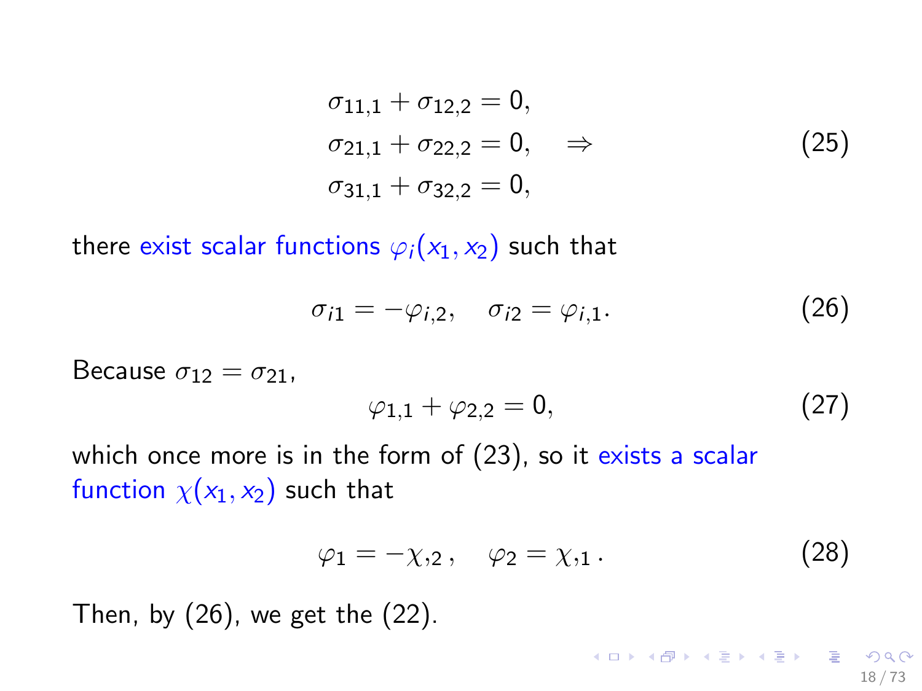$$
\begin{aligned}
\sigma_{11,1} + \sigma_{12,2} &= 0, \\
\sigma_{21,1} + \sigma_{22,2} &= 0, \quad \Rightarrow \\
\sigma_{31,1} + \sigma_{32,2} &= 0,
\end{aligned}
\tag{25}
$$

there exist scalar functions $\varphi_i(x_1, x_2)$ such that

$$
\sigma_{i1} = -\varphi_{i,2}, \quad \sigma_{i2} = \varphi_{i,1}. \tag{26}
$$

Because $\sigma_{12} = \sigma_{21}$,

$$
\varphi_{1,1} + \varphi_{2,2} = 0, \tag{27}
$$

which once more is in the form of (23), so it exists a scalar function $\chi(x_1, x_2)$ such that

$$
\varphi_1 = -\chi_{,2}\,, \quad \varphi_2 = \chi_{,1}\,. \tag{28}
$$

Then, by (26), we get the (22).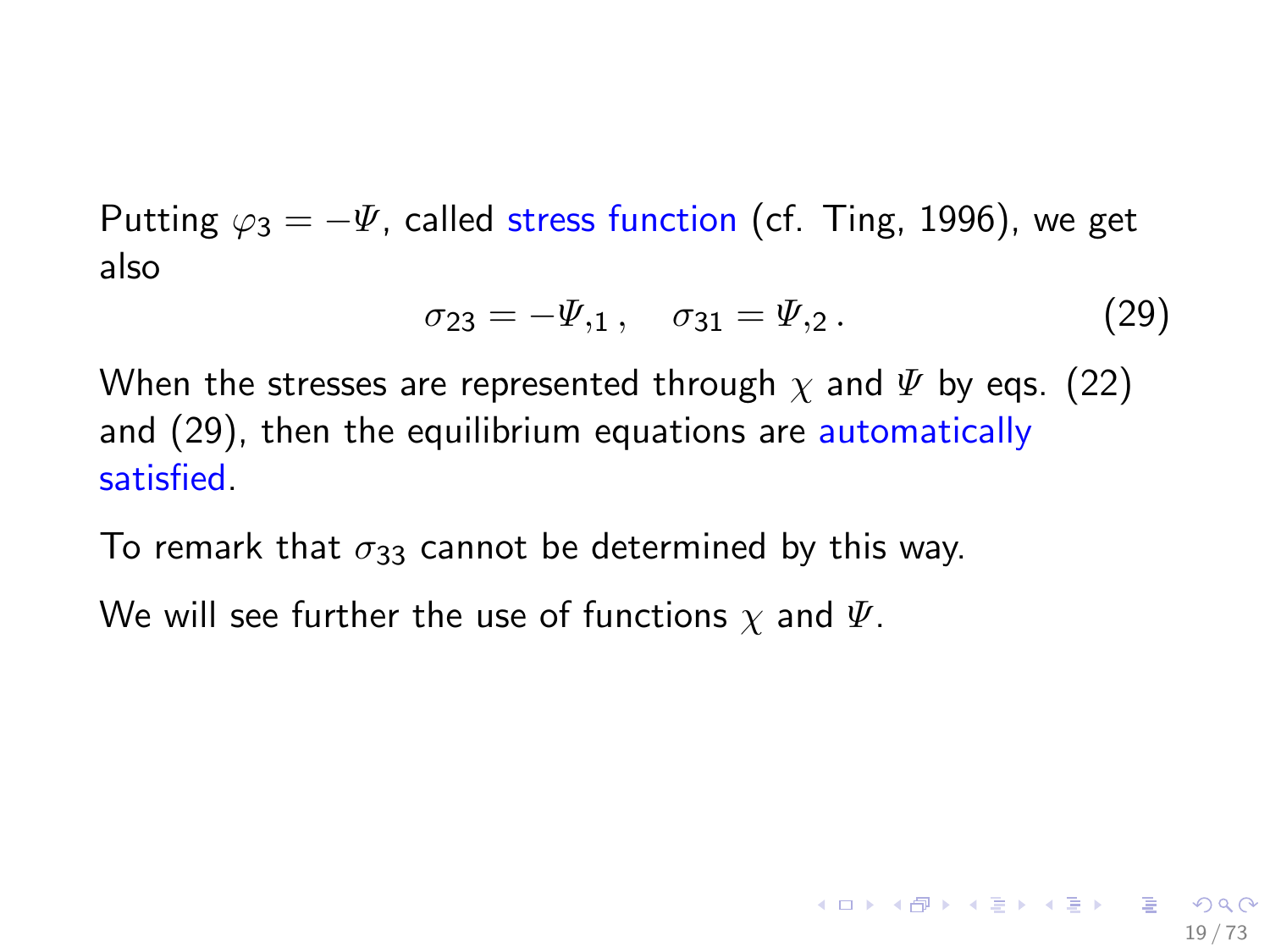Putting $\varphi_3 = -\Psi$, called stress function (cf. Ting, 1996), we get also

$$\sigma_{23} = -\Psi_{,1}\,, \quad \sigma_{31} = \Psi_{,2}\,. \tag{29}$$

When the stresses are represented through $\chi$ and $\Psi$ by eqs. (22) and (29), then the equilibrium equations are automatically satisfied.

To remark that $\sigma_{33}$ cannot be determined by this way.

We will see further the use of functions $\chi$ and $\Psi$.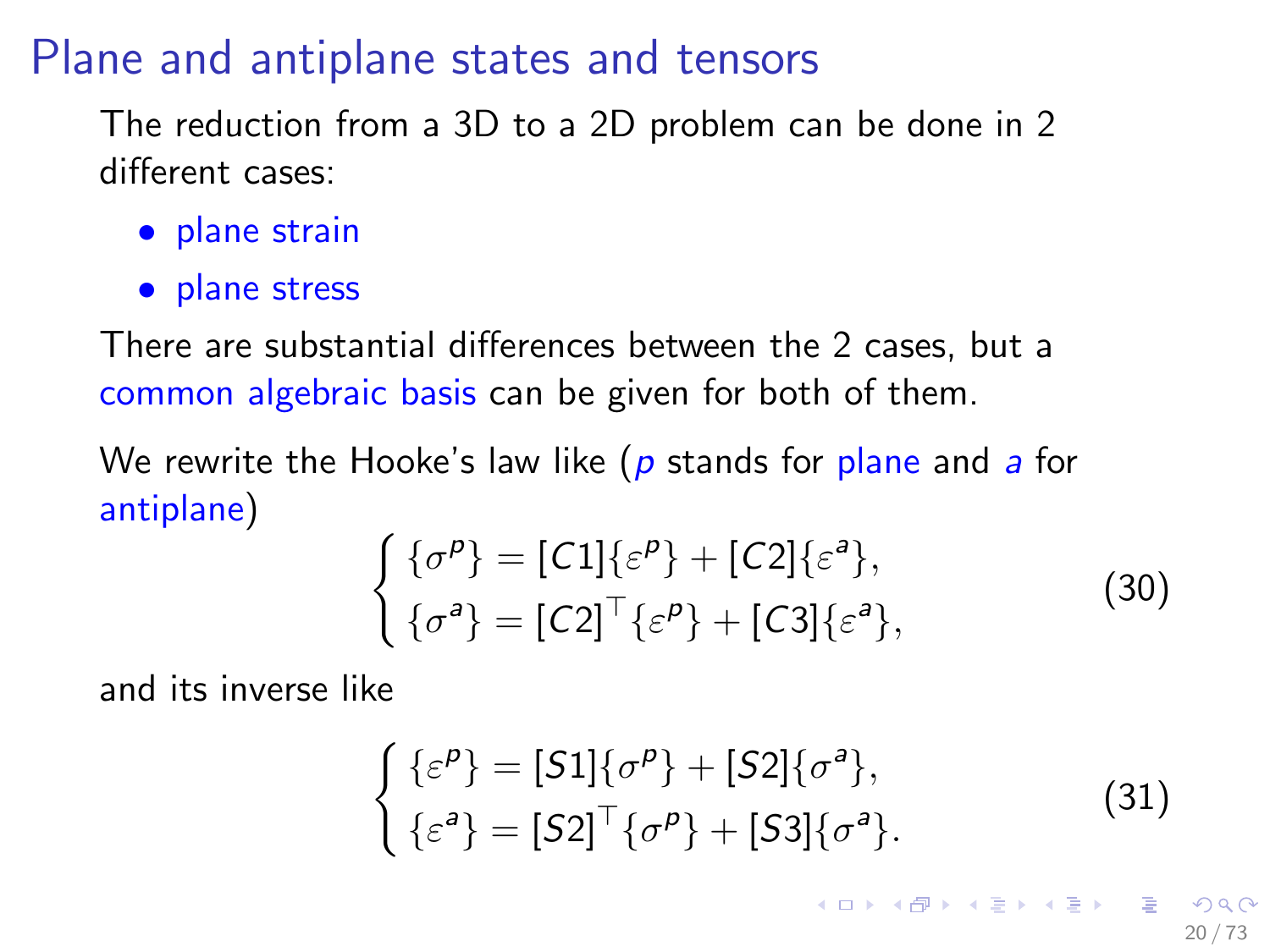# Plane and antiplane states and tensors

The reduction from a 3D to a 2D problem can be done in 2 different cases:

- plane strain
- plane stress

There are substantial differences between the 2 cases, but a common algebraic basis can be given for both of them.

We rewrite the Hooke's law like ($p$ stands for plane and $a$ for antiplane)

$$\begin{cases} \{\sigma^p\} = [C1]\{\varepsilon^p\} + [C2]\{\varepsilon^a\}, \\ \{\sigma^a\} = [C2]^\top\{\varepsilon^p\} + [C3]\{\varepsilon^a\}, \end{cases} \tag{30}$$

and its inverse like

$$\begin{cases} \{\varepsilon^p\} = [S1]\{\sigma^p\} + [S2]\{\sigma^a\}, \\ \{\varepsilon^a\} = [S2]^\top\{\sigma^p\} + [S3]\{\sigma^a\}. \end{cases} \tag{31}$$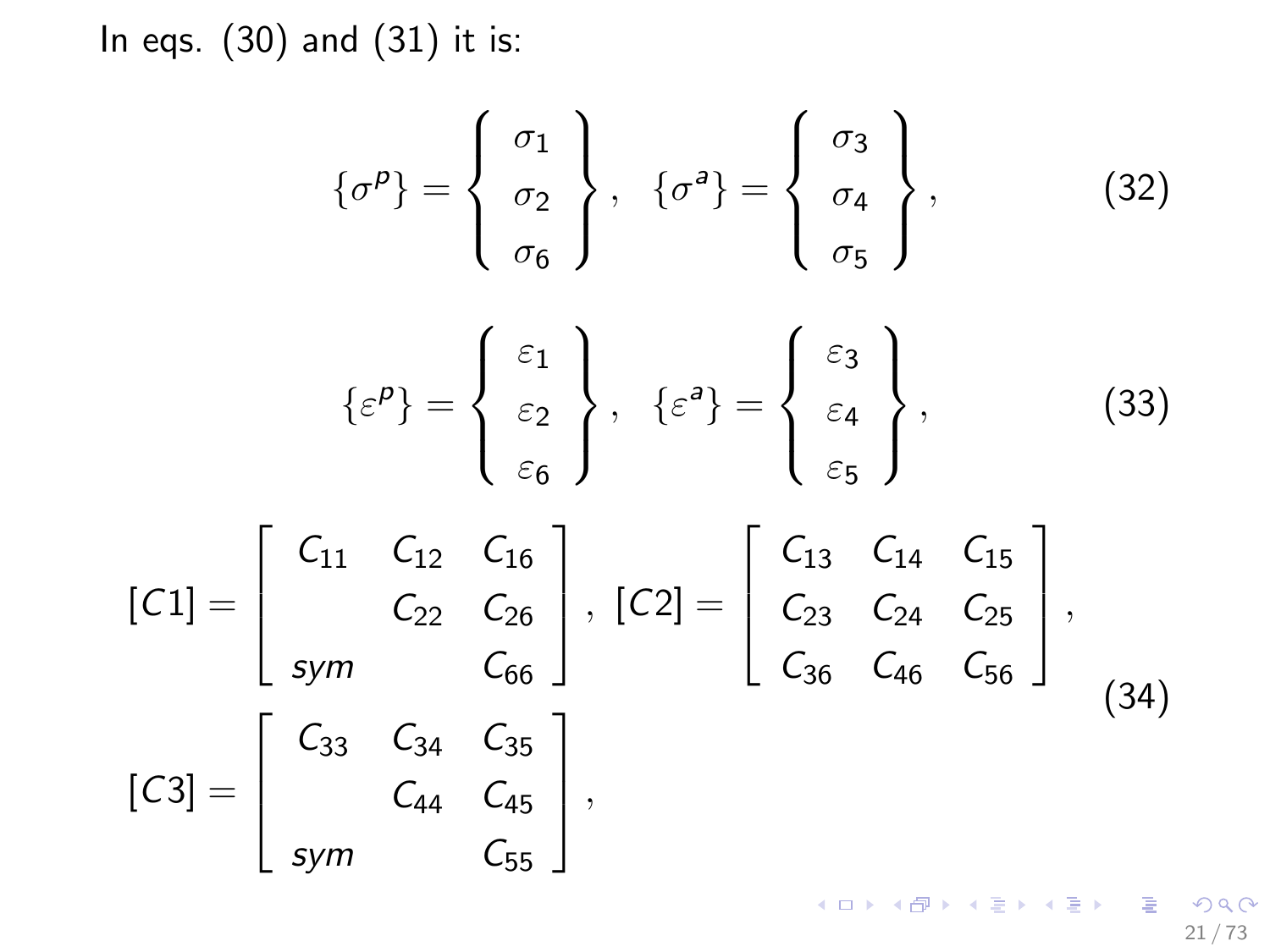In eqs. (30) and (31) it is:

$$\{\sigma^p\} = \left\{ \begin{array}{c} \sigma_1 \\ \sigma_2 \\ \sigma_6 \end{array} \right\}, \quad \{\sigma^a\} = \left\{ \begin{array}{c} \sigma_3 \\ \sigma_4 \\ \sigma_5 \end{array} \right\}, \tag{32}$$

$$\{\varepsilon^p\} = \left\{ \begin{array}{c} \varepsilon_1 \\ \varepsilon_2 \\ \varepsilon_6 \end{array} \right\}, \quad \{\varepsilon^a\} = \left\{ \begin{array}{c} \varepsilon_3 \\ \varepsilon_4 \\ \varepsilon_5 \end{array} \right\}, \tag{33}$$

$$\begin{array}{l} [C1] = \left[ \begin{array}{ccc} C_{11} & C_{12} & C_{16} \\ & C_{22} & C_{26} \\ sym & & C_{66} \end{array} \right], \; [C2] = \left[ \begin{array}{ccc} C_{13} & C_{14} & C_{15} \\ C_{23} & C_{24} & C_{25} \\ C_{36} & C_{46} & C_{56} \end{array} \right], \\ [C3] = \left[ \begin{array}{ccc} C_{33} & C_{34} & C_{35} \\ & C_{44} & C_{45} \\ sym & & C_{55} \end{array} \right], \end{array} \tag{34}$$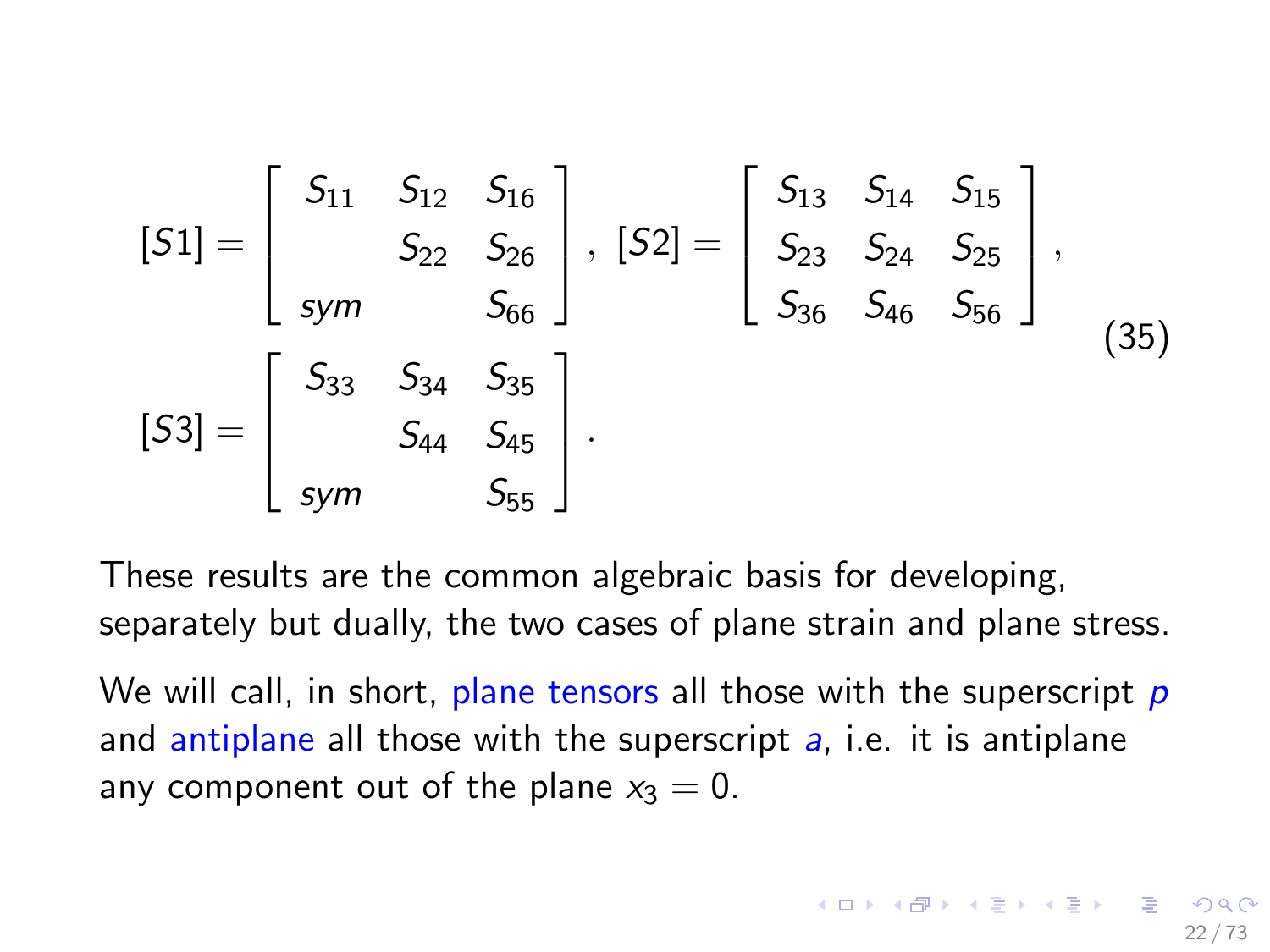$$
[S1] = \begin{bmatrix} S_{11} & S_{12} & S_{16} \\ & S_{22} & S_{26} \\ sym & & S_{66} \end{bmatrix}, \ [S2] = \begin{bmatrix} S_{13} & S_{14} & S_{15} \\ S_{23} & S_{24} & S_{25} \\ S_{36} & S_{46} & S_{56} \end{bmatrix},
$$

$$
[S3] = \begin{bmatrix} S_{33} & S_{34} & S_{35} \\ & S_{44} & S_{45} \\ sym & & S_{55} \end{bmatrix}. \tag{35}
$$

These results are the common algebraic basis for developing, separately but dually, the two cases of plane strain and plane stress.

We will call, in short, plane tensors all those with the superscript $p$ and antiplane all those with the superscript $a$, i.e. it is antiplane any component out of the plane $x_3 = 0$.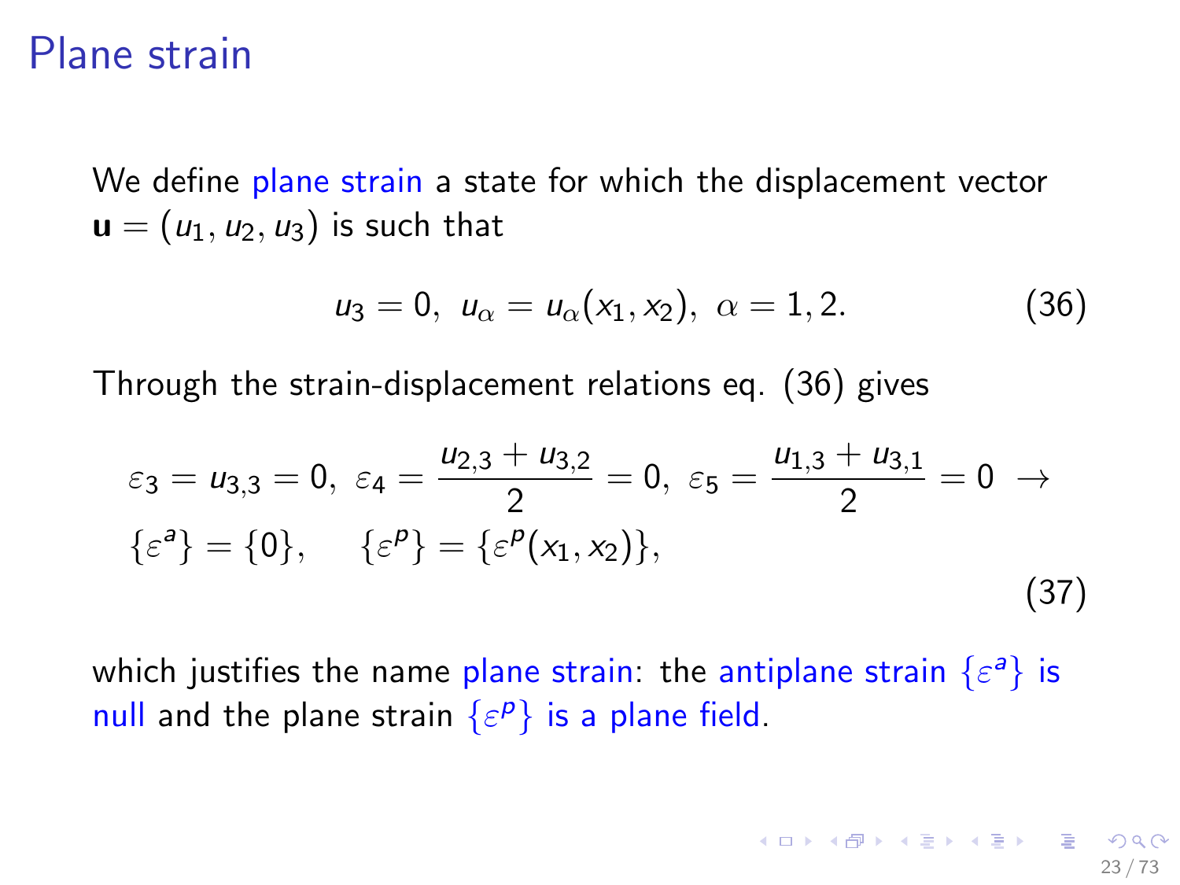# Plane strain

We define plane strain a state for which the displacement vector $\mathbf{u} = (u_1, u_2, u_3)$ is such that

$$u_3 = 0,\ u_\alpha = u_\alpha(x_1, x_2),\ \alpha = 1, 2. \tag{36}$$

Through the strain-displacement relations eq. (36) gives

$$\begin{aligned}
&\varepsilon_3 = u_{3,3} = 0,\ \varepsilon_4 = \frac{u_{2,3} + u_{3,2}}{2} = 0,\ \varepsilon_5 = \frac{u_{1,3} + u_{3,1}}{2} = 0\ \rightarrow \\
&\{\varepsilon^a\} = \{0\}, \quad \{\varepsilon^p\} = \{\varepsilon^p(x_1, x_2)\},
\end{aligned} \tag{37}$$

which justifies the name plane strain: the antiplane strain $\{\varepsilon^a\}$ is null and the plane strain $\{\varepsilon^p\}$ is a plane field.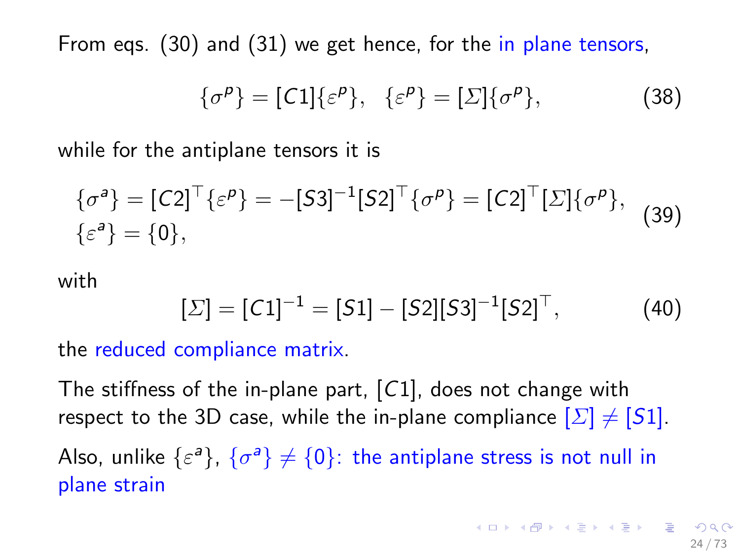From eqs. (30) and (31) we get hence, for the in plane tensors,

$$\{\sigma^p\} = [C1]\{\varepsilon^p\}, \quad \{\varepsilon^p\} = [\Sigma]\{\sigma^p\}, \tag{38}$$

while for the antiplane tensors it is

$$\begin{aligned}
&\{\sigma^a\} = [C2]^\top\{\varepsilon^p\} = -[S3]^{-1}[S2]^\top\{\sigma^p\} = [C2]^\top[\Sigma]\{\sigma^p\},\\
&\{\varepsilon^a\} = \{0\},
\end{aligned} \tag{39}$$

with

$$[\Sigma] = [C1]^{-1} = [S1] - [S2][S3]^{-1}[S2]^\top, \tag{40}$$

the reduced compliance matrix.

The stiffness of the in-plane part, $[C1]$, does not change with respect to the 3D case, while the in-plane compliance $[\Sigma] \neq [S1]$.

Also, unlike $\{\varepsilon^a\}$, $\{\sigma^a\} \neq \{0\}$: the antiplane stress is not null in plane strain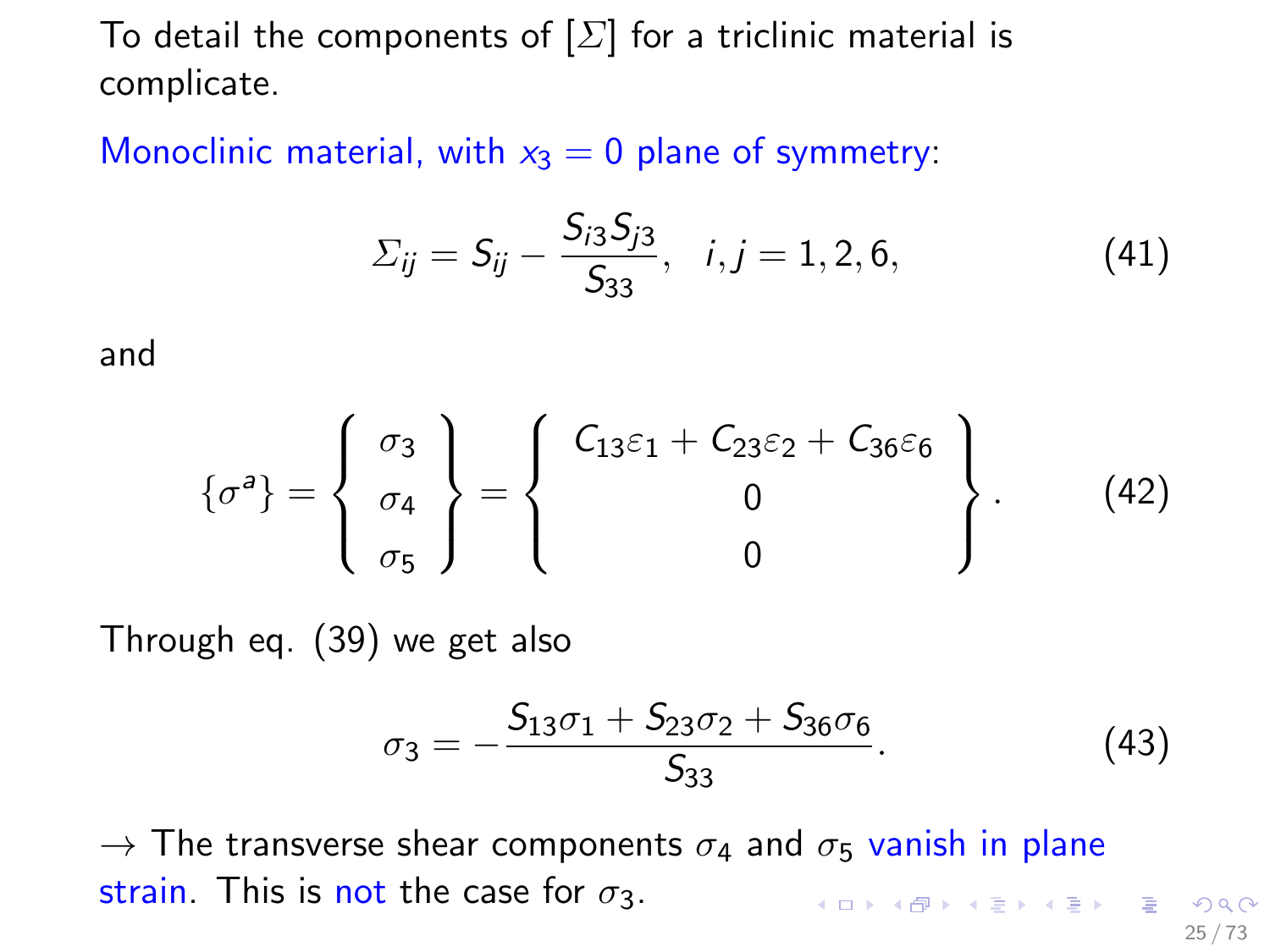To detail the components of $[\Sigma]$ for a triclinic material is complicate.

Monoclinic material, with $x_3 = 0$ plane of symmetry:

$$\Sigma_{ij} = S_{ij} - \frac{S_{i3}S_{j3}}{S_{33}}, \quad i,j = 1,2,6, \tag{41}$$

and

$$\{\sigma^a\} = \left\{ \begin{array}{c} \sigma_3 \\ \sigma_4 \\ \sigma_5 \end{array} \right\} = \left\{ \begin{array}{c} C_{13}\varepsilon_1 + C_{23}\varepsilon_2 + C_{36}\varepsilon_6 \\ 0 \\ 0 \end{array} \right\}. \tag{42}$$

Through eq. (39) we get also

$$\sigma_3 = -\frac{S_{13}\sigma_1 + S_{23}\sigma_2 + S_{36}\sigma_6}{S_{33}}. \tag{43}$$

→ The transverse shear components $\sigma_4$ and $\sigma_5$ vanish in plane strain. This is not the case for $\sigma_3$.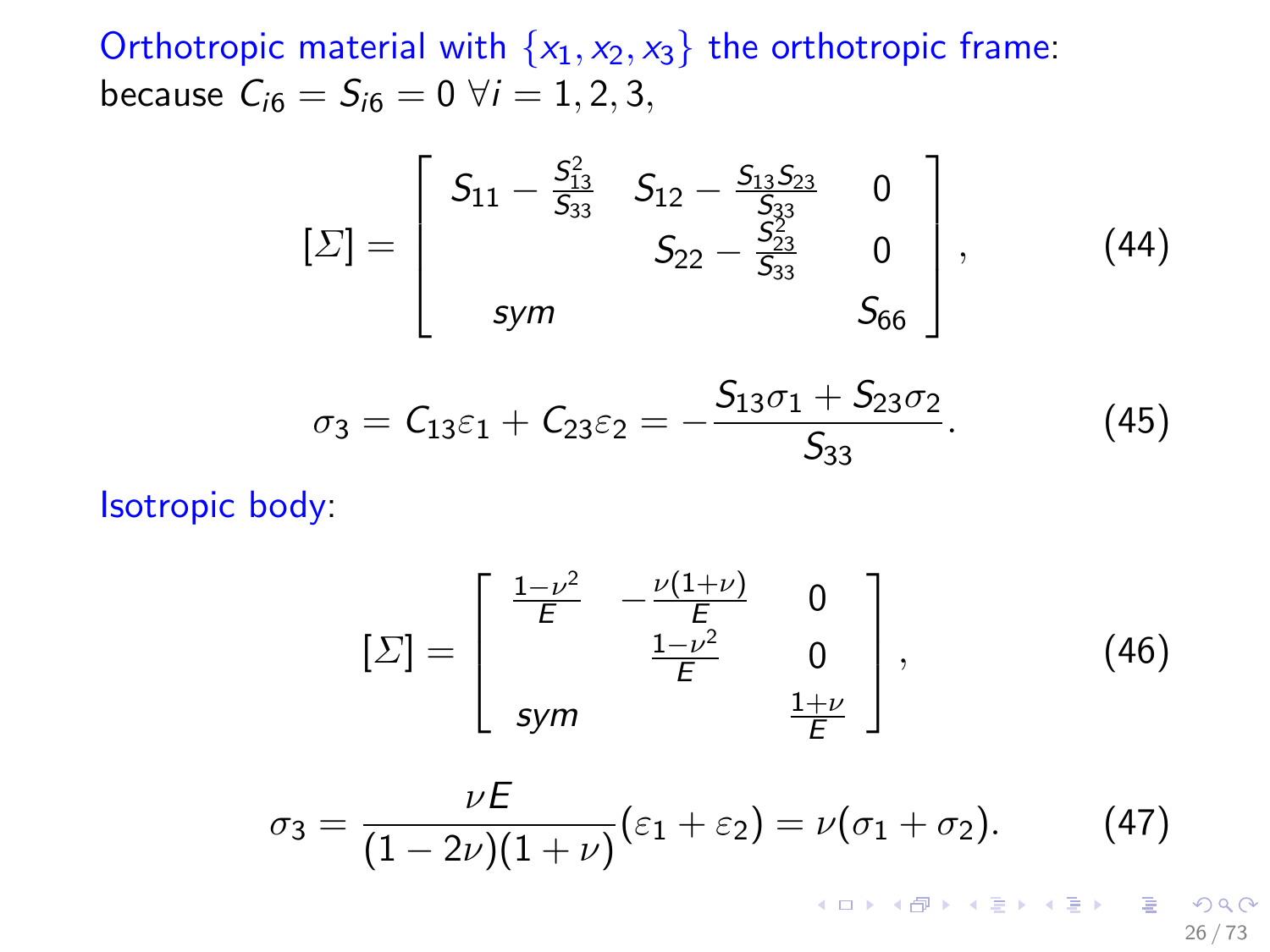Orthotropic material with $\{x_1, x_2, x_3\}$ the orthotropic frame:
because $C_{i6} = S_{i6} = 0 \ \forall i = 1, 2, 3,$

$$[\Sigma] = \begin{bmatrix} S_{11} - \frac{S_{13}^2}{S_{33}} & S_{12} - \frac{S_{13}S_{23}}{S_{33}} & 0 \\ & S_{22} - \frac{S_{23}^2}{S_{33}} & 0 \\ sym & & S_{66} \end{bmatrix}, \tag{44}$$

$$\sigma_3 = C_{13}\varepsilon_1 + C_{23}\varepsilon_2 = -\frac{S_{13}\sigma_1 + S_{23}\sigma_2}{S_{33}}. \tag{45}$$

Isotropic body:

$$[\Sigma] = \begin{bmatrix} \frac{1-\nu^2}{E} & -\frac{\nu(1+\nu)}{E} & 0 \\ & \frac{1-\nu^2}{E} & 0 \\ sym & & \frac{1+\nu}{E} \end{bmatrix}, \tag{46}$$

$$\sigma_3 = \frac{\nu E}{(1-2\nu)(1+\nu)}(\varepsilon_1 + \varepsilon_2) = \nu(\sigma_1 + \sigma_2). \tag{47}$$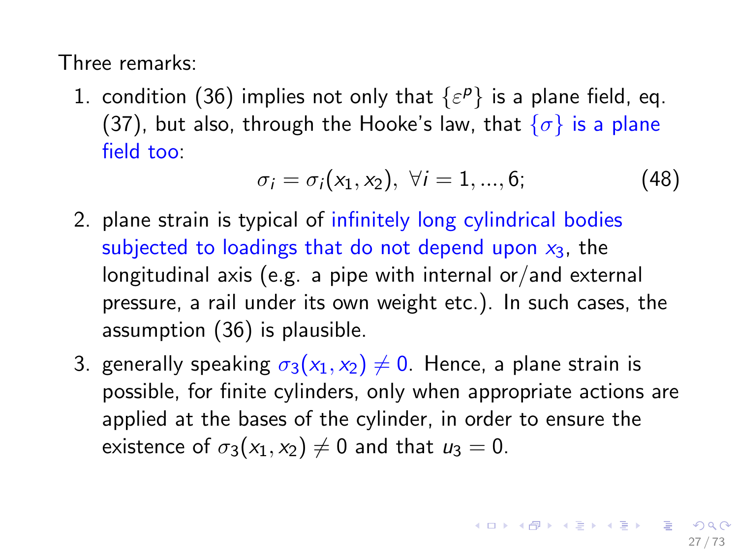Three remarks:

1. condition (36) implies not only that $\{\varepsilon^p\}$ is a plane field, eq. (37), but also, through the Hooke's law, that $\{\sigma\}$ is a plane field too:

$$\sigma_i = \sigma_i(x_1, x_2),\ \forall i = 1, ..., 6; \tag{48}$$

2. plane strain is typical of infinitely long cylindrical bodies subjected to loadings that do not depend upon $x_3$, the longitudinal axis (e.g. a pipe with internal or/and external pressure, a rail under its own weight etc.). In such cases, the assumption (36) is plausible.
3. generally speaking $\sigma_3(x_1, x_2) \neq 0$. Hence, a plane strain is possible, for finite cylinders, only when appropriate actions are applied at the bases of the cylinder, in order to ensure the existence of $\sigma_3(x_1, x_2) \neq 0$ and that $u_3 = 0$.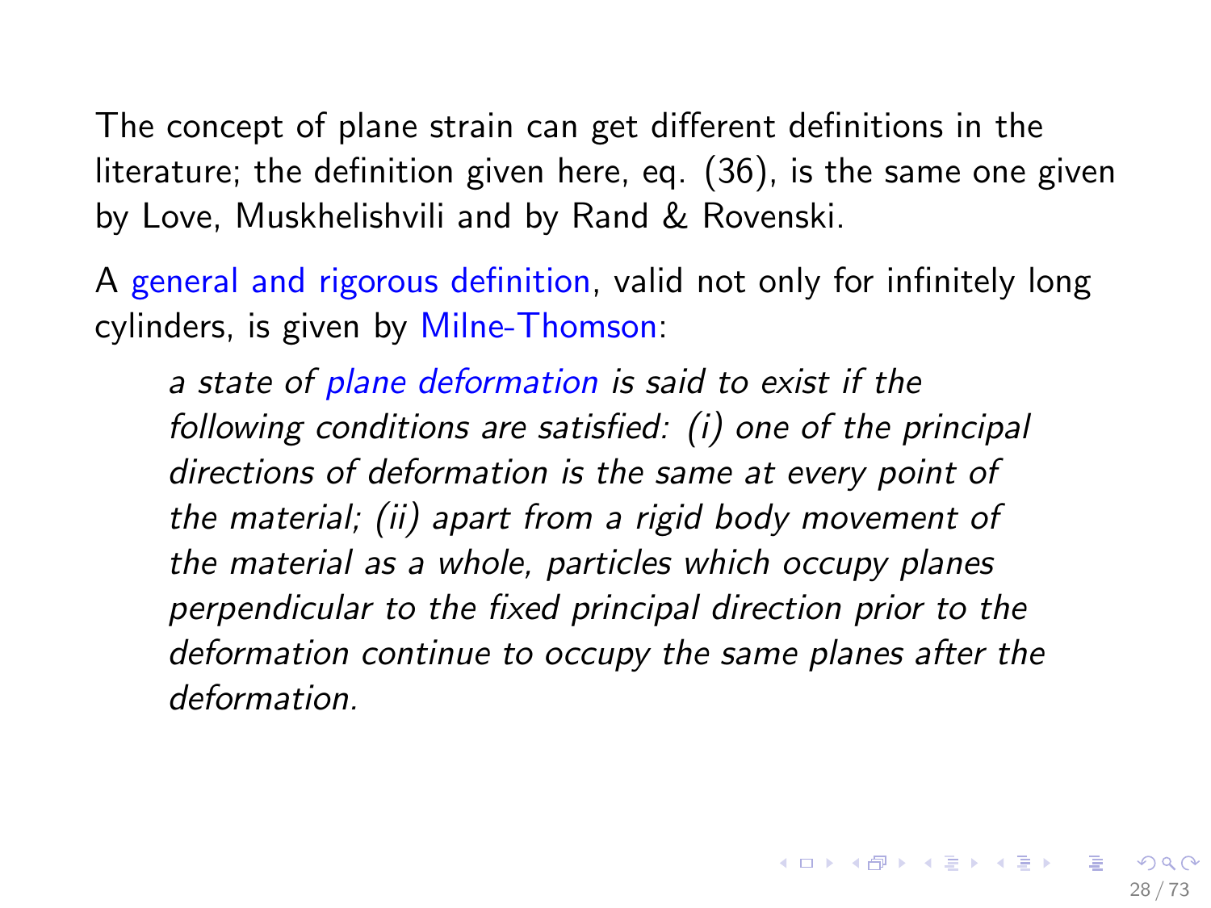The concept of plane strain can get different definitions in the literature; the definition given here, eq. (36), is the same one given by Love, Muskhelishvili and by Rand & Rovenski.

A general and rigorous definition, valid not only for infinitely long cylinders, is given by Milne-Thomson:

> *a state of plane deformation is said to exist if the following conditions are satisfied: (i) one of the principal directions of deformation is the same at every point of the material; (ii) apart from a rigid body movement of the material as a whole, particles which occupy planes perpendicular to the fixed principal direction prior to the deformation continue to occupy the same planes after the deformation.*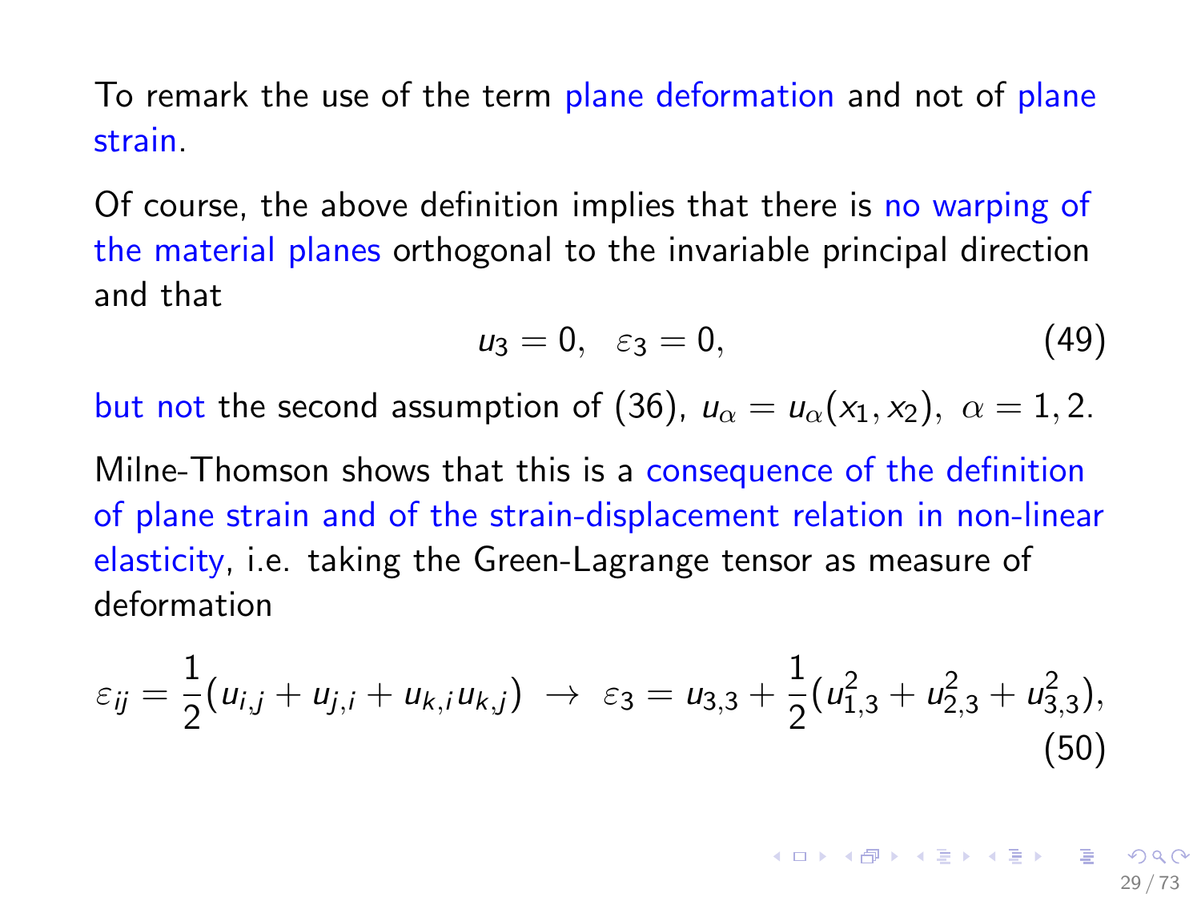To remark the use of the term plane deformation and not of plane strain.

Of course, the above definition implies that there is no warping of the material planes orthogonal to the invariable principal direction and that

$$u_3 = 0, \quad \varepsilon_3 = 0, \tag{49}$$

but not the second assumption of (36), $u_\alpha = u_\alpha(x_1, x_2), \ \alpha = 1, 2.$

Milne-Thomson shows that this is a consequence of the definition of plane strain and of the strain-displacement relation in non-linear elasticity, i.e. taking the Green-Lagrange tensor as measure of deformation

$$\varepsilon_{ij} = \frac{1}{2}(u_{i,j} + u_{j,i} + u_{k,i}u_{k,j}) \ \rightarrow \ \varepsilon_3 = u_{3,3} + \frac{1}{2}(u_{1,3}^2 + u_{2,3}^2 + u_{3,3}^2), \tag{50}$$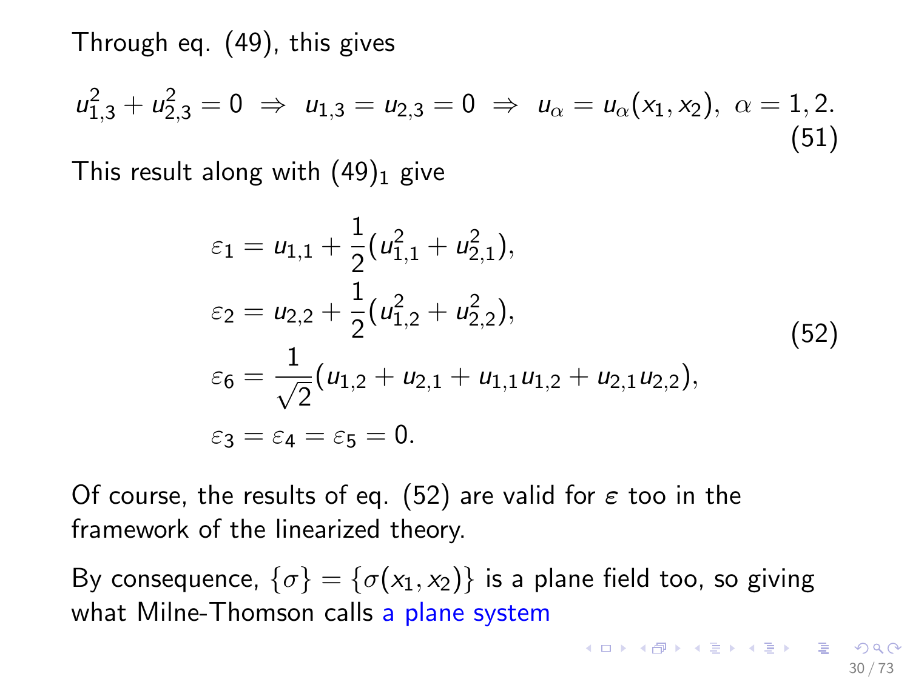Through eq. (49), this gives

$$u_{1,3}^2 + u_{2,3}^2 = 0 \;\Rightarrow\; u_{1,3} = u_{2,3} = 0 \;\Rightarrow\; u_\alpha = u_\alpha(x_1, x_2),\; \alpha = 1, 2. \tag{51}$$

This result along with $(49)_1$ give

$$\begin{aligned}
\varepsilon_1 &= u_{1,1} + \frac{1}{2}(u_{1,1}^2 + u_{2,1}^2),\\
\varepsilon_2 &= u_{2,2} + \frac{1}{2}(u_{1,2}^2 + u_{2,2}^2),\\
\varepsilon_6 &= \frac{1}{\sqrt{2}}(u_{1,2} + u_{2,1} + u_{1,1}u_{1,2} + u_{2,1}u_{2,2}),\\
\varepsilon_3 &= \varepsilon_4 = \varepsilon_5 = 0.
\end{aligned} \tag{52}$$

Of course, the results of eq. (52) are valid for $\boldsymbol{\varepsilon}$ too in the framework of the linearized theory.

By consequence, $\{\sigma\} = \{\sigma(x_1, x_2)\}$ is a plane field too, so giving what Milne-Thomson calls a plane system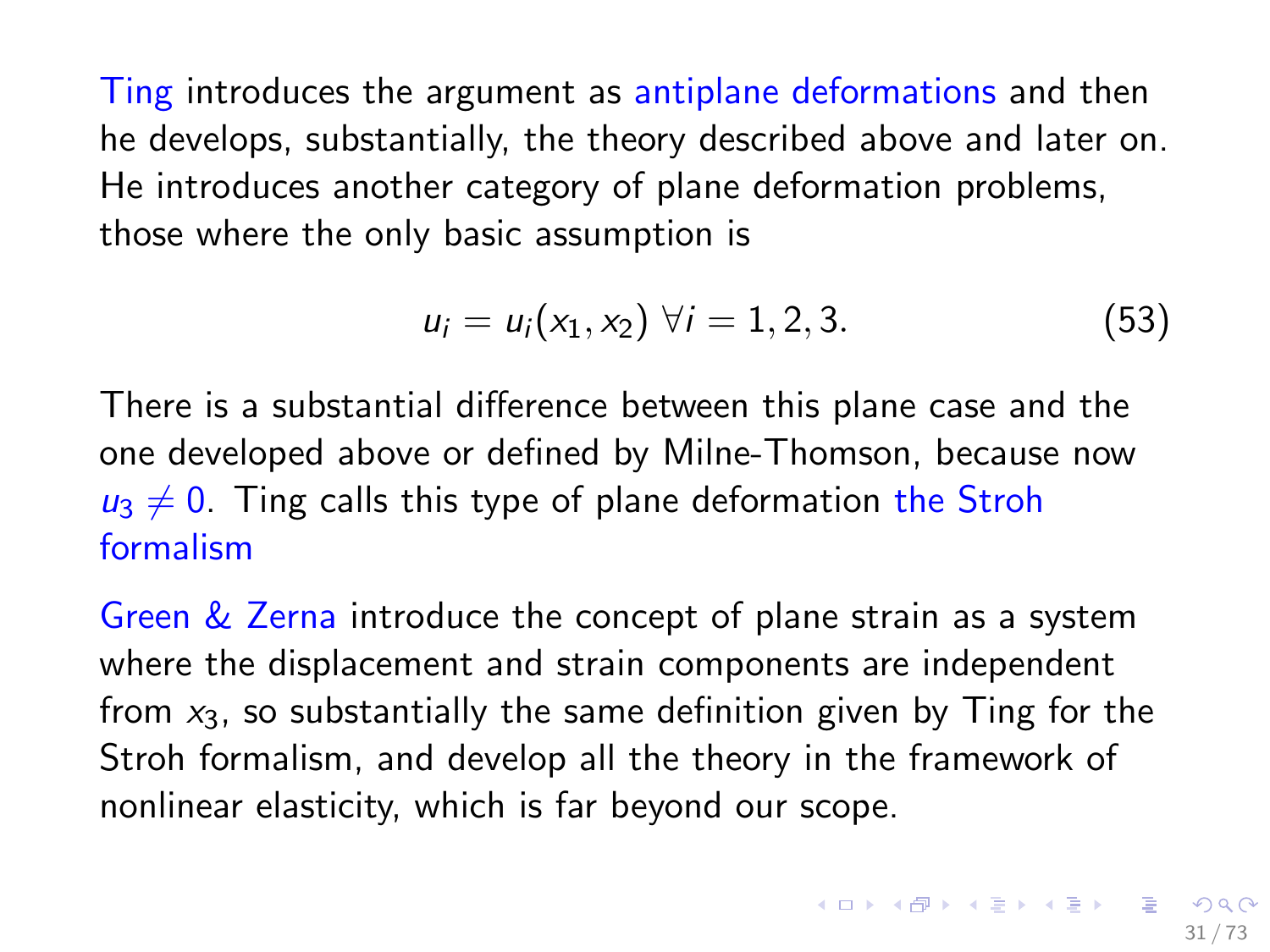Ting introduces the argument as antiplane deformations and then he develops, substantially, the theory described above and later on. He introduces another category of plane deformation problems, those where the only basic assumption is

$$u_i = u_i(x_1, x_2) \ \forall i = 1, 2, 3. \tag{53}$$

There is a substantial difference between this plane case and the one developed above or defined by Milne-Thomson, because now $u_3 \neq 0$. Ting calls this type of plane deformation the Stroh formalism

Green & Zerna introduce the concept of plane strain as a system where the displacement and strain components are independent from $x_3$, so substantially the same definition given by Ting for the Stroh formalism, and develop all the theory in the framework of nonlinear elasticity, which is far beyond our scope.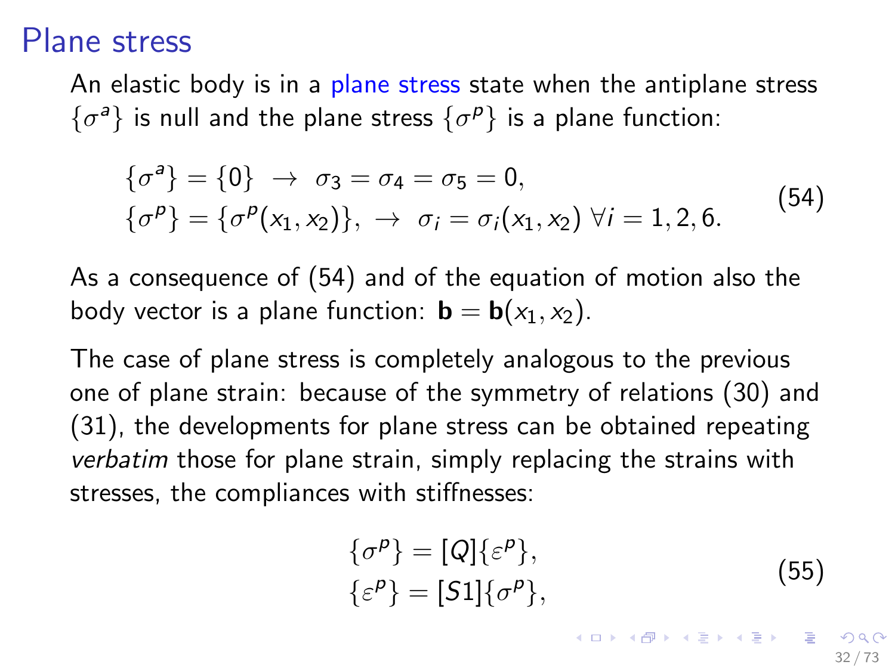# Plane stress

An elastic body is in a plane stress state when the antiplane stress $\{\sigma^a\}$ is null and the plane stress $\{\sigma^p\}$ is a plane function:

$$
\begin{aligned}
&\{\sigma^a\} = \{0\} \ \rightarrow \ \sigma_3 = \sigma_4 = \sigma_5 = 0, \\
&\{\sigma^p\} = \{\sigma^p(x_1, x_2)\}, \ \rightarrow \ \sigma_i = \sigma_i(x_1, x_2) \ \forall i = 1, 2, 6.
\end{aligned}
\tag{54}
$$

As a consequence of (54) and of the equation of motion also the body vector is a plane function: $\mathbf{b} = \mathbf{b}(x_1, x_2)$.

The case of plane stress is completely analogous to the previous one of plane strain: because of the symmetry of relations (30) and (31), the developments for plane stress can be obtained repeating *verbatim* those for plane strain, simply replacing the strains with stresses, the compliances with stiffnesses:

$$
\begin{aligned}
&\{\sigma^p\} = [Q]\{\varepsilon^p\}, \\
&\{\varepsilon^p\} = [S1]\{\sigma^p\},
\end{aligned}
\tag{55}
$$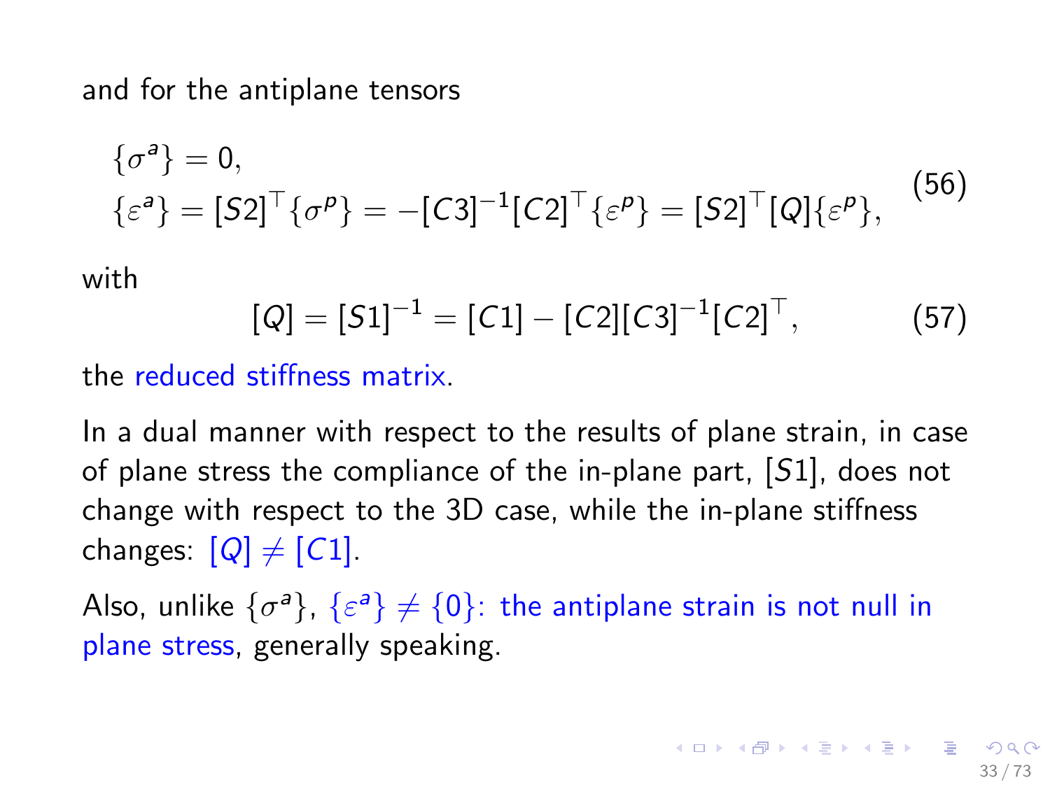and for the antiplane tensors

$$
\begin{aligned}
&\{\sigma^a\} = 0, \\
&\{\varepsilon^a\} = [S2]^\top \{\sigma^p\} = -[C3]^{-1}[C2]^\top \{\varepsilon^p\} = [S2]^\top [Q]\{\varepsilon^p\},
\end{aligned}
\tag{56}
$$

with

$$
[Q] = [S1]^{-1} = [C1] - [C2][C3]^{-1}[C2]^\top, \tag{57}
$$

the reduced stiffness matrix.

In a dual manner with respect to the results of plane strain, in case of plane stress the compliance of the in-plane part, $[S1]$, does not change with respect to the 3D case, while the in-plane stiffness changes: $[Q] \neq [C1]$.

Also, unlike $\{\sigma^a\}$, $\{\varepsilon^a\} \neq \{0\}$: the antiplane strain is not null in plane stress, generally speaking.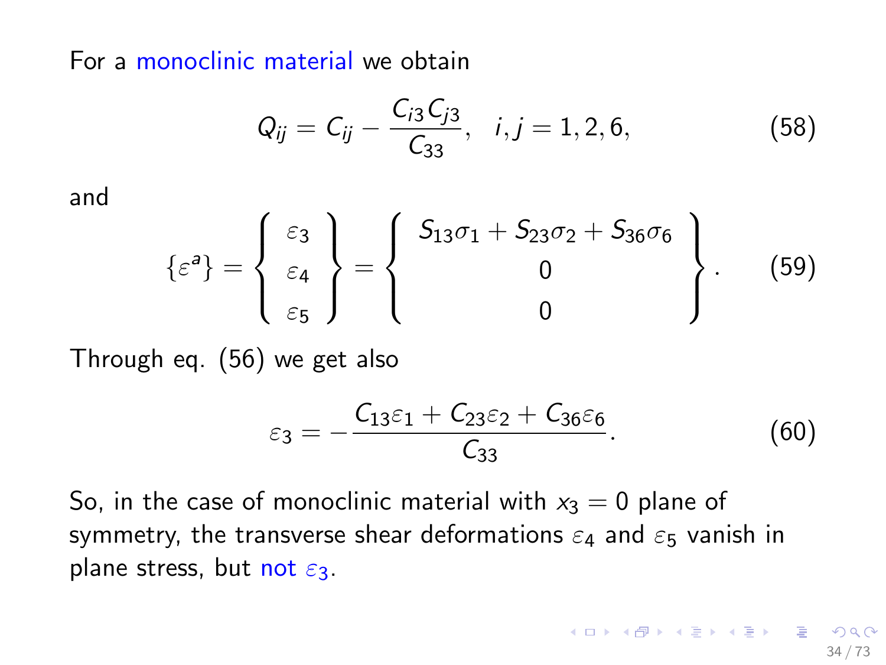For a monoclinic material we obtain

$$Q_{ij} = C_{ij} - \frac{C_{i3}C_{j3}}{C_{33}}, \quad i,j = 1,2,6, \tag{58}$$

and

$$\{\varepsilon^a\} = \left\{ \begin{array}{c} \varepsilon_3 \\ \varepsilon_4 \\ \varepsilon_5 \end{array} \right\} = \left\{ \begin{array}{c} S_{13}\sigma_1 + S_{23}\sigma_2 + S_{36}\sigma_6 \\ 0 \\ 0 \end{array} \right\}. \tag{59}$$

Through eq. (56) we get also

$$\varepsilon_3 = -\frac{C_{13}\varepsilon_1 + C_{23}\varepsilon_2 + C_{36}\varepsilon_6}{C_{33}}. \tag{60}$$

So, in the case of monoclinic material with $x_3 = 0$ plane of symmetry, the transverse shear deformations $\varepsilon_4$ and $\varepsilon_5$ vanish in plane stress, but not $\varepsilon_3$.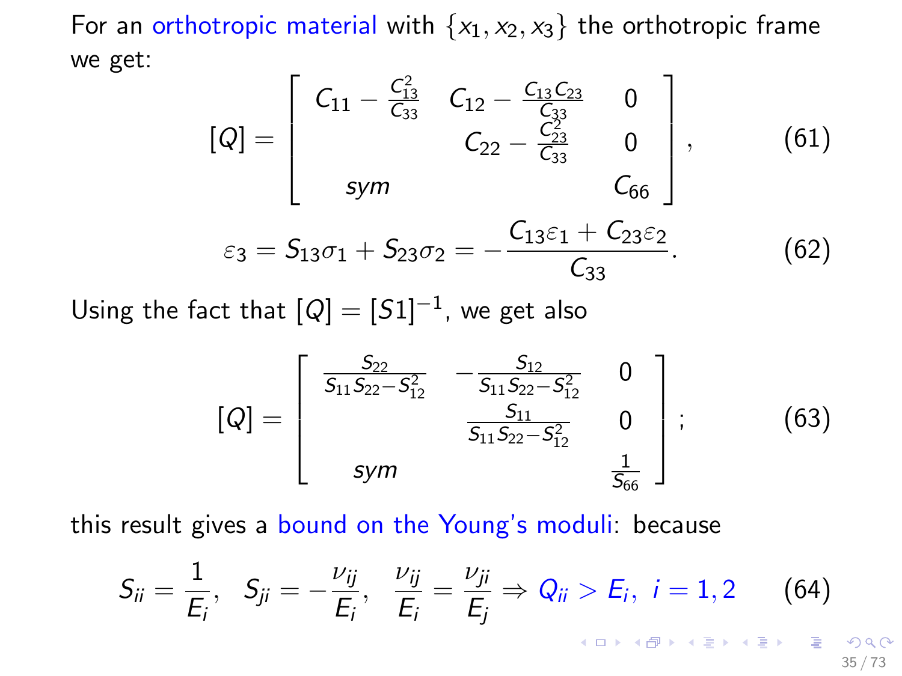For an orthotropic material with $\{x_1, x_2, x_3\}$ the orthotropic frame we get:

$$[Q] = \begin{bmatrix} C_{11} - \frac{C_{13}^2}{C_{33}} & C_{12} - \frac{C_{13}C_{23}}{C_{33}} & 0 \\ & C_{22} - \frac{C_{23}^2}{C_{33}} & 0 \\ sym & & C_{66} \end{bmatrix}, \tag{61}$$

$$\varepsilon_3 = S_{13}\sigma_1 + S_{23}\sigma_2 = -\frac{C_{13}\varepsilon_1 + C_{23}\varepsilon_2}{C_{33}}. \tag{62}$$

Using the fact that $[Q] = [S1]^{-1}$, we get also

$$[Q] = \begin{bmatrix} \frac{S_{22}}{S_{11}S_{22} - S_{12}^2} & -\frac{S_{12}}{S_{11}S_{22} - S_{12}^2} & 0 \\ & \frac{S_{11}}{S_{11}S_{22} - S_{12}^2} & 0 \\ sym & & \frac{1}{S_{66}} \end{bmatrix}; \tag{63}$$

this result gives a bound on the Young's moduli: because

$$S_{ii} = \frac{1}{E_i}, \quad S_{ji} = -\frac{\nu_{ij}}{E_i}, \quad \frac{\nu_{ij}}{E_i} = \frac{\nu_{ji}}{E_j} \Rightarrow Q_{ii} > E_i, \ i = 1, 2 \tag{64}$$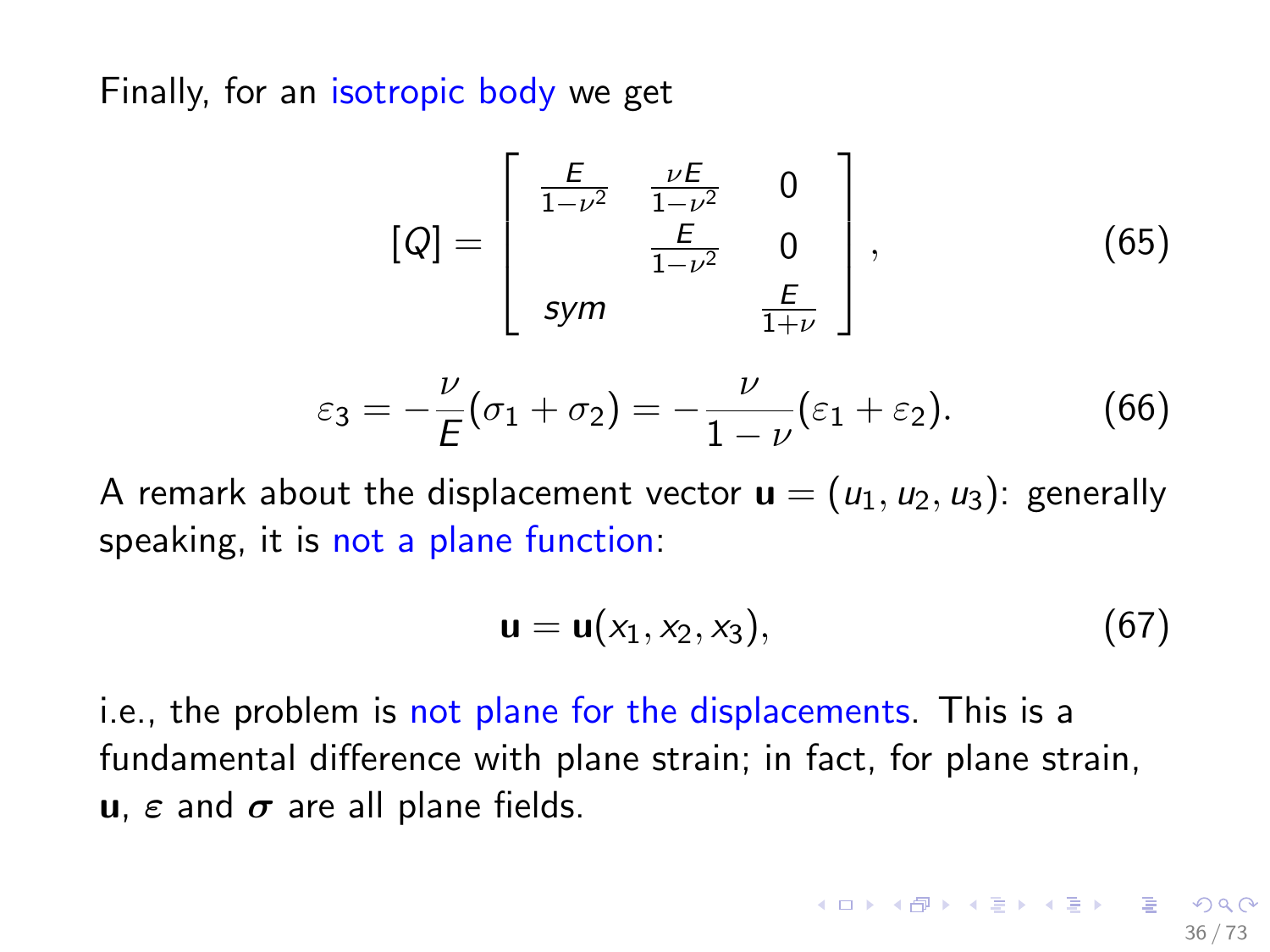Finally, for an isotropic body we get

$$[Q] = \begin{bmatrix} \frac{E}{1-\nu^2} & \frac{\nu E}{1-\nu^2} & 0 \\ & \frac{E}{1-\nu^2} & 0 \\ sym & & \frac{E}{1+\nu} \end{bmatrix}, \tag{65}$$

$$\varepsilon_3 = -\frac{\nu}{E}(\sigma_1 + \sigma_2) = -\frac{\nu}{1-\nu}(\varepsilon_1 + \varepsilon_2). \tag{66}$$

A remark about the displacement vector $\mathbf{u} = (u_1, u_2, u_3)$: generally speaking, it is not a plane function:

$$\mathbf{u} = \mathbf{u}(x_1, x_2, x_3), \tag{67}$$

i.e., the problem is not plane for the displacements. This is a fundamental difference with plane strain; in fact, for plane strain, $\mathbf{u}$, $\varepsilon$ and $\boldsymbol{\sigma}$ are all plane fields.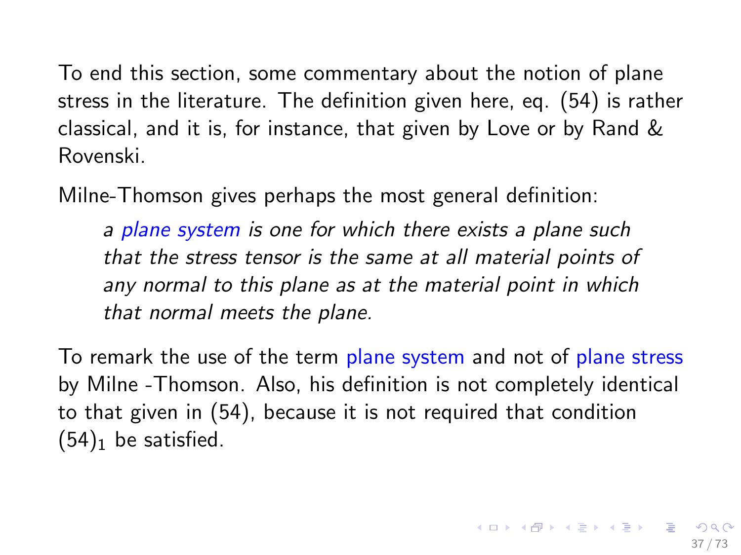To end this section, some commentary about the notion of plane stress in the literature. The definition given here, eq. (54) is rather classical, and it is, for instance, that given by Love or by Rand & Rovenski.

Milne-Thomson gives perhaps the most general definition:

> *a plane system is one for which there exists a plane such that the stress tensor is the same at all material points of any normal to this plane as at the material point in which that normal meets the plane.*

To remark the use of the term plane system and not of plane stress by Milne -Thomson. Also, his definition is not completely identical to that given in (54), because it is not required that condition $(54)_1$ be satisfied.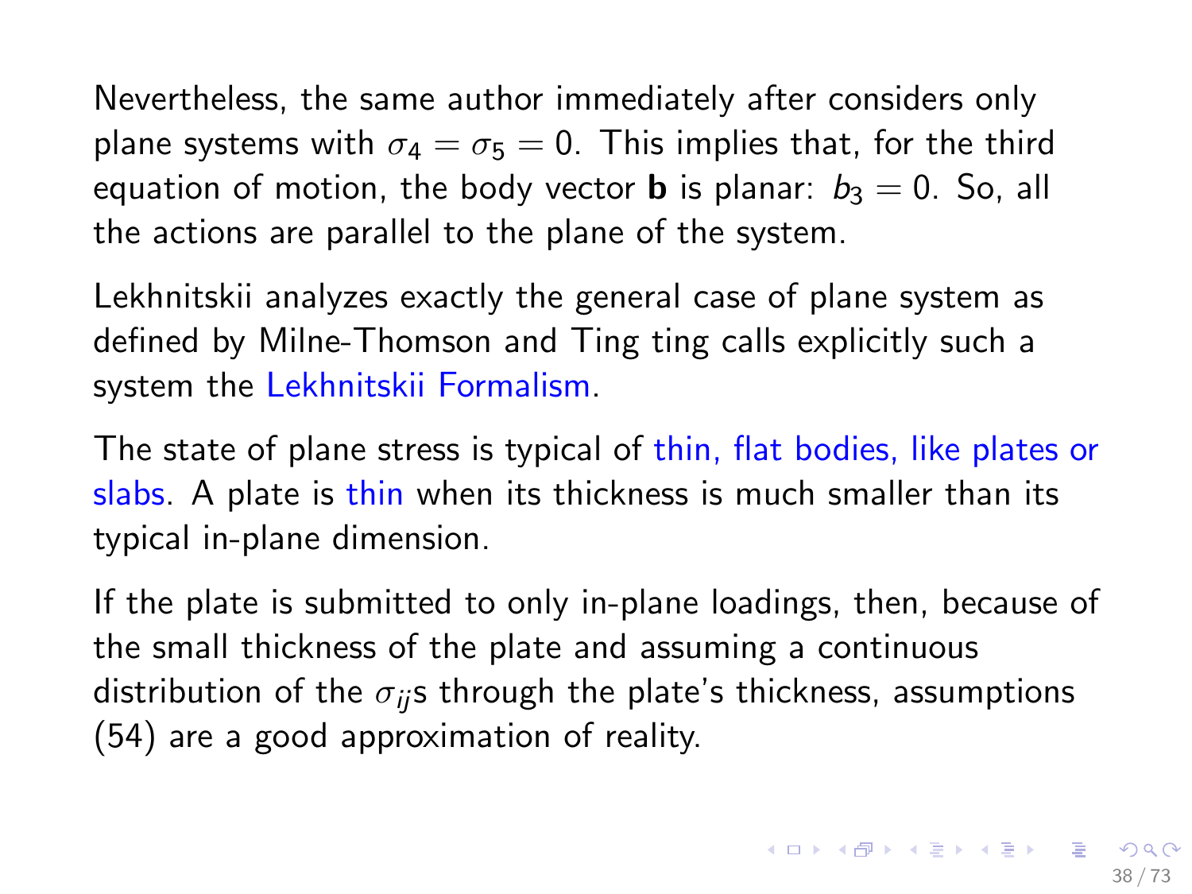Nevertheless, the same author immediately after considers only plane systems with $\sigma_4 = \sigma_5 = 0$. This implies that, for the third equation of motion, the body vector $\mathbf{b}$ is planar: $b_3 = 0$. So, all the actions are parallel to the plane of the system.

Lekhnitskii analyzes exactly the general case of plane system as defined by Milne-Thomson and Ting ting calls explicitly such a system the Lekhnitskii Formalism.

The state of plane stress is typical of thin, flat bodies, like plates or slabs. A plate is thin when its thickness is much smaller than its typical in-plane dimension.

If the plate is submitted to only in-plane loadings, then, because of the small thickness of the plate and assuming a continuous distribution of the $\sigma_{ij}$s through the plate's thickness, assumptions (54) are a good approximation of reality.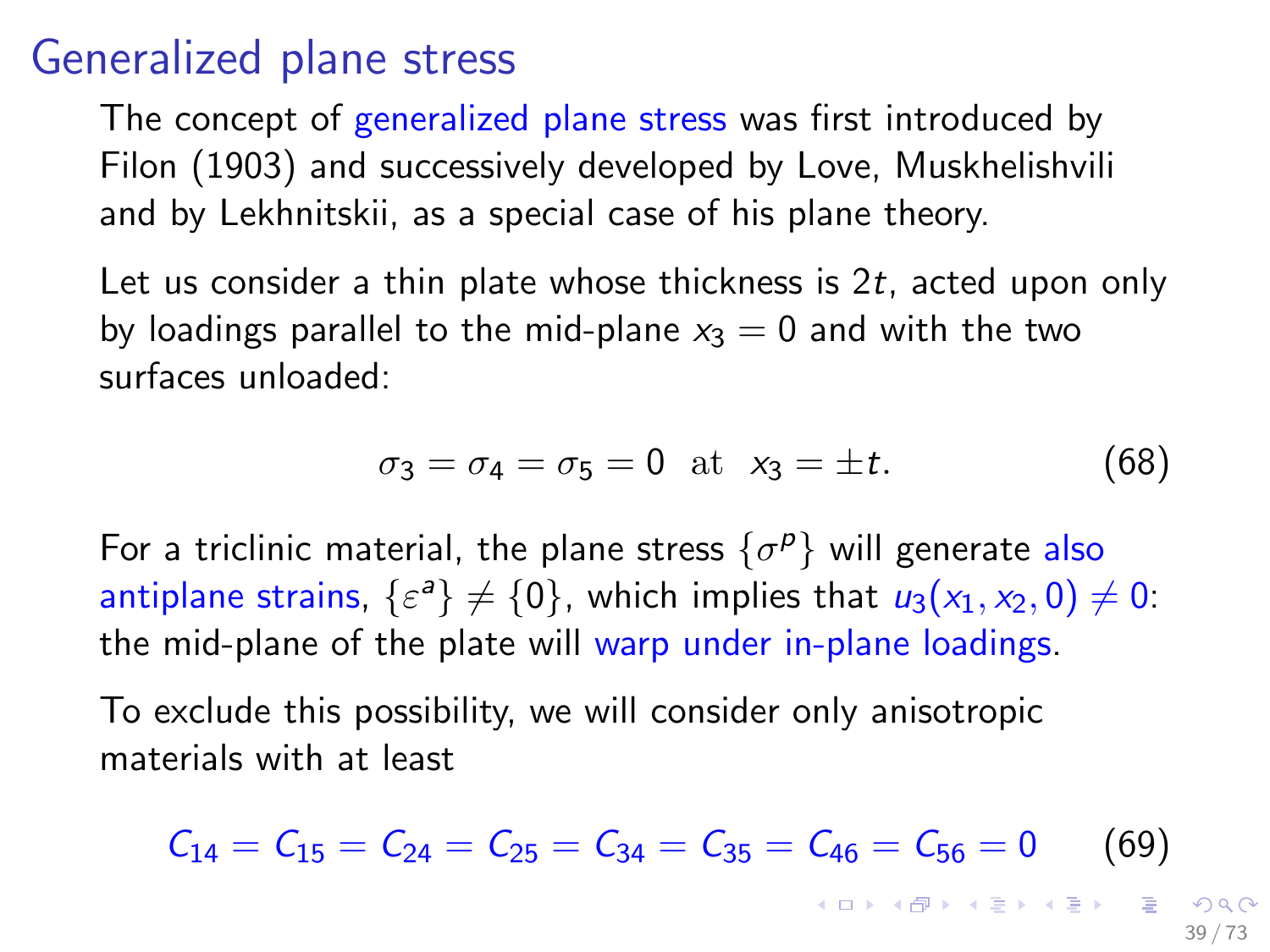# Generalized plane stress

The concept of generalized plane stress was first introduced by Filon (1903) and successively developed by Love, Muskhelishvili and by Lekhnitskii, as a special case of his plane theory.

Let us consider a thin plate whose thickness is $2t$, acted upon only by loadings parallel to the mid-plane $x_3 = 0$ and with the two surfaces unloaded:

$$\sigma_3 = \sigma_4 = \sigma_5 = 0 \ \text{ at } \ x_3 = \pm t. \tag{68}$$

For a triclinic material, the plane stress $\{\sigma^p\}$ will generate also antiplane strains, $\{\varepsilon^a\} \neq \{0\}$, which implies that $u_3(x_1, x_2, 0) \neq 0$: the mid-plane of the plate will warp under in-plane loadings.

To exclude this possibility, we will consider only anisotropic materials with at least

$$C_{14} = C_{15} = C_{24} = C_{25} = C_{34} = C_{35} = C_{46} = C_{56} = 0 \tag{69}$$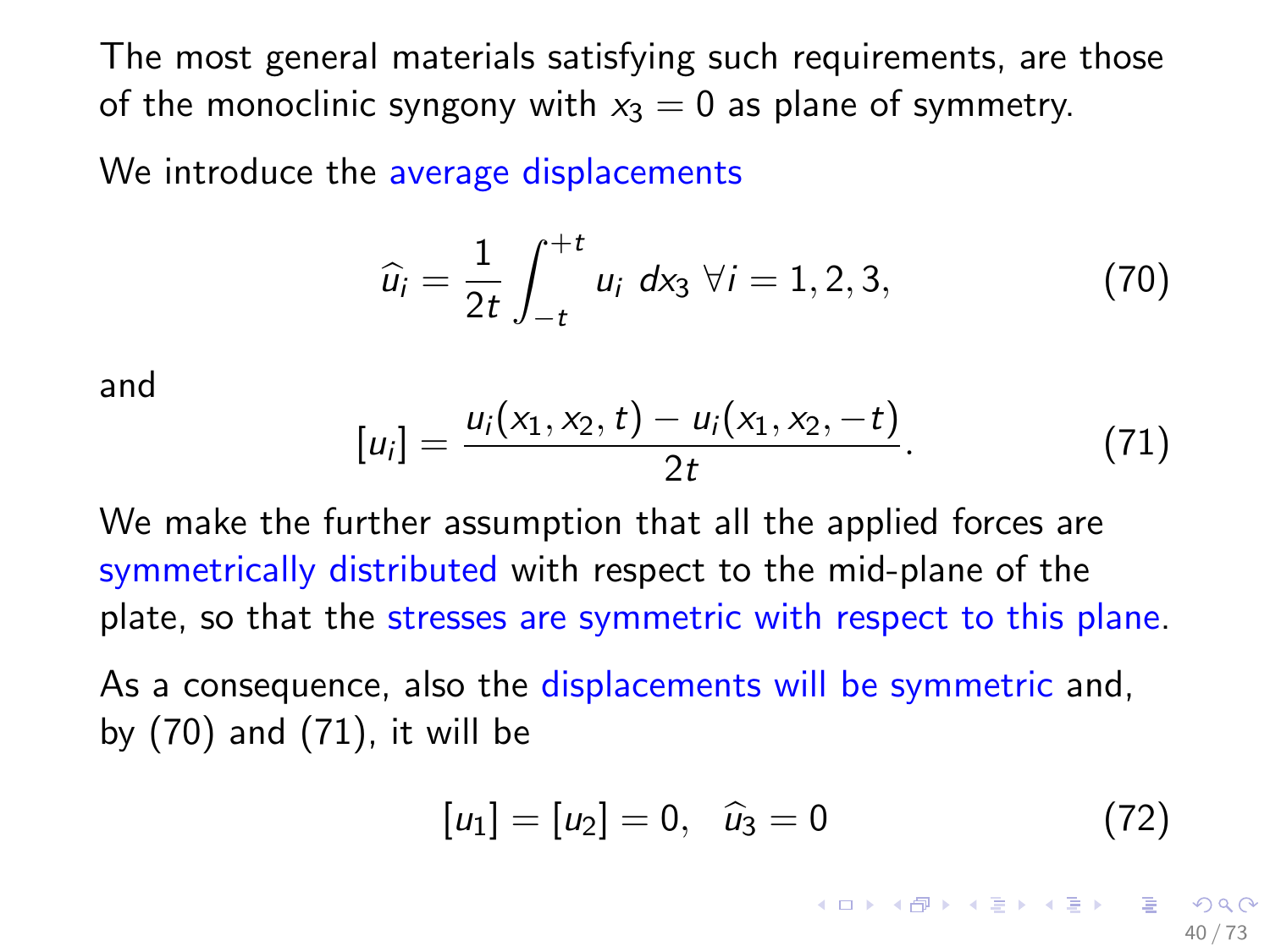The most general materials satisfying such requirements, are those of the monoclinic syngony with $x_3 = 0$ as plane of symmetry.

We introduce the average displacements

$$\widehat{u_i} = \frac{1}{2t} \int_{-t}^{+t} u_i \; dx_3 \; \forall i = 1, 2, 3, \tag{70}$$

and

$$[u_i] = \frac{u_i(x_1, x_2, t) - u_i(x_1, x_2, -t)}{2t}. \tag{71}$$

We make the further assumption that all the applied forces are symmetrically distributed with respect to the mid-plane of the plate, so that the stresses are symmetric with respect to this plane.

As a consequence, also the displacements will be symmetric and, by (70) and (71), it will be

$$[u_1] = [u_2] = 0, \quad \widehat{u_3} = 0 \tag{72}$$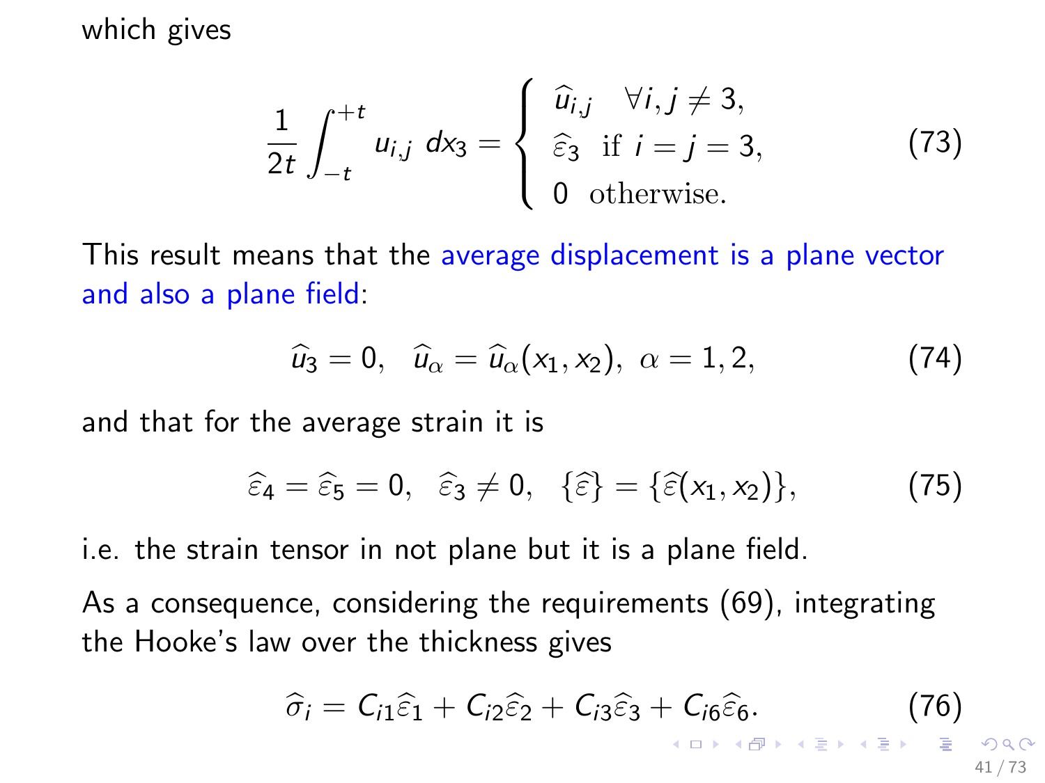which gives

$$\frac{1}{2t}\int_{-t}^{+t} u_{i,j}\ dx_3 = \begin{cases} \widehat{u}_{i,j} & \forall i,j \neq 3, \\ \widehat{\varepsilon}_3 & \text{if } i=j=3, \\ 0 & \text{otherwise.} \end{cases} \tag{73}$$

This result means that the average displacement is a plane vector and also a plane field:

$$\widehat{u}_3 = 0, \quad \widehat{u}_\alpha = \widehat{u}_\alpha(x_1, x_2),\ \alpha = 1, 2, \tag{74}$$

and that for the average strain it is

$$\widehat{\varepsilon}_4 = \widehat{\varepsilon}_5 = 0, \quad \widehat{\varepsilon}_3 \neq 0, \quad \{\widehat{\varepsilon}\} = \{\widehat{\varepsilon}(x_1, x_2)\}, \tag{75}$$

i.e. the strain tensor in not plane but it is a plane field.

As a consequence, considering the requirements (69), integrating the Hooke's law over the thickness gives

$$\widehat{\sigma}_i = C_{i1}\widehat{\varepsilon}_1 + C_{i2}\widehat{\varepsilon}_2 + C_{i3}\widehat{\varepsilon}_3 + C_{i6}\widehat{\varepsilon}_6. \tag{76}$$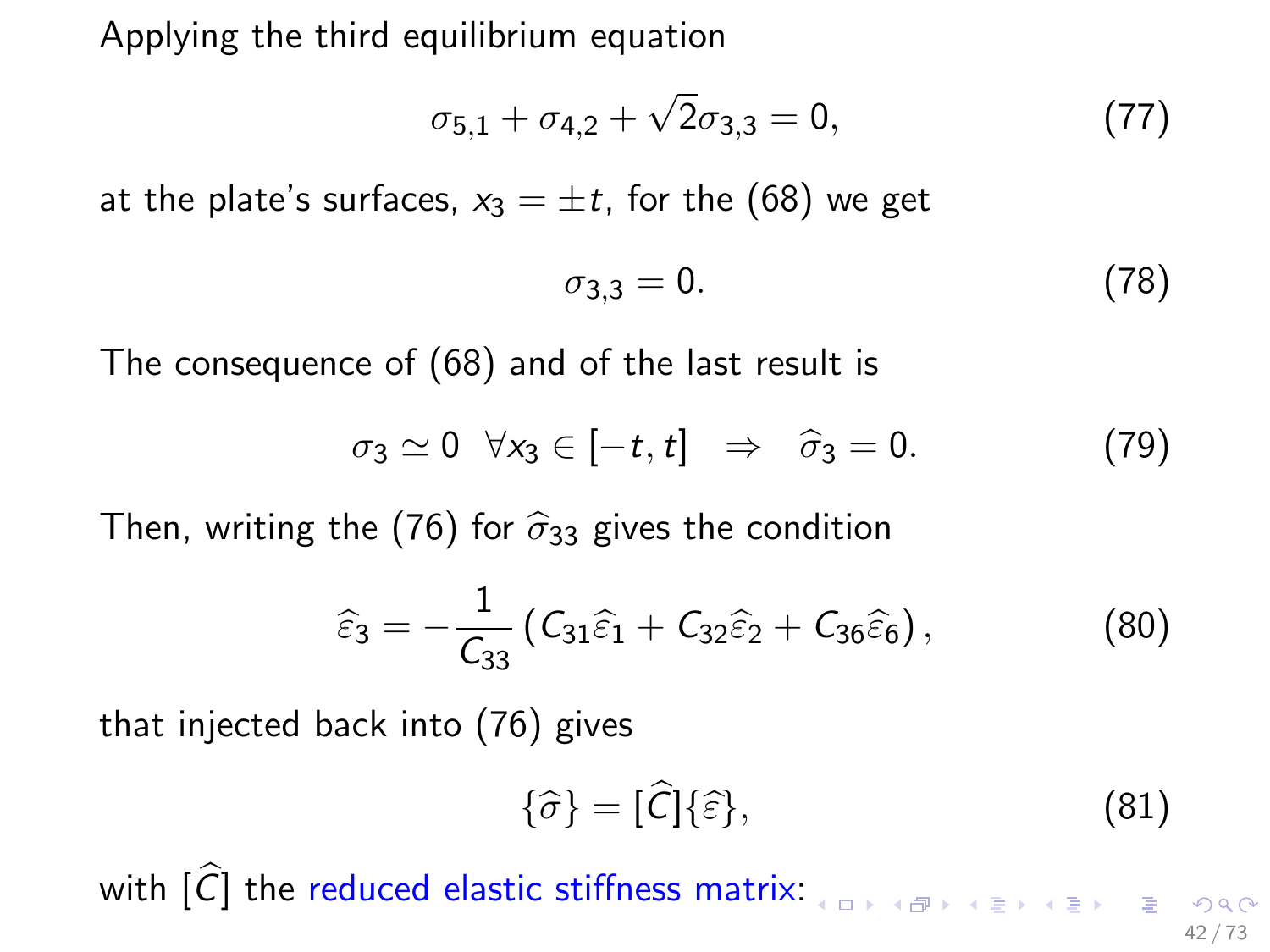Applying the third equilibrium equation

$$\sigma_{5,1} + \sigma_{4,2} + \sqrt{2}\sigma_{3,3} = 0, \tag{77}$$

at the plate's surfaces, $x_3 = \pm t$, for the (68) we get

$$\sigma_{3,3} = 0. \tag{78}$$

The consequence of (68) and of the last result is

$$\sigma_3 \simeq 0 \ \ \forall x_3 \in [-t, t] \ \ \Rightarrow \ \ \widehat{\sigma}_3 = 0. \tag{79}$$

Then, writing the (76) for $\widehat{\sigma}_{33}$ gives the condition

$$\widehat{\varepsilon}_3 = -\frac{1}{C_{33}}\left(C_{31}\widehat{\varepsilon}_1 + C_{32}\widehat{\varepsilon}_2 + C_{36}\widehat{\varepsilon}_6\right), \tag{80}$$

that injected back into (76) gives

$$\{\widehat{\sigma}\} = [\widehat{C}]\{\widehat{\varepsilon}\}, \tag{81}$$

with $[\widehat{C}]$ the reduced elastic stiffness matrix: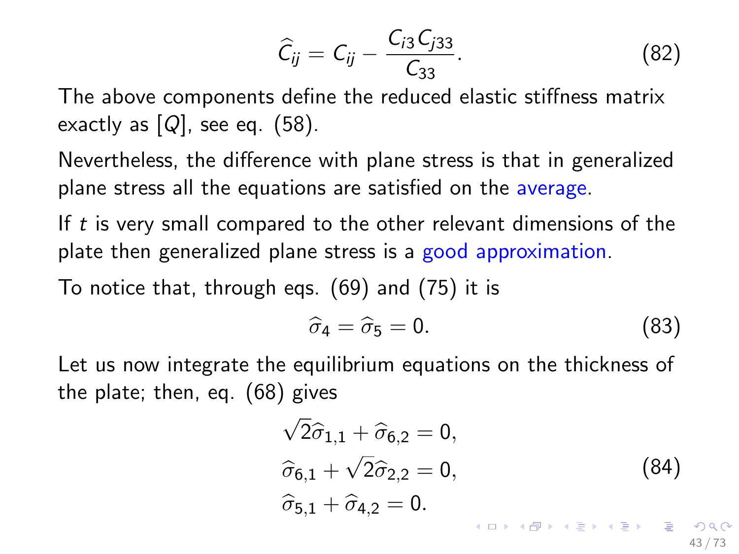$$\widehat{C}_{ij} = C_{ij} - \frac{C_{i3} C_{j33}}{C_{33}}. \tag{82}$$

The above components define the reduced elastic stiffness matrix exactly as $[Q]$, see eq. (58).

Nevertheless, the difference with plane stress is that in generalized plane stress all the equations are satisfied on the average.

If $t$ is very small compared to the other relevant dimensions of the plate then generalized plane stress is a good approximation.

To notice that, through eqs. (69) and (75) it is

$$\widehat{\sigma}_4 = \widehat{\sigma}_5 = 0. \tag{83}$$

Let us now integrate the equilibrium equations on the thickness of the plate; then, eq. (68) gives

$$\begin{aligned}
&\sqrt{2}\widehat{\sigma}_{1,1} + \widehat{\sigma}_{6,2} = 0, \\
&\widehat{\sigma}_{6,1} + \sqrt{2}\widehat{\sigma}_{2,2} = 0, \\
&\widehat{\sigma}_{5,1} + \widehat{\sigma}_{4,2} = 0.
\end{aligned} \tag{84}$$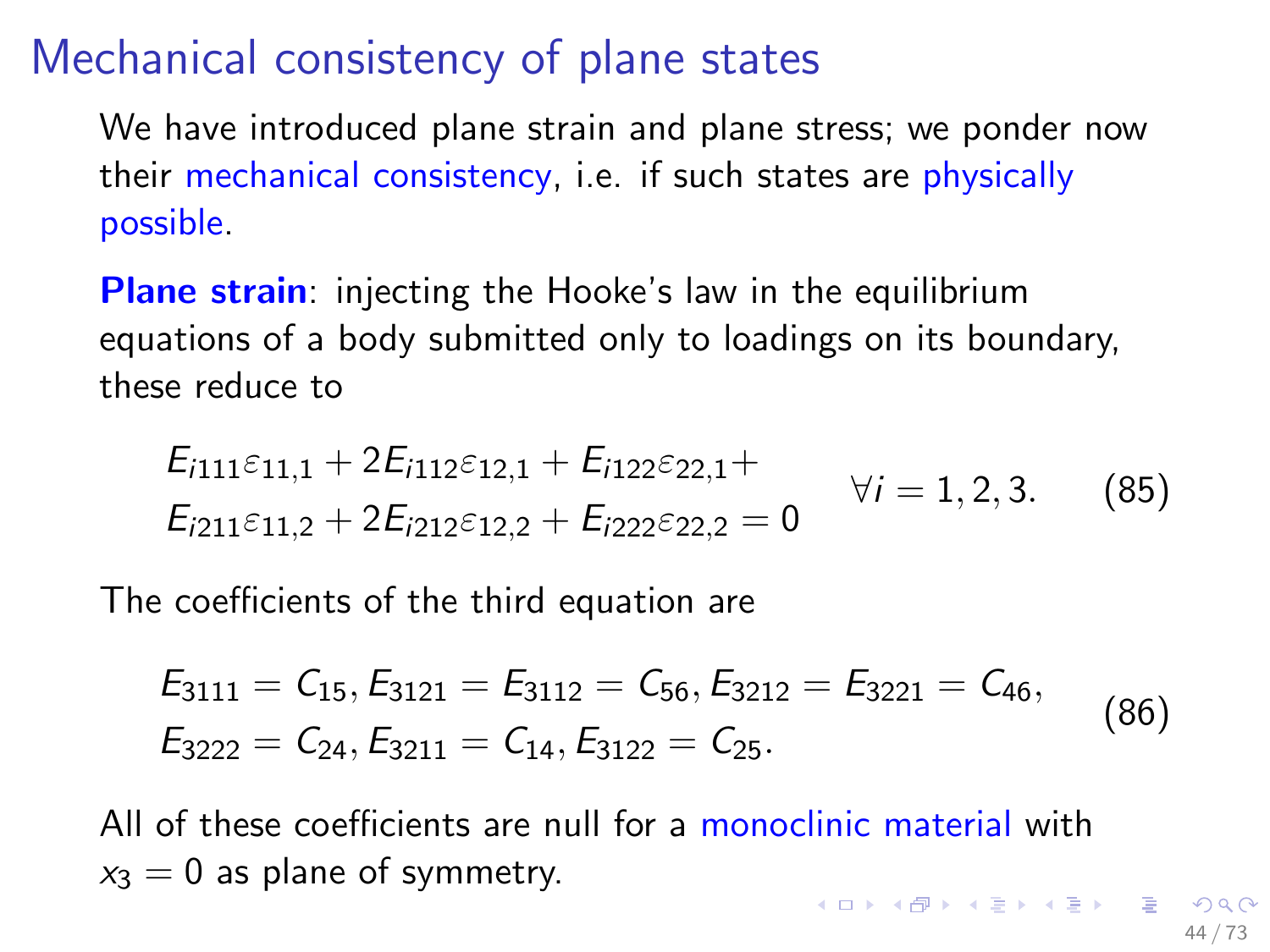# Mechanical consistency of plane states

We have introduced plane strain and plane stress; we ponder now their mechanical consistency, i.e. if such states are physically possible.

**Plane strain**: injecting the Hooke's law in the equilibrium equations of a body submitted only to loadings on its boundary, these reduce to

$$
\begin{aligned}
& E_{i111}\varepsilon_{11,1} + 2E_{i112}\varepsilon_{12,1} + E_{i122}\varepsilon_{22,1} + \\
& E_{i211}\varepsilon_{11,2} + 2E_{i212}\varepsilon_{12,2} + E_{i222}\varepsilon_{22,2} = 0
\end{aligned}
\qquad \forall i = 1, 2, 3. \tag{85}
$$

The coefficients of the third equation are

$$
\begin{aligned}
& E_{3111} = C_{15}, E_{3121} = E_{3112} = C_{56}, E_{3212} = E_{3221} = C_{46}, \\
& E_{3222} = C_{24}, E_{3211} = C_{14}, E_{3122} = C_{25}.
\end{aligned} \tag{86}
$$

All of these coefficients are null for a monoclinic material with $x_3 = 0$ as plane of symmetry.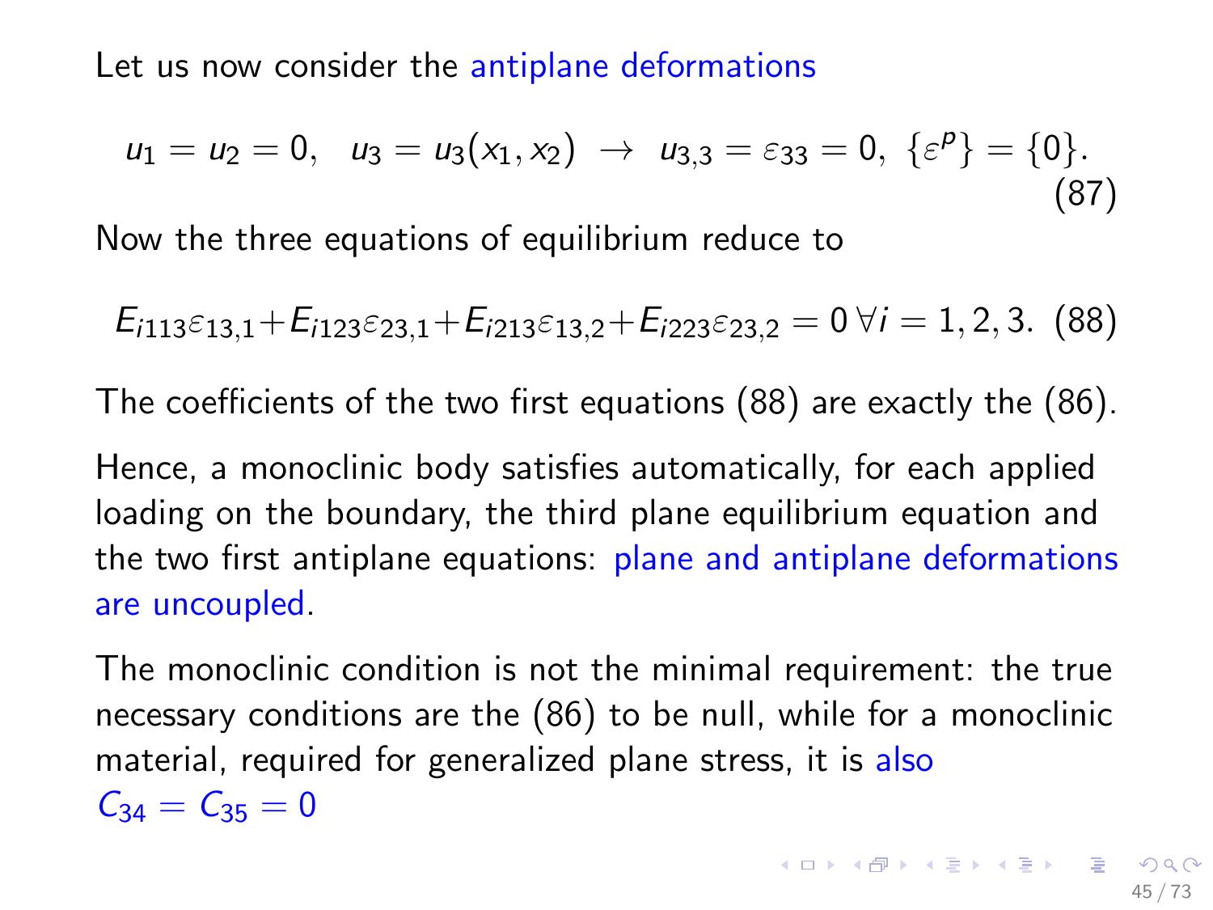Let us now consider the antiplane deformations

$$u_1 = u_2 = 0, \quad u_3 = u_3(x_1, x_2) \ \rightarrow \ u_{3,3} = \varepsilon_{33} = 0, \ \{\varepsilon^p\} = \{0\}. \tag{87}$$

Now the three equations of equilibrium reduce to

$$E_{i113}\varepsilon_{13,1} + E_{i123}\varepsilon_{23,1} + E_{i213}\varepsilon_{13,2} + E_{i223}\varepsilon_{23,2} = 0 \ \forall i = 1,2,3. \tag{88}$$

The coefficients of the two first equations (88) are exactly the (86).

Hence, a monoclinic body satisfies automatically, for each applied loading on the boundary, the third plane equilibrium equation and the two first antiplane equations: plane and antiplane deformations are uncoupled.

The monoclinic condition is not the minimal requirement: the true necessary conditions are the (86) to be null, while for a monoclinic material, required for generalized plane stress, it is also $C_{34} = C_{35} = 0$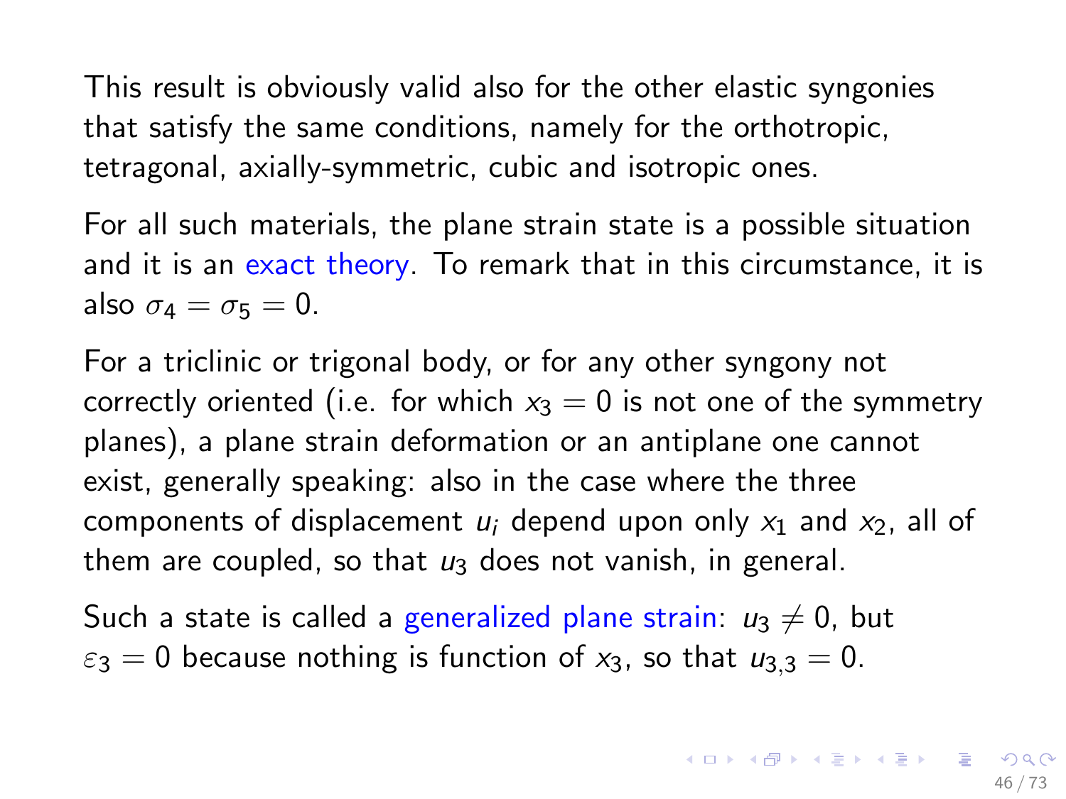This result is obviously valid also for the other elastic syngonies that satisfy the same conditions, namely for the orthotropic, tetragonal, axially-symmetric, cubic and isotropic ones.

For all such materials, the plane strain state is a possible situation and it is an exact theory. To remark that in this circumstance, it is also $\sigma_4 = \sigma_5 = 0$.

For a triclinic or trigonal body, or for any other syngony not correctly oriented (i.e. for which $x_3 = 0$ is not one of the symmetry planes), a plane strain deformation or an antiplane one cannot exist, generally speaking: also in the case where the three components of displacement $u_i$ depend upon only $x_1$ and $x_2$, all of them are coupled, so that $u_3$ does not vanish, in general.

Such a state is called a generalized plane strain: $u_3 \neq 0$, but $\varepsilon_3 = 0$ because nothing is function of $x_3$, so that $u_{3,3} = 0$.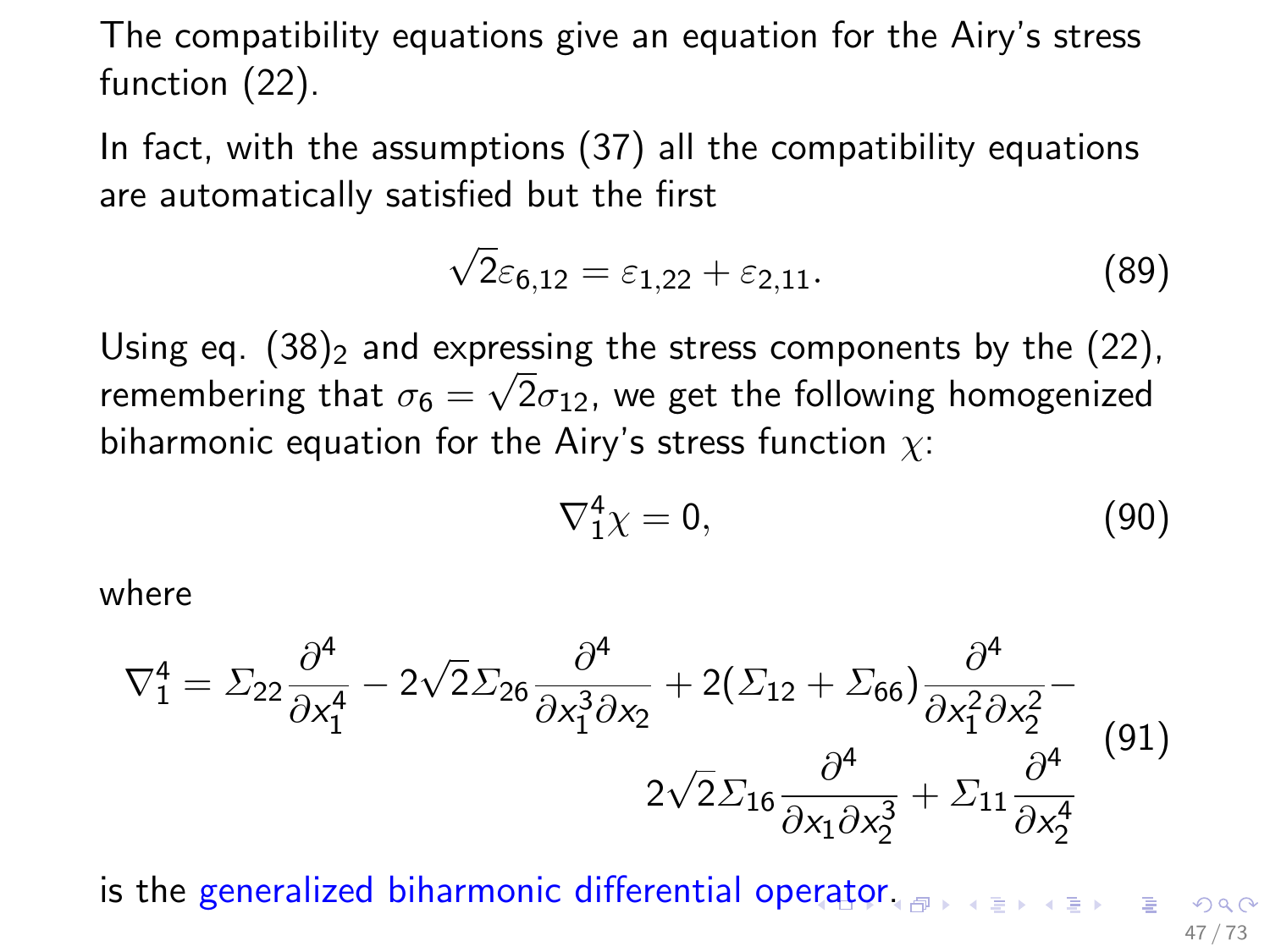The compatibility equations give an equation for the Airy's stress function (22).

In fact, with the assumptions (37) all the compatibility equations are automatically satisfied but the first

$$\sqrt{2}\varepsilon_{6,12} = \varepsilon_{1,22} + \varepsilon_{2,11}. \tag{89}$$

Using eq. $(38)_2$ and expressing the stress components by the (22), remembering that $\sigma_6 = \sqrt{2}\sigma_{12}$, we get the following homogenized biharmonic equation for the Airy's stress function $\chi$:

$$\nabla_1^4 \chi = 0, \tag{90}$$

where

$$\nabla_1^4 = \Sigma_{22}\frac{\partial^4}{\partial x_1^4} - 2\sqrt{2}\Sigma_{26}\frac{\partial^4}{\partial x_1^3 \partial x_2} + 2(\Sigma_{12} + \Sigma_{66})\frac{\partial^4}{\partial x_1^2 \partial x_2^2} - 2\sqrt{2}\Sigma_{16}\frac{\partial^4}{\partial x_1 \partial x_2^3} + \Sigma_{11}\frac{\partial^4}{\partial x_2^4} \tag{91}$$

is the generalized biharmonic differential operator.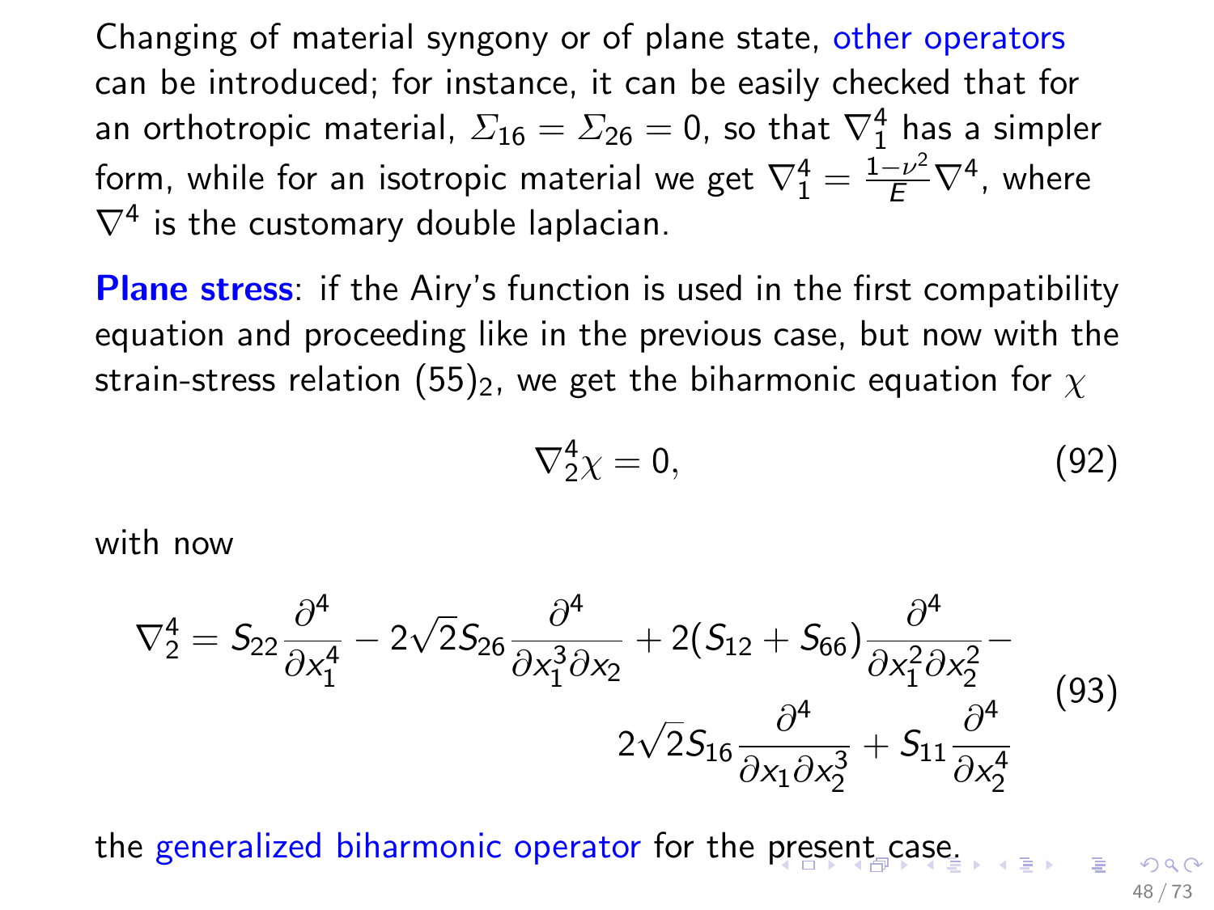Changing of material syngony or of plane state, other operators can be introduced; for instance, it can be easily checked that for an orthotropic material, $\Sigma_{16} = \Sigma_{26} = 0$, so that $\nabla_1^4$ has a simpler form, while for an isotropic material we get $\nabla_1^4 = \frac{1-\nu^2}{E}\nabla^4$, where $\nabla^4$ is the customary double laplacian.

**Plane stress**: if the Airy's function is used in the first compatibility equation and proceeding like in the previous case, but now with the strain-stress relation $(55)_2$, we get the biharmonic equation for $\chi$

$$\nabla_2^4 \chi = 0, \tag{92}$$

with now

$$\begin{aligned}\nabla_2^4 = S_{22}\frac{\partial^4}{\partial x_1^4} - 2\sqrt{2}S_{26}\frac{\partial^4}{\partial x_1^3 \partial x_2} + 2(S_{12} + S_{66})\frac{\partial^4}{\partial x_1^2 \partial x_2^2} - \\ 2\sqrt{2}S_{16}\frac{\partial^4}{\partial x_1 \partial x_2^3} + S_{11}\frac{\partial^4}{\partial x_2^4}\end{aligned} \tag{93}$$

the generalized biharmonic operator for the present case.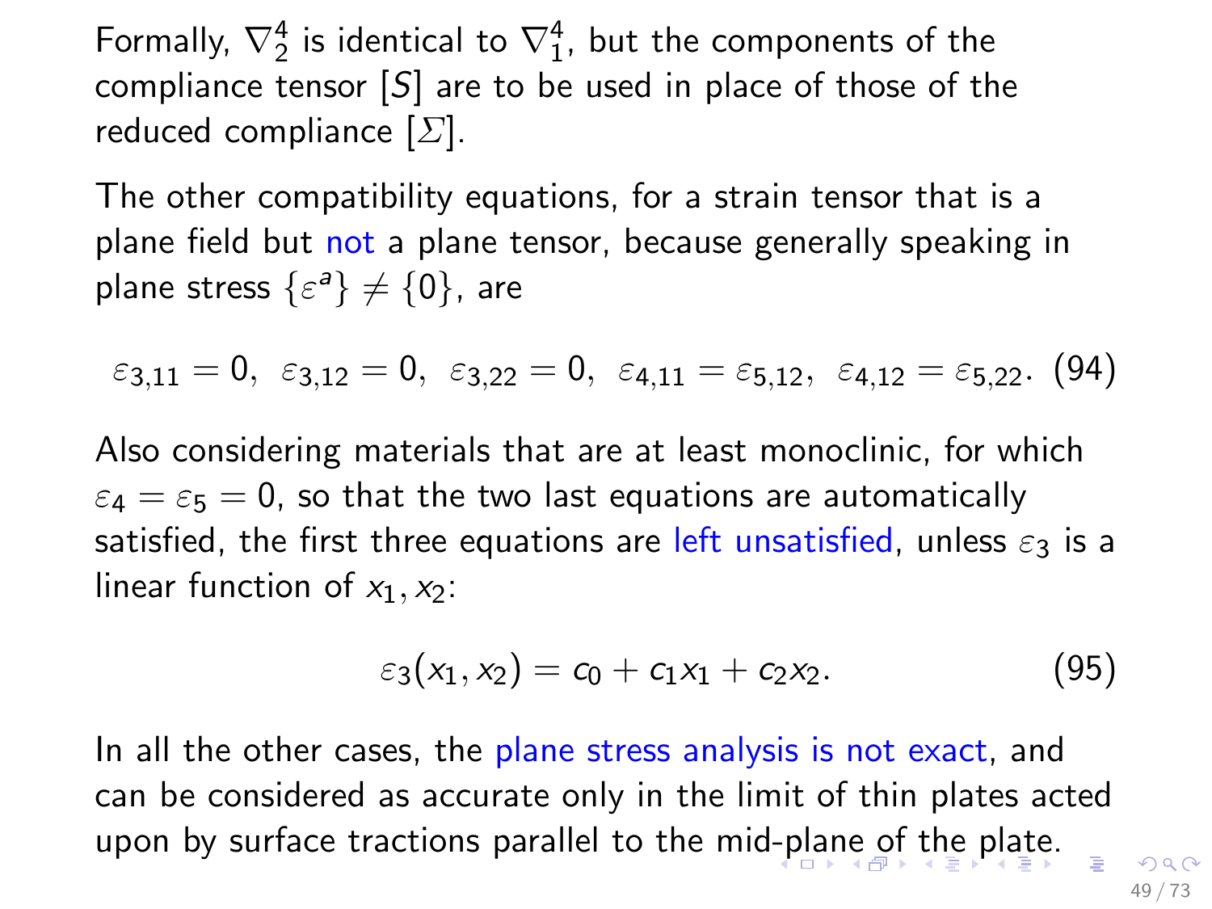Formally, $\nabla_2^4$ is identical to $\nabla_1^4$, but the components of the compliance tensor $[S]$ are to be used in place of those of the reduced compliance $[\Sigma]$.

The other compatibility equations, for a strain tensor that is a plane field but not a plane tensor, because generally speaking in plane stress $\{\varepsilon^a\} \neq \{0\}$, are

$$
\varepsilon_{3,11} = 0,\ \ \varepsilon_{3,12} = 0,\ \ \varepsilon_{3,22} = 0,\ \ \varepsilon_{4,11} = \varepsilon_{5,12},\ \ \varepsilon_{4,12} = \varepsilon_{5,22}. \quad (94)
$$

Also considering materials that are at least monoclinic, for which $\varepsilon_4 = \varepsilon_5 = 0$, so that the two last equations are automatically satisfied, the first three equations are left unsatisfied, unless $\varepsilon_3$ is a linear function of $x_1, x_2$:

$$
\varepsilon_3(x_1, x_2) = c_0 + c_1 x_1 + c_2 x_2. \quad (95)
$$

In all the other cases, the plane stress analysis is not exact, and can be considered as accurate only in the limit of thin plates acted upon by surface tractions parallel to the mid-plane of the plate.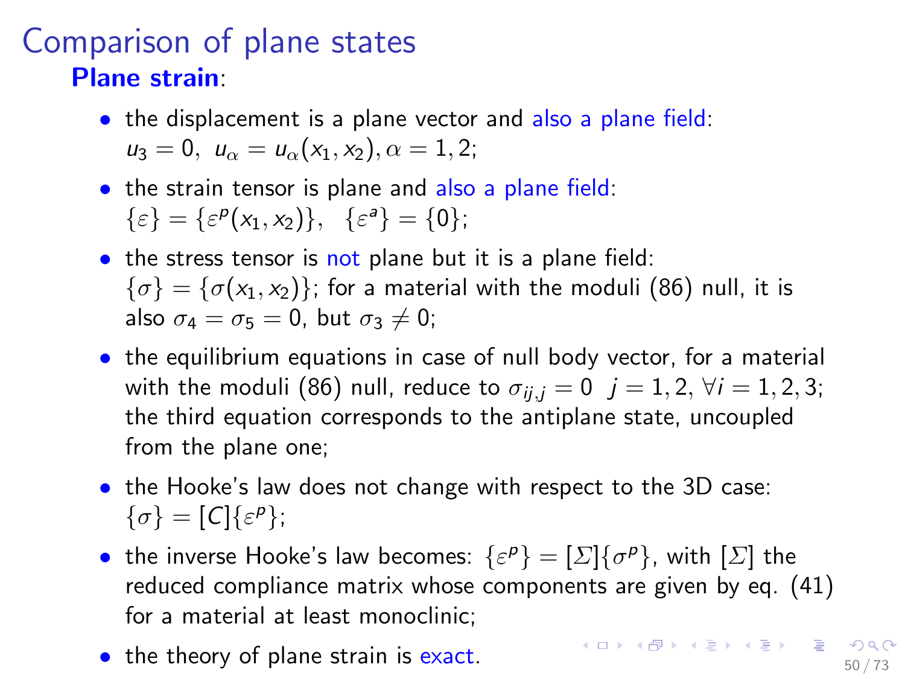# Comparison of plane states

**Plane strain**:

- the displacement is a plane vector and also a plane field: $u_3 = 0,\ u_\alpha = u_\alpha(x_1, x_2), \alpha = 1, 2$;
- the strain tensor is plane and also a plane field: $\{\varepsilon\} = \{\varepsilon^p(x_1, x_2)\},\ \ \{\varepsilon^a\} = \{0\}$;
- the stress tensor is not plane but it is a plane field: $\{\sigma\} = \{\sigma(x_1, x_2)\}$; for a material with the moduli (86) null, it is also $\sigma_4 = \sigma_5 = 0$, but $\sigma_3 \neq 0$;
- the equilibrium equations in case of null body vector, for a material with the moduli (86) null, reduce to $\sigma_{ij,j} = 0\ \ j = 1, 2, \forall i = 1, 2, 3$; the third equation corresponds to the antiplane state, uncoupled from the plane one;
- the Hooke's law does not change with respect to the 3D case: $\{\sigma\} = [C]\{\varepsilon^p\}$;
- the inverse Hooke's law becomes: $\{\varepsilon^p\} = [\Sigma]\{\sigma^p\}$, with $[\Sigma]$ the reduced compliance matrix whose components are given by eq. (41) for a material at least monoclinic;
- the theory of plane strain is exact.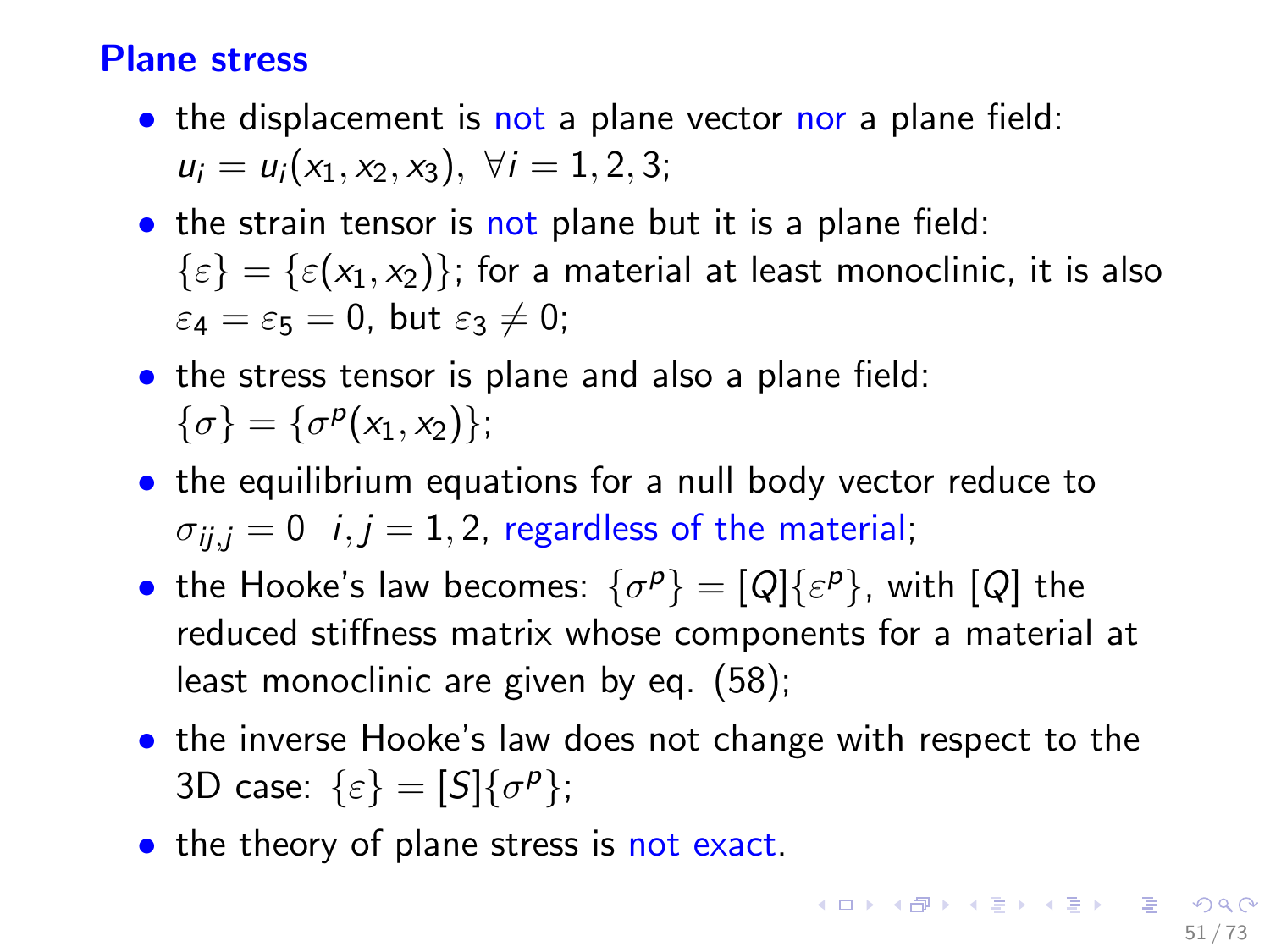## Plane stress

- the displacement is not a plane vector nor a plane field: $u_i = u_i(x_1, x_2, x_3), \ \forall i = 1, 2, 3;$
- the strain tensor is not plane but it is a plane field: $\{\varepsilon\} = \{\varepsilon(x_1, x_2)\}$; for a material at least monoclinic, it is also $\varepsilon_4 = \varepsilon_5 = 0$, but $\varepsilon_3 \neq 0$;
- the stress tensor is plane and also a plane field: $\{\sigma\} = \{\sigma^p(x_1, x_2)\}$;
- the equilibrium equations for a null body vector reduce to $\sigma_{ij,j} = 0 \quad i, j = 1, 2$, regardless of the material;
- the Hooke's law becomes: $\{\sigma^p\} = [Q]\{\varepsilon^p\}$, with $[Q]$ the reduced stiffness matrix whose components for a material at least monoclinic are given by eq. (58);
- the inverse Hooke's law does not change with respect to the 3D case: $\{\varepsilon\} = [S]\{\sigma^p\}$;
- the theory of plane stress is not exact.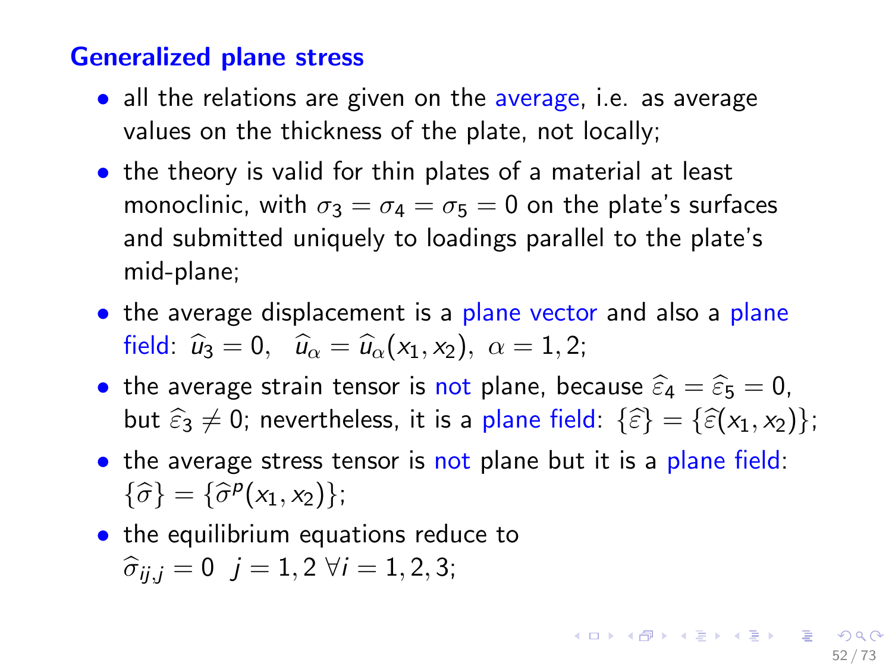## Generalized plane stress

- all the relations are given on the average, i.e. as average values on the thickness of the plate, not locally;
- the theory is valid for thin plates of a material at least monoclinic, with $\sigma_3 = \sigma_4 = \sigma_5 = 0$ on the plate's surfaces and submitted uniquely to loadings parallel to the plate's mid-plane;
- the average displacement is a plane vector and also a plane field: $\widehat{u}_3 = 0, \ \ \widehat{u}_\alpha = \widehat{u}_\alpha(x_1, x_2), \ \alpha = 1, 2;$
- the average strain tensor is not plane, because $\widehat{\varepsilon}_4 = \widehat{\varepsilon}_5 = 0$, but $\widehat{\varepsilon}_3 \neq 0$; nevertheless, it is a plane field: $\{\widehat{\varepsilon}\} = \{\widehat{\varepsilon}(x_1, x_2)\}$;
- the average stress tensor is not plane but it is a plane field: $\{\widehat{\sigma}\} = \{\widehat{\sigma}^p(x_1, x_2)\}$;
- the equilibrium equations reduce to $\widehat{\sigma}_{ij,j} = 0 \ \ j = 1, 2 \ \forall i = 1, 2, 3;$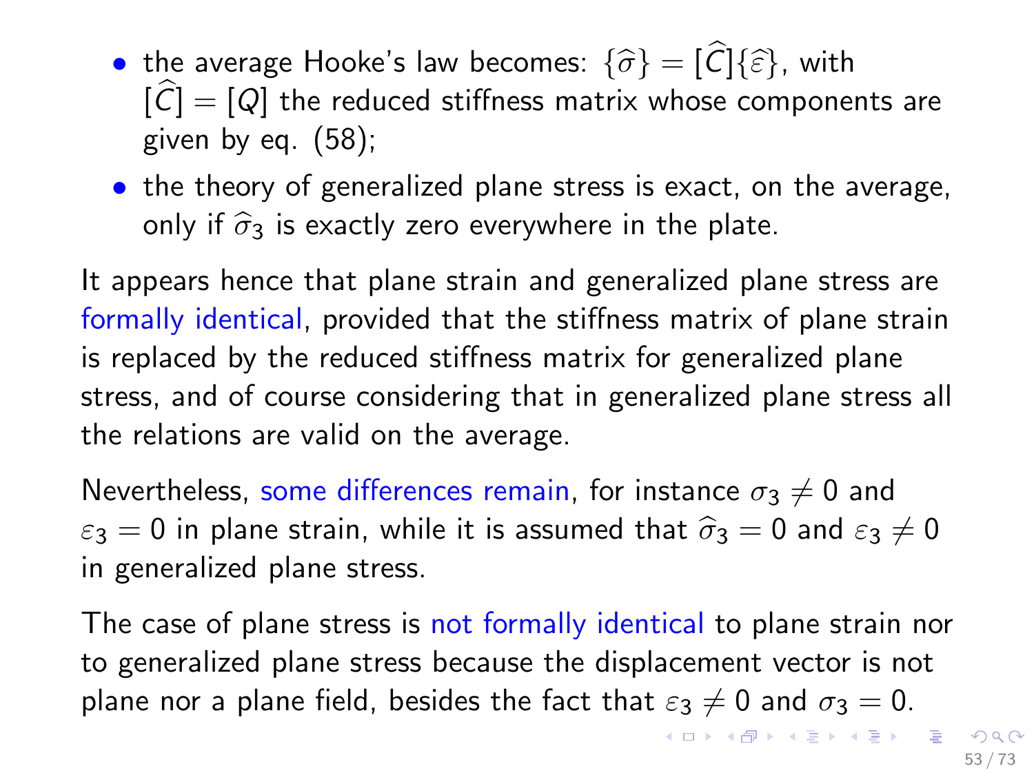- the average Hooke's law becomes: $\{\widehat{\sigma}\} = [\widehat{C}]\{\widehat{\varepsilon}\}$, with $[\widehat{C}] = [Q]$ the reduced stiffness matrix whose components are given by eq. (58);
- the theory of generalized plane stress is exact, on the average, only if $\widehat{\sigma}_3$ is exactly zero everywhere in the plate.

It appears hence that plane strain and generalized plane stress are formally identical, provided that the stiffness matrix of plane strain is replaced by the reduced stiffness matrix for generalized plane stress, and of course considering that in generalized plane stress all the relations are valid on the average.

Nevertheless, some differences remain, for instance $\sigma_3 \neq 0$ and $\varepsilon_3 = 0$ in plane strain, while it is assumed that $\widehat{\sigma}_3 = 0$ and $\varepsilon_3 \neq 0$ in generalized plane stress.

The case of plane stress is not formally identical to plane strain nor to generalized plane stress because the displacement vector is not plane nor a plane field, besides the fact that $\varepsilon_3 \neq 0$ and $\sigma_3 = 0$.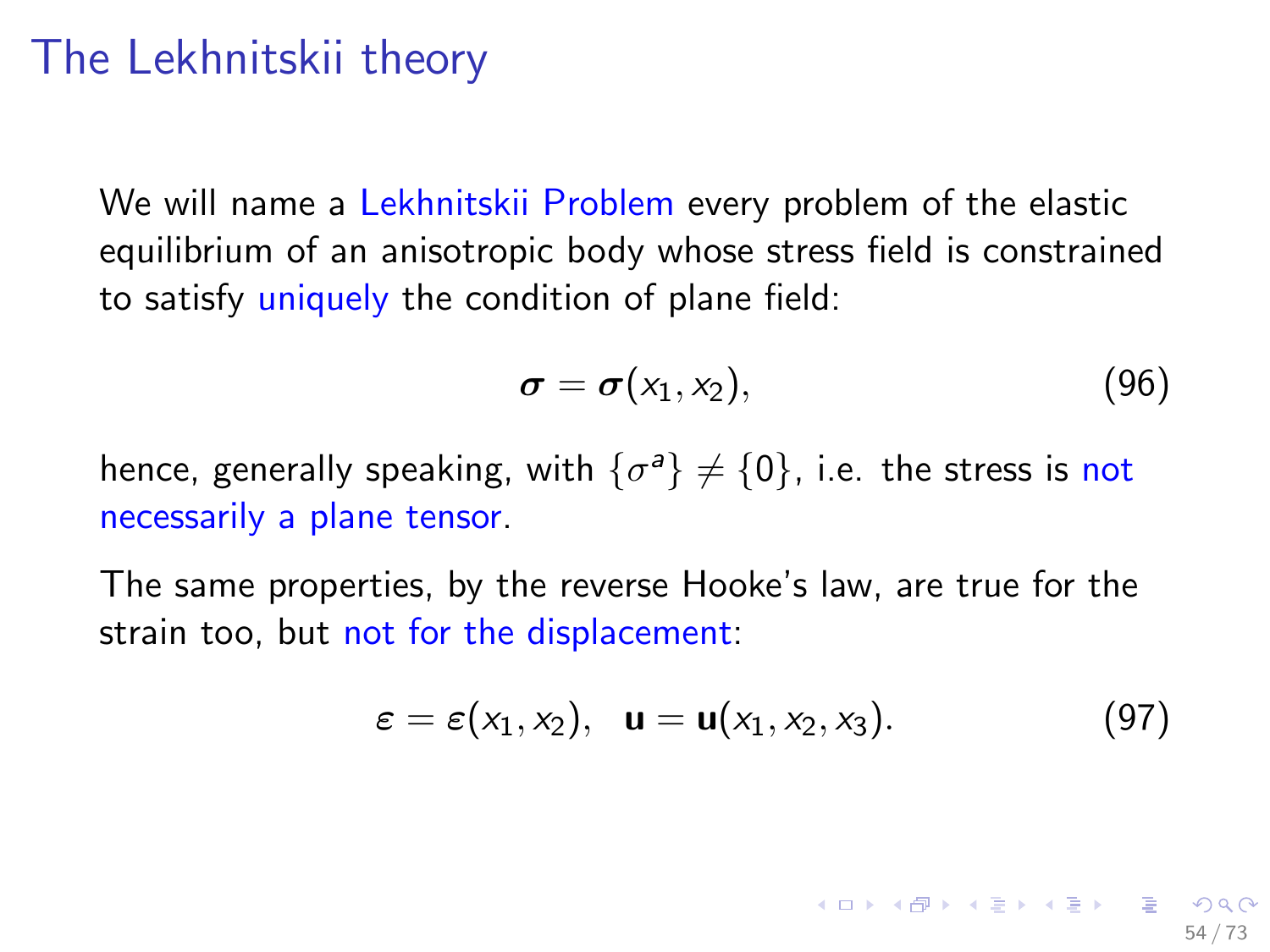# The Lekhnitskii theory

We will name a Lekhnitskii Problem every problem of the elastic equilibrium of an anisotropic body whose stress field is constrained to satisfy uniquely the condition of plane field:

$$\boldsymbol{\sigma} = \boldsymbol{\sigma}(x_1, x_2), \tag{96}$$

hence, generally speaking, with $\{\sigma^a\} \neq \{0\}$, i.e. the stress is not necessarily a plane tensor.

The same properties, by the reverse Hooke's law, are true for the strain too, but not for the displacement:

$$\boldsymbol{\varepsilon} = \boldsymbol{\varepsilon}(x_1, x_2), \quad \mathbf{u} = \mathbf{u}(x_1, x_2, x_3). \tag{97}$$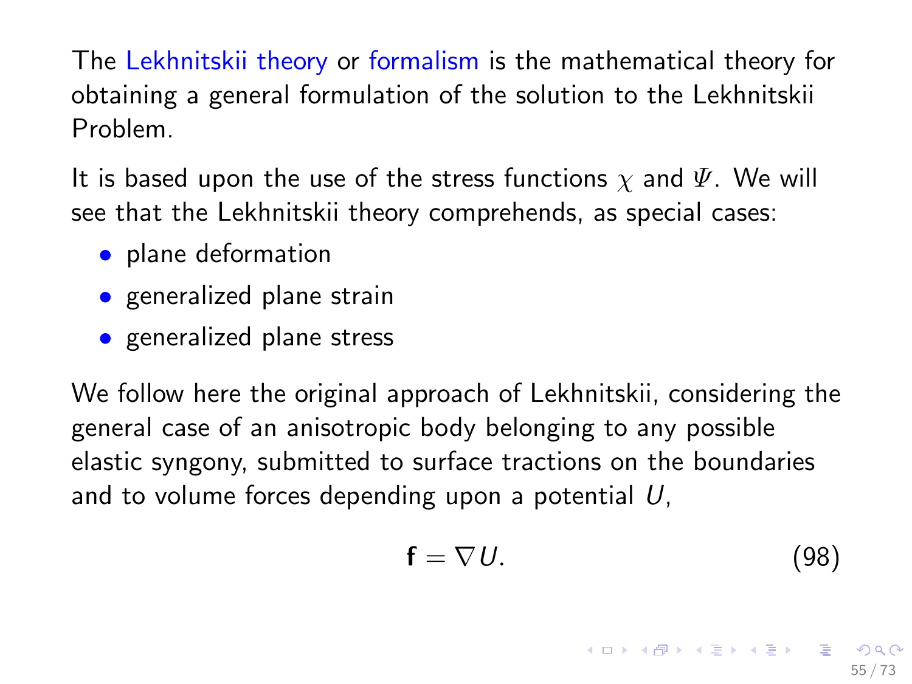The Lekhnitskii theory or formalism is the mathematical theory for obtaining a general formulation of the solution to the Lekhnitskii Problem.

It is based upon the use of the stress functions $\chi$ and $\Psi$. We will see that the Lekhnitskii theory comprehends, as special cases:

- plane deformation
- generalized plane strain
- generalized plane stress

We follow here the original approach of Lekhnitskii, considering the general case of an anisotropic body belonging to any possible elastic syngony, submitted to surface tractions on the boundaries and to volume forces depending upon a potential $U$,

$$\mathbf{f} = \nabla U. \tag{98}$$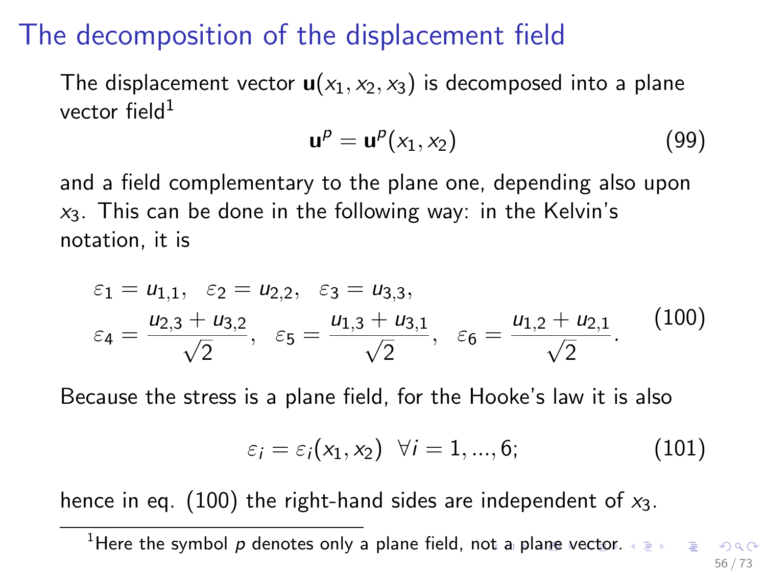# The decomposition of the displacement field

The displacement vector $\mathbf{u}(x_1, x_2, x_3)$ is decomposed into a plane vector field[1]

$$\mathbf{u}^p = \mathbf{u}^p(x_1, x_2) \tag{99}$$

and a field complementary to the plane one, depending also upon $x_3$. This can be done in the following way: in the Kelvin's notation, it is

$$\begin{aligned}
&\varepsilon_1 = u_{1,1}, \quad \varepsilon_2 = u_{2,2}, \quad \varepsilon_3 = u_{3,3}, \\
&\varepsilon_4 = \frac{u_{2,3} + u_{3,2}}{\sqrt{2}}, \quad \varepsilon_5 = \frac{u_{1,3} + u_{3,1}}{\sqrt{2}}, \quad \varepsilon_6 = \frac{u_{1,2} + u_{2,1}}{\sqrt{2}}.
\end{aligned} \tag{100}$$

Because the stress is a plane field, for the Hooke's law it is also

$$\varepsilon_i = \varepsilon_i(x_1, x_2) \ \ \forall i = 1, ..., 6; \tag{101}$$

hence in eq. (100) the right-hand sides are independent of $x_3$.

---

[1] Here the symbol $p$ denotes only a plane field, not a plane vector.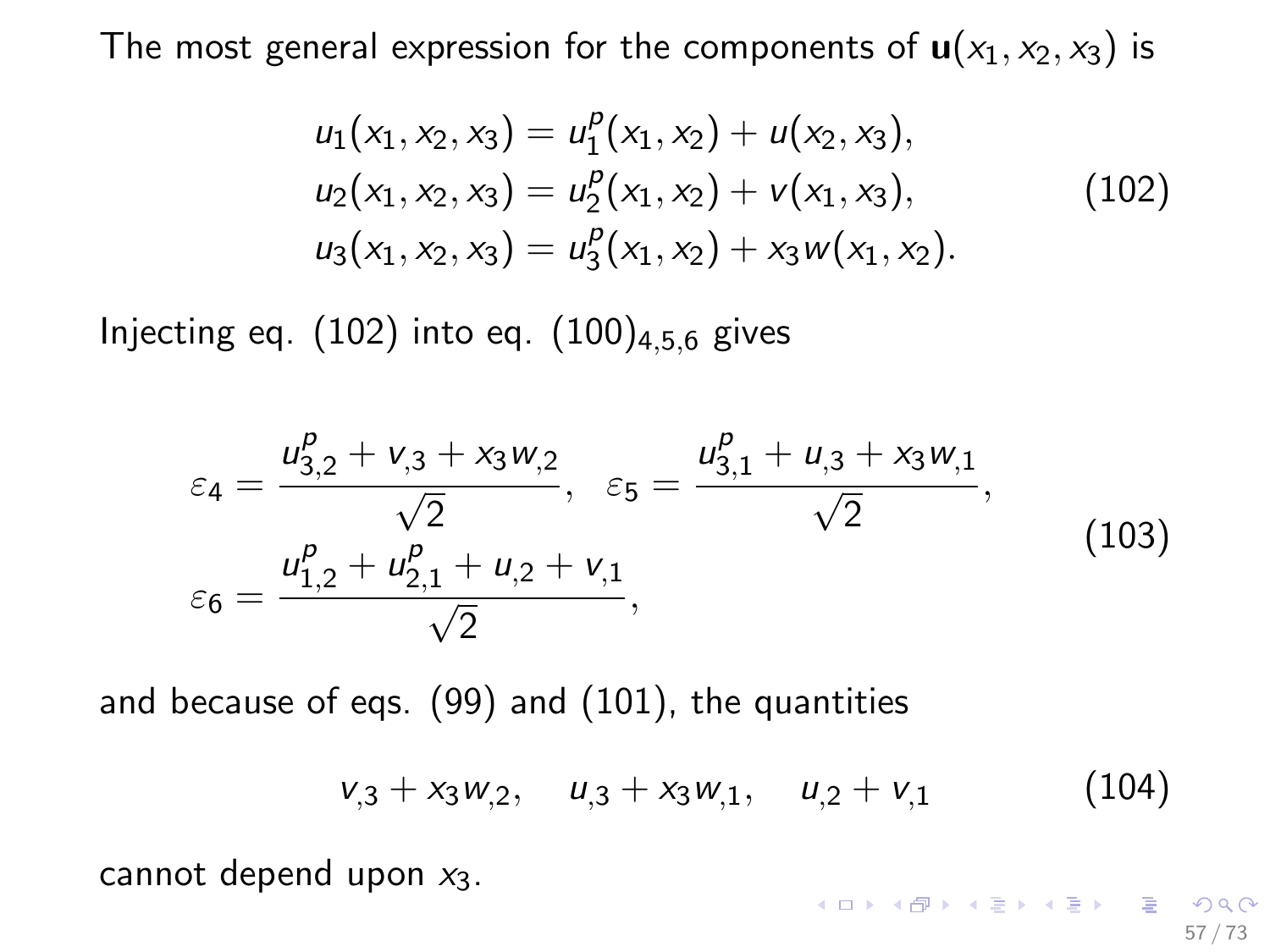The most general expression for the components of $\mathbf{u}(x_1, x_2, x_3)$ is

$$
\begin{aligned}
u_1(x_1, x_2, x_3) &= u_1^p(x_1, x_2) + u(x_2, x_3),\\
u_2(x_1, x_2, x_3) &= u_2^p(x_1, x_2) + v(x_1, x_3),\\
u_3(x_1, x_2, x_3) &= u_3^p(x_1, x_2) + x_3 w(x_1, x_2).
\end{aligned}
\tag{102}
$$

Injecting eq. (102) into eq. $(100)_{4,5,6}$ gives

$$
\begin{aligned}
&\varepsilon_4 = \frac{u^p_{3,2} + v_{,3} + x_3 w_{,2}}{\sqrt{2}}, \quad \varepsilon_5 = \frac{u^p_{3,1} + u_{,3} + x_3 w_{,1}}{\sqrt{2}},\\
&\varepsilon_6 = \frac{u^p_{1,2} + u^p_{2,1} + u_{,2} + v_{,1}}{\sqrt{2}},
\end{aligned}
\tag{103}
$$

and because of eqs. (99) and (101), the quantities

$$
v_{,3} + x_3 w_{,2}, \quad u_{,3} + x_3 w_{,1}, \quad u_{,2} + v_{,1} \tag{104}
$$

cannot depend upon $x_3$.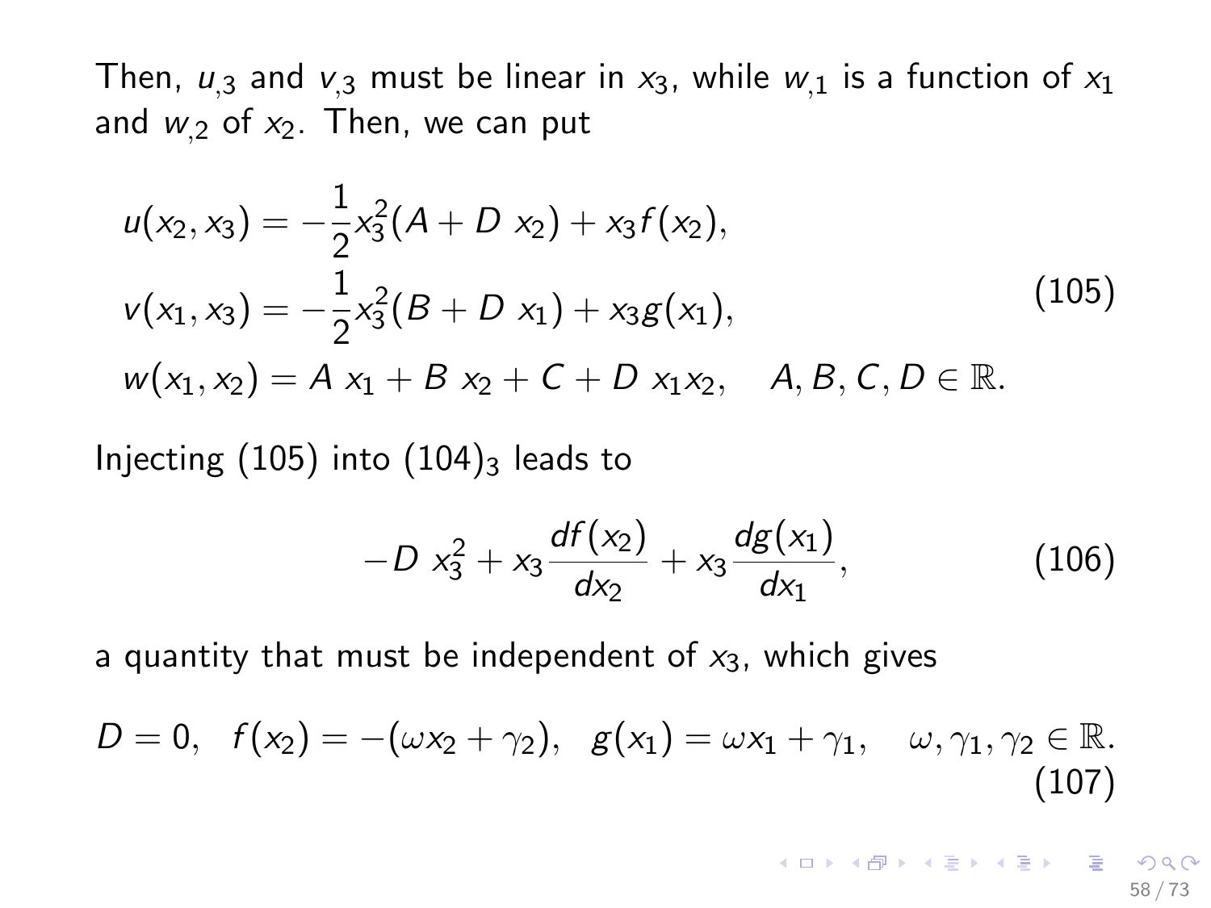Then, $u_{,3}$ and $v_{,3}$ must be linear in $x_3$, while $w_{,1}$ is a function of $x_1$ and $w_{,2}$ of $x_2$. Then, we can put

$$
\begin{aligned}
&u(x_2, x_3) = -\frac{1}{2}x_3^2(A + D\ x_2) + x_3 f(x_2),\\
&v(x_1, x_3) = -\frac{1}{2}x_3^2(B + D\ x_1) + x_3 g(x_1),\\
&w(x_1, x_2) = A\ x_1 + B\ x_2 + C + D\ x_1 x_2, \quad A, B, C, D \in \mathbb{R}.
\end{aligned}
\tag{105}
$$

Injecting (105) into $(104)_3$ leads to

$$
-D\ x_3^2 + x_3\frac{df(x_2)}{dx_2} + x_3\frac{dg(x_1)}{dx_1}, \tag{106}
$$

a quantity that must be independent of $x_3$, which gives

$$
D = 0, \quad f(x_2) = -(\omega x_2 + \gamma_2), \quad g(x_1) = \omega x_1 + \gamma_1, \quad \omega, \gamma_1, \gamma_2 \in \mathbb{R}. \tag{107}
$$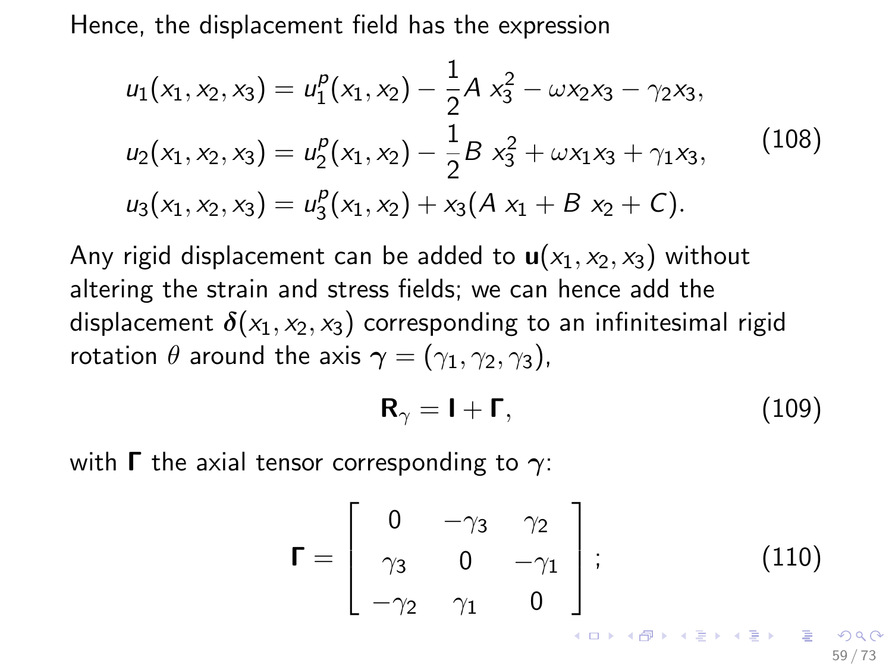Hence, the displacement field has the expression

$$
\begin{aligned}
u_1(x_1, x_2, x_3) &= u_1^p(x_1, x_2) - \frac{1}{2} A\, x_3^2 - \omega x_2 x_3 - \gamma_2 x_3, \\
u_2(x_1, x_2, x_3) &= u_2^p(x_1, x_2) - \frac{1}{2} B\, x_3^2 + \omega x_1 x_3 + \gamma_1 x_3, \\
u_3(x_1, x_2, x_3) &= u_3^p(x_1, x_2) + x_3(A\, x_1 + B\, x_2 + C).
\end{aligned}
\tag{108}
$$

Any rigid displacement can be added to $\mathbf{u}(x_1, x_2, x_3)$ without altering the strain and stress fields; we can hence add the displacement $\boldsymbol{\delta}(x_1, x_2, x_3)$ corresponding to an infinitesimal rigid rotation $\theta$ around the axis $\boldsymbol{\gamma} = (\gamma_1, \gamma_2, \gamma_3)$,

$$
\mathbf{R}_\gamma = \mathbf{I} + \mathbf{\Gamma}, \tag{109}
$$

with $\mathbf{\Gamma}$ the axial tensor corresponding to $\boldsymbol{\gamma}$:

$$
\mathbf{\Gamma} = \begin{bmatrix} 0 & -\gamma_3 & \gamma_2 \\ \gamma_3 & 0 & -\gamma_1 \\ -\gamma_2 & \gamma_1 & 0 \end{bmatrix}; \tag{110}
$$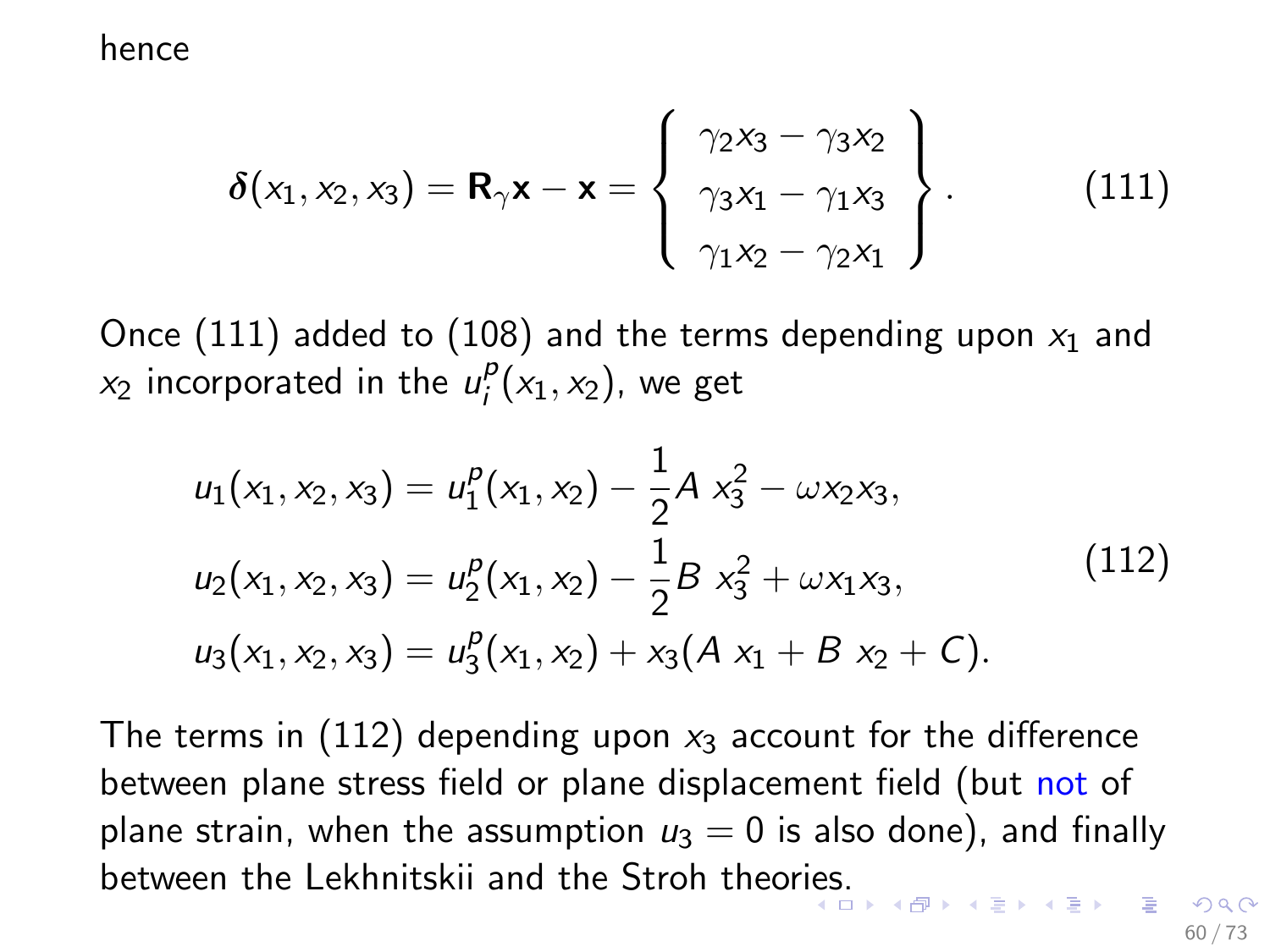hence

$$\boldsymbol{\delta}(x_1, x_2, x_3) = \mathbf{R}_\gamma \mathbf{x} - \mathbf{x} = \left\{ \begin{array}{c} \gamma_2 x_3 - \gamma_3 x_2 \\ \gamma_3 x_1 - \gamma_1 x_3 \\ \gamma_1 x_2 - \gamma_2 x_1 \end{array} \right\}. \tag{111}$$

Once (111) added to (108) and the terms depending upon $x_1$ and $x_2$ incorporated in the $u_i^p(x_1, x_2)$, we get

$$\begin{aligned}
u_1(x_1, x_2, x_3) &= u_1^p(x_1, x_2) - \frac{1}{2} A \; x_3^2 - \omega x_2 x_3, \\
u_2(x_1, x_2, x_3) &= u_2^p(x_1, x_2) - \frac{1}{2} B \; x_3^2 + \omega x_1 x_3, \\
u_3(x_1, x_2, x_3) &= u_3^p(x_1, x_2) + x_3 (A \; x_1 + B \; x_2 + C).
\end{aligned} \tag{112}$$

The terms in (112) depending upon $x_3$ account for the difference between plane stress field or plane displacement field (but not of plane strain, when the assumption $u_3 = 0$ is also done), and finally between the Lekhnitskii and the Stroh theories.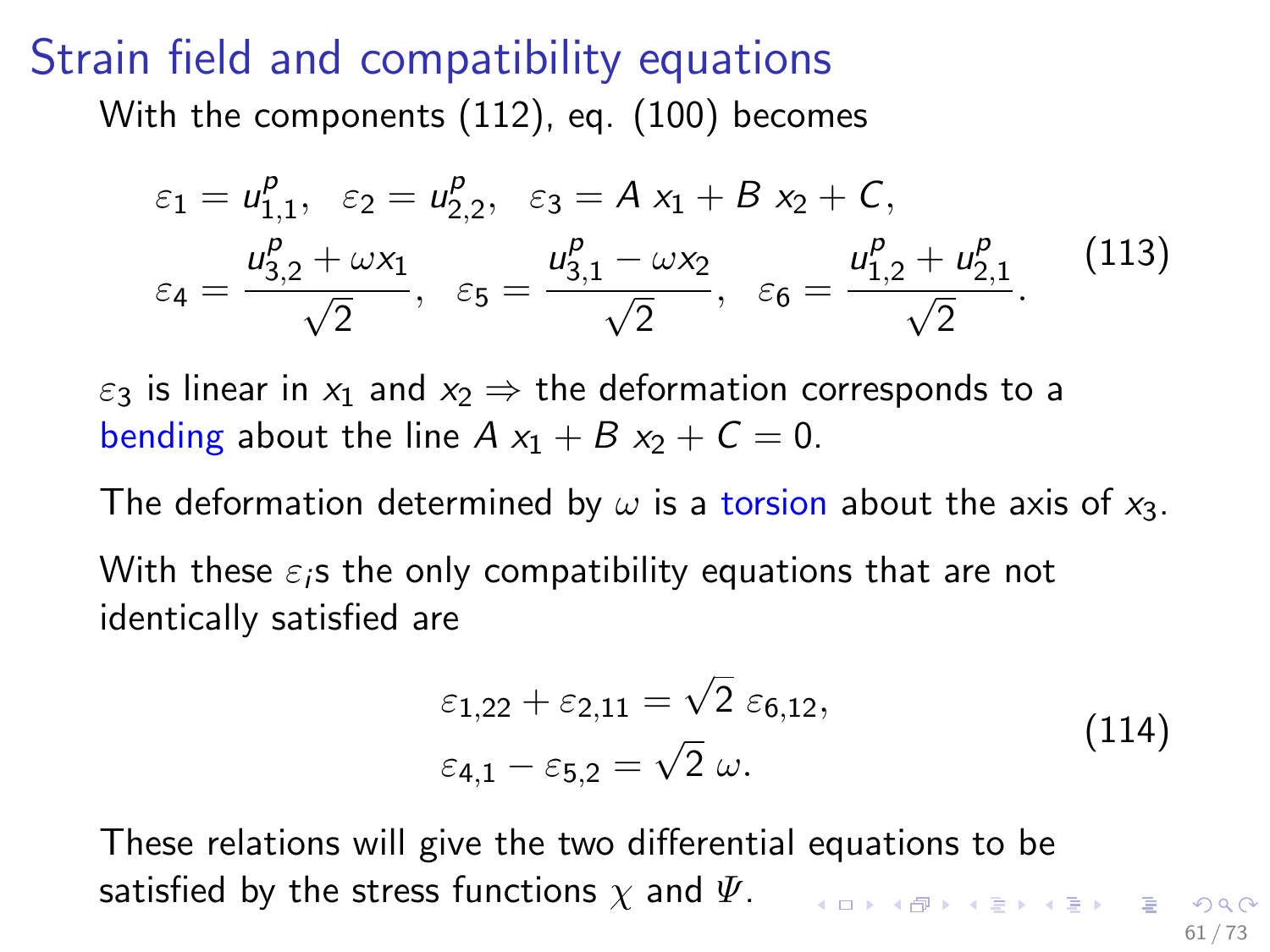# Strain field and compatibility equations

With the components (112), eq. (100) becomes

$$
\begin{aligned}
&\varepsilon_1 = u^p_{1,1}, \quad \varepsilon_2 = u^p_{2,2}, \quad \varepsilon_3 = A\ x_1 + B\ x_2 + C, \\
&\varepsilon_4 = \frac{u^p_{3,2} + \omega x_1}{\sqrt{2}}, \quad \varepsilon_5 = \frac{u^p_{3,1} - \omega x_2}{\sqrt{2}}, \quad \varepsilon_6 = \frac{u^p_{1,2} + u^p_{2,1}}{\sqrt{2}}.
\end{aligned}
\tag{113}
$$

$\varepsilon_3$ is linear in $x_1$ and $x_2 \Rightarrow$ the deformation corresponds to a bending about the line $A\ x_1 + B\ x_2 + C = 0$.

The deformation determined by $\omega$ is a torsion about the axis of $x_3$.

With these $\varepsilon_i$s the only compatibility equations that are not identically satisfied are

$$
\begin{aligned}
&\varepsilon_{1,22} + \varepsilon_{2,11} = \sqrt{2}\ \varepsilon_{6,12}, \\
&\varepsilon_{4,1} - \varepsilon_{5,2} = \sqrt{2}\ \omega.
\end{aligned}
\tag{114}
$$

These relations will give the two differential equations to be satisfied by the stress functions $\chi$ and $\Psi$.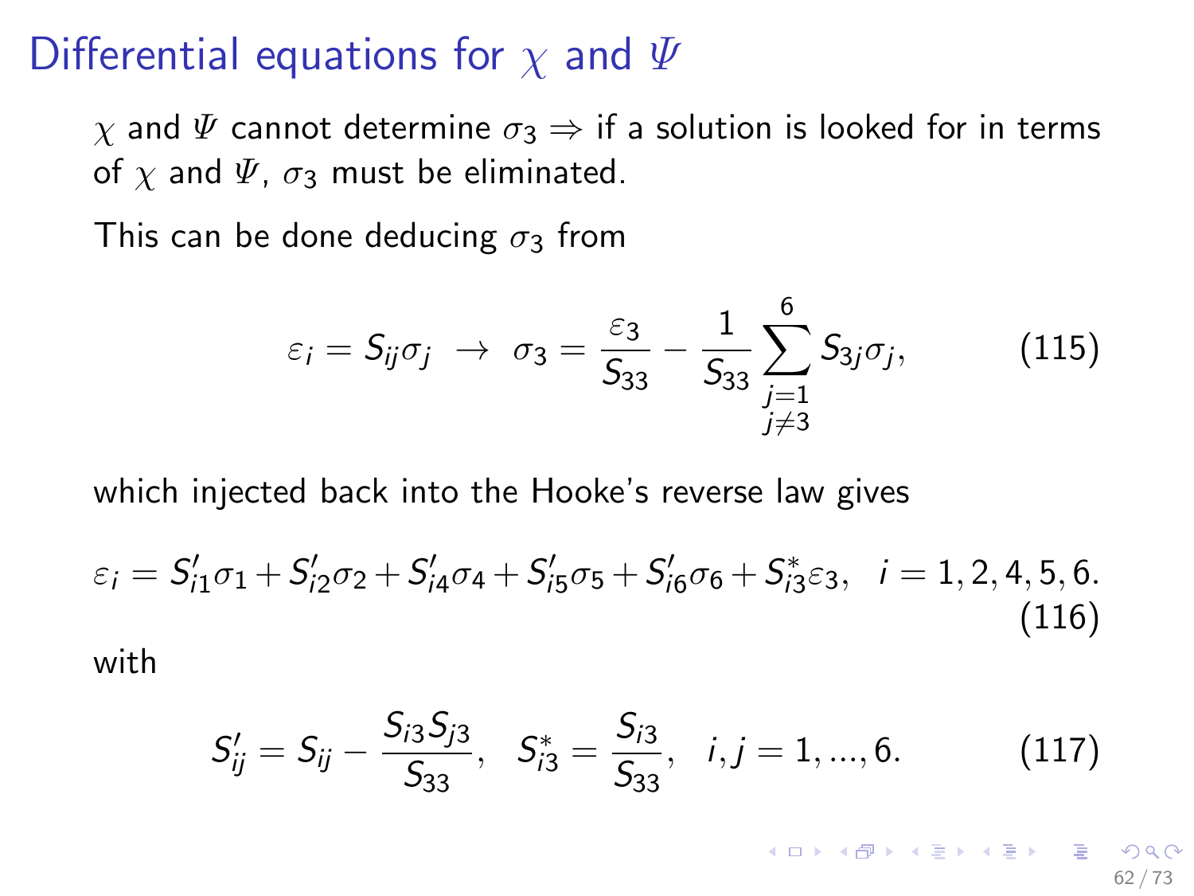# Differential equations for $\chi$ and $\Psi$

$\chi$ and $\Psi$ cannot determine $\sigma_3 \Rightarrow$ if a solution is looked for in terms of $\chi$ and $\Psi$, $\sigma_3$ must be eliminated.

This can be done deducing $\sigma_3$ from

$$\varepsilon_i = S_{ij}\sigma_j \ \rightarrow \ \sigma_3 = \frac{\varepsilon_3}{S_{33}} - \frac{1}{S_{33}} \sum_{\substack{j=1 \\ j \neq 3}}^{6} S_{3j}\sigma_j, \tag{115}$$

which injected back into the Hooke's reverse law gives

$$\varepsilon_i = S'_{i1}\sigma_1 + S'_{i2}\sigma_2 + S'_{i4}\sigma_4 + S'_{i5}\sigma_5 + S'_{i6}\sigma_6 + S^*_{i3}\varepsilon_3, \quad i = 1, 2, 4, 5, 6. \tag{116}$$

with

$$S'_{ij} = S_{ij} - \frac{S_{i3}S_{j3}}{S_{33}}, \quad S^*_{i3} = \frac{S_{i3}}{S_{33}}, \quad i, j = 1, ..., 6. \tag{117}$$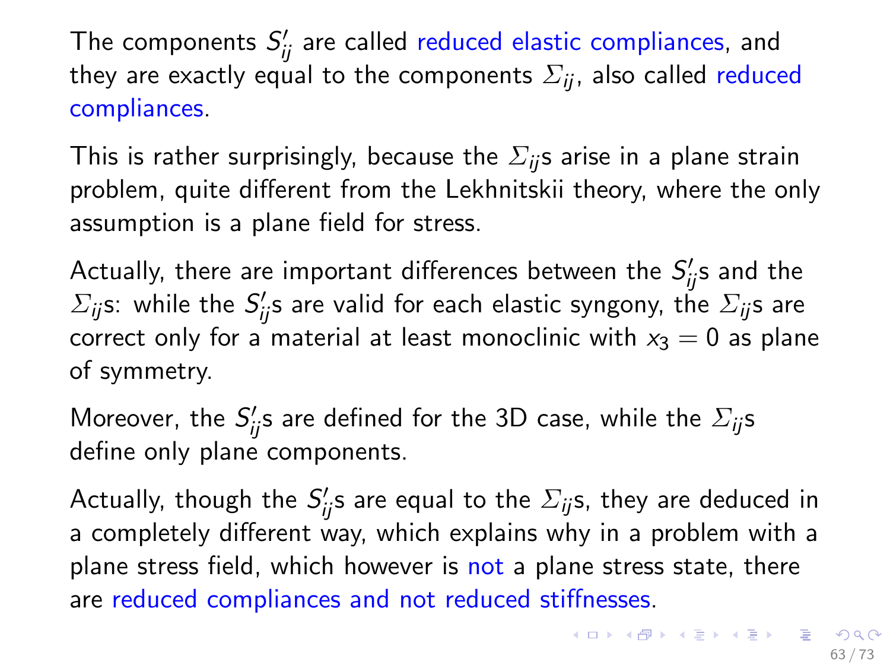The components $S'_{ij}$ are called reduced elastic compliances, and they are exactly equal to the components $\Sigma_{ij}$, also called reduced compliances.

This is rather surprisingly, because the $\Sigma_{ij}$s arise in a plane strain problem, quite different from the Lekhnitskii theory, where the only assumption is a plane field for stress.

Actually, there are important differences between the $S'_{ij}$s and the $\Sigma_{ij}$s: while the $S'_{ij}$s are valid for each elastic syngony, the $\Sigma_{ij}$s are correct only for a material at least monoclinic with $x_3 = 0$ as plane of symmetry.

Moreover, the $S'_{ij}$s are defined for the 3D case, while the $\Sigma_{ij}$s define only plane components.

Actually, though the $S'_{ij}$s are equal to the $\Sigma_{ij}$s, they are deduced in a completely different way, which explains why in a problem with a plane stress field, which however is not a plane stress state, there are reduced compliances and not reduced stiffnesses.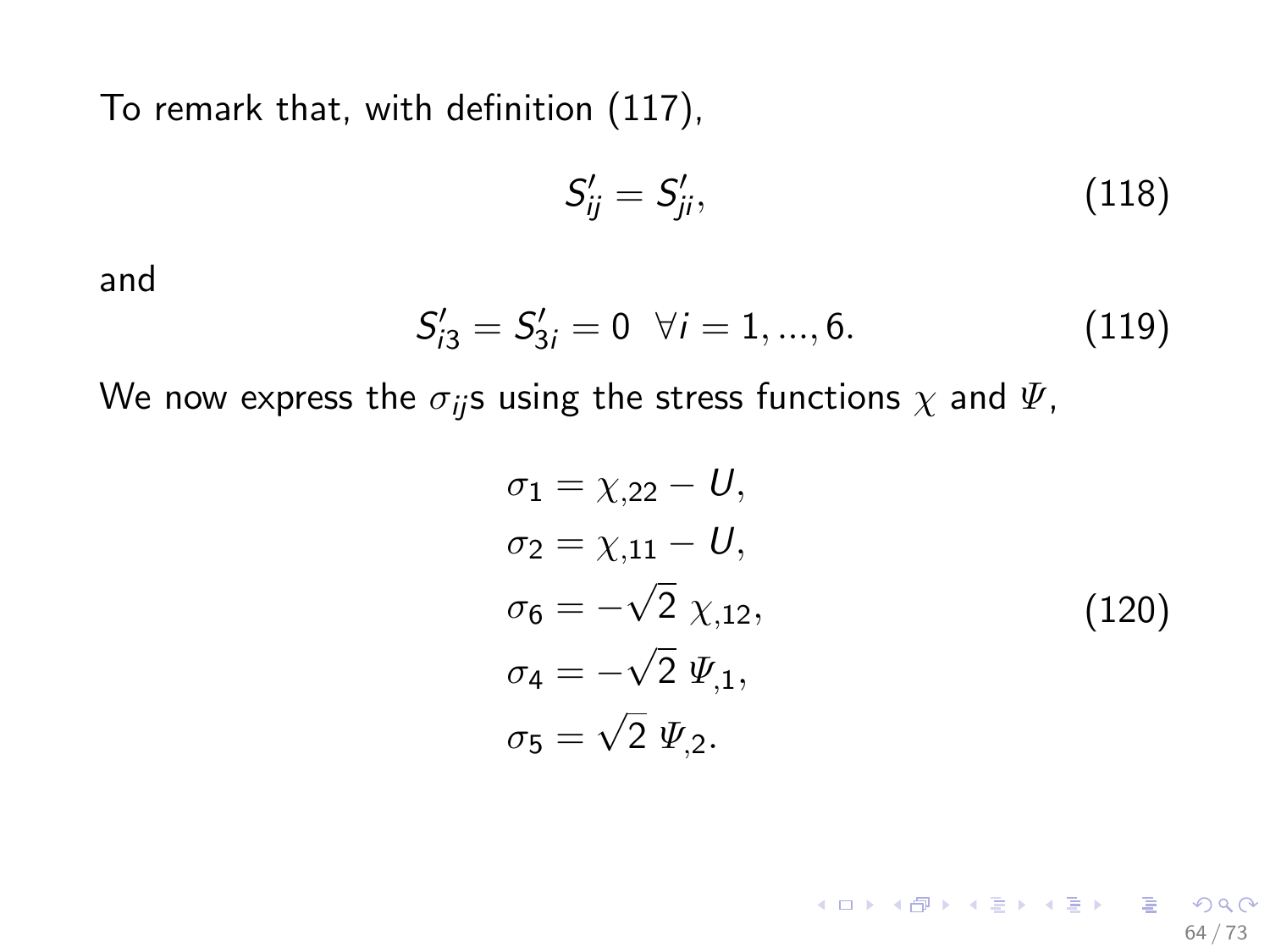To remark that, with definition (117),

$$S'_{ij} = S'_{ji}, \tag{118}$$

and

$$S'_{i3} = S'_{3i} = 0 \ \ \forall i = 1, ..., 6. \tag{119}$$

We now express the $\sigma_{ij}$s using the stress functions $\chi$ and $\varPsi$,

$$\begin{aligned}
\sigma_1 &= \chi_{,22} - U, \\
\sigma_2 &= \chi_{,11} - U, \\
\sigma_6 &= -\sqrt{2}\ \chi_{,12}, \\
\sigma_4 &= -\sqrt{2}\ \varPsi_{,1}, \\
\sigma_5 &= \sqrt{2}\ \varPsi_{,2}.
\end{aligned} \tag{120}$$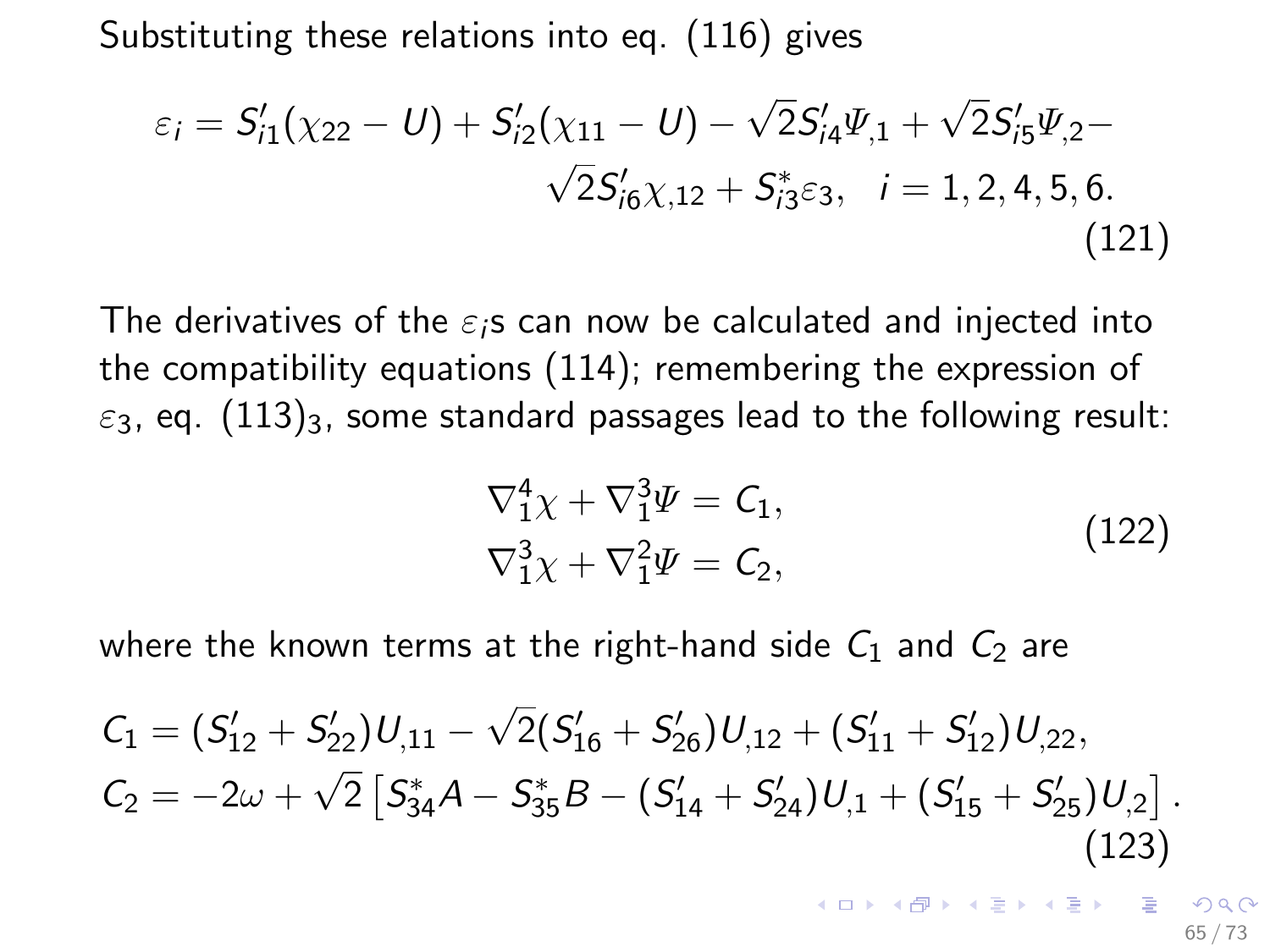Substituting these relations into eq. (116) gives

$$\varepsilon_i = S'_{i1}(\chi_{22} - U) + S'_{i2}(\chi_{11} - U) - \sqrt{2}S'_{i4}\Psi_{,1} + \sqrt{2}S'_{i5}\Psi_{,2} - \sqrt{2}S'_{i6}\chi_{,12} + S^*_{i3}\varepsilon_3, \quad i = 1, 2, 4, 5, 6. \tag{121}$$

The derivatives of the $\varepsilon_i$s can now be calculated and injected into the compatibility equations (114); remembering the expression of $\varepsilon_3$, eq. $(113)_3$, some standard passages lead to the following result:

$$\begin{aligned} \nabla_1^4\chi + \nabla_1^3\Psi &= C_1, \\ \nabla_1^3\chi + \nabla_1^2\Psi &= C_2, \end{aligned} \tag{122}$$

where the known terms at the right-hand side $C_1$ and $C_2$ are

$$\begin{aligned} C_1 &= (S'_{12} + S'_{22})U_{,11} - \sqrt{2}(S'_{16} + S'_{26})U_{,12} + (S'_{11} + S'_{12})U_{,22}, \\ C_2 &= -2\omega + \sqrt{2}\left[S^*_{34}A - S^*_{35}B - (S'_{14} + S'_{24})U_{,1} + (S'_{15} + S'_{25})U_{,2}\right]. \end{aligned} \tag{123}$$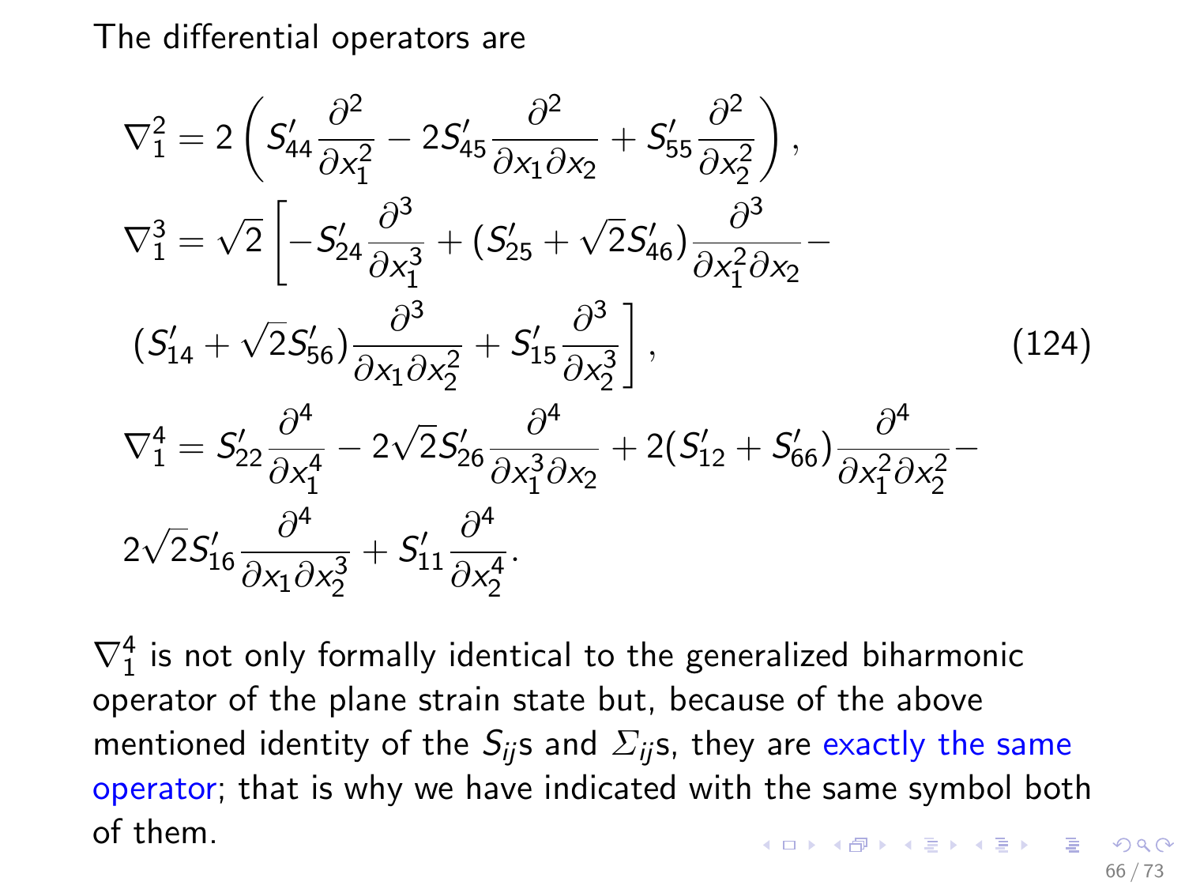The differential operators are

$$
\begin{aligned}
\nabla_1^2 &= 2\left(S'_{44}\frac{\partial^2}{\partial x_1^2} - 2S'_{45}\frac{\partial^2}{\partial x_1 \partial x_2} + S'_{55}\frac{\partial^2}{\partial x_2^2}\right),\\
\nabla_1^3 &= \sqrt{2}\left[-S'_{24}\frac{\partial^3}{\partial x_1^3} + (S'_{25}+\sqrt{2}S'_{46})\frac{\partial^3}{\partial x_1^2 \partial x_2} - \right.\\
&\left.(S'_{14}+\sqrt{2}S'_{56})\frac{\partial^3}{\partial x_1 \partial x_2^2} + S'_{15}\frac{\partial^3}{\partial x_2^3}\right],\\
\nabla_1^4 &= S'_{22}\frac{\partial^4}{\partial x_1^4} - 2\sqrt{2}S'_{26}\frac{\partial^4}{\partial x_1^3 \partial x_2} + 2(S'_{12}+S'_{66})\frac{\partial^4}{\partial x_1^2 \partial x_2^2} - \\
&2\sqrt{2}S'_{16}\frac{\partial^4}{\partial x_1 \partial x_2^3} + S'_{11}\frac{\partial^4}{\partial x_2^4}.
\end{aligned}
\tag{124}
$$

$\nabla_1^4$ is not only formally identical to the generalized biharmonic operator of the plane strain state but, because of the above mentioned identity of the $S_{ij}$s and $\Sigma_{ij}$s, they are exactly the same operator; that is why we have indicated with the same symbol both of them.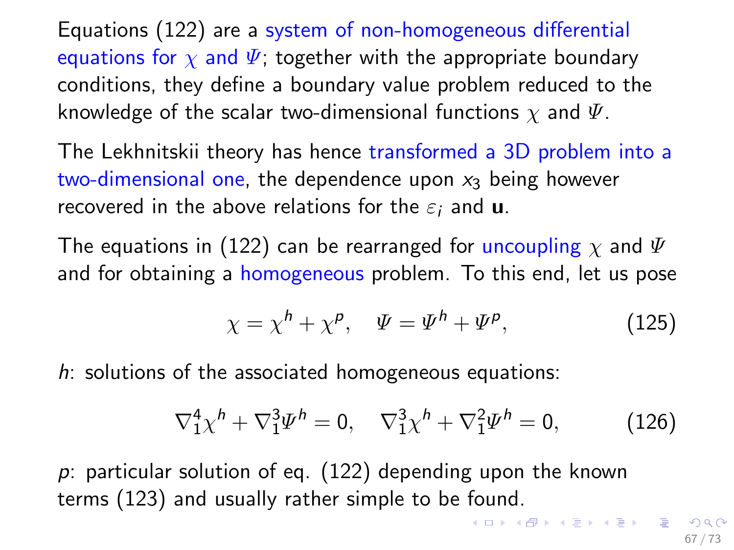Equations (122) are a system of non-homogeneous differential equations for $\chi$ and $\Psi$; together with the appropriate boundary conditions, they define a boundary value problem reduced to the knowledge of the scalar two-dimensional functions $\chi$ and $\Psi$.

The Lekhnitskii theory has hence transformed a 3D problem into a two-dimensional one, the dependence upon $x_3$ being however recovered in the above relations for the $\varepsilon_i$ and $\mathbf{u}$.

The equations in (122) can be rearranged for uncoupling $\chi$ and $\Psi$ and for obtaining a homogeneous problem. To this end, let us pose

$$\chi = \chi^h + \chi^p, \quad \Psi = \Psi^h + \Psi^p, \tag{125}$$

*h*: solutions of the associated homogeneous equations:

$$\nabla_1^4 \chi^h + \nabla_1^3 \Psi^h = 0, \quad \nabla_1^3 \chi^h + \nabla_1^2 \Psi^h = 0, \tag{126}$$

*p*: particular solution of eq. (122) depending upon the known terms (123) and usually rather simple to be found.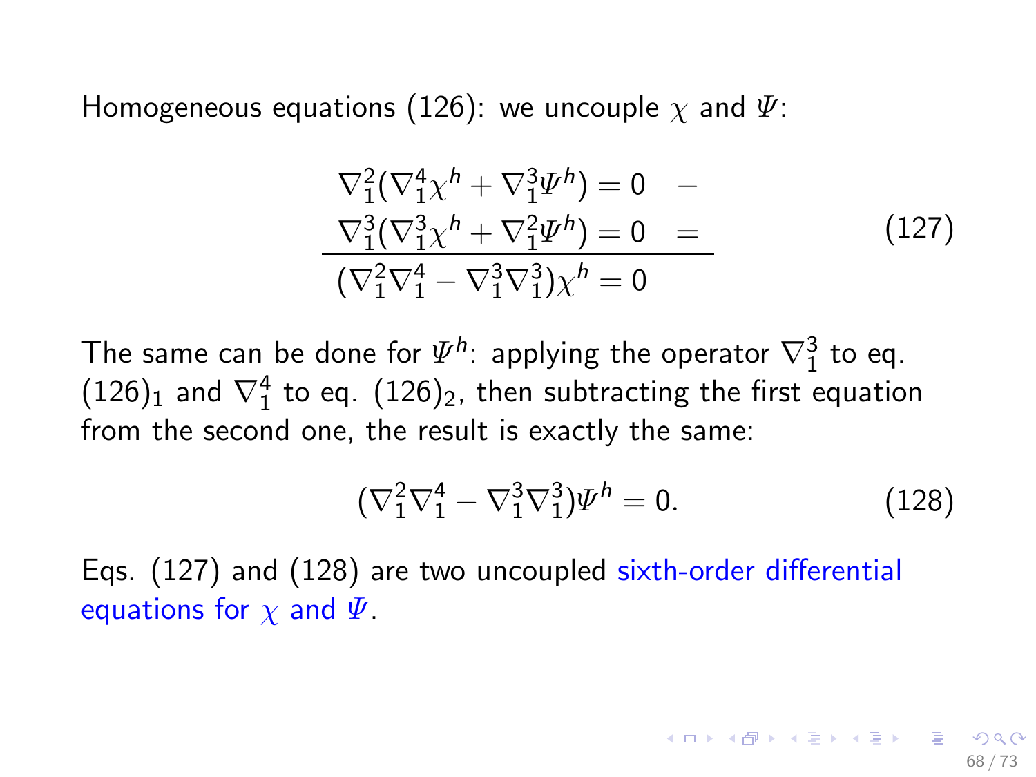Homogeneous equations (126): we uncouple $\chi$ and $\Psi$:

$$
\begin{array}{ll}
\nabla_1^2(\nabla_1^4\chi^h + \nabla_1^3\Psi^h) = 0 & - \\
\nabla_1^3(\nabla_1^3\chi^h + \nabla_1^2\Psi^h) = 0 & = \\
\hline
(\nabla_1^2\nabla_1^4 - \nabla_1^3\nabla_1^3)\chi^h = 0 &
\end{array}
\tag{127}
$$

The same can be done for $\Psi^h$: applying the operator $\nabla_1^3$ to eq. $(126)_1$ and $\nabla_1^4$ to eq. $(126)_2$, then subtracting the first equation from the second one, the result is exactly the same:

$$
(\nabla_1^2\nabla_1^4 - \nabla_1^3\nabla_1^3)\Psi^h = 0. \tag{128}
$$

Eqs. (127) and (128) are two uncoupled sixth-order differential equations for $\chi$ and $\Psi$.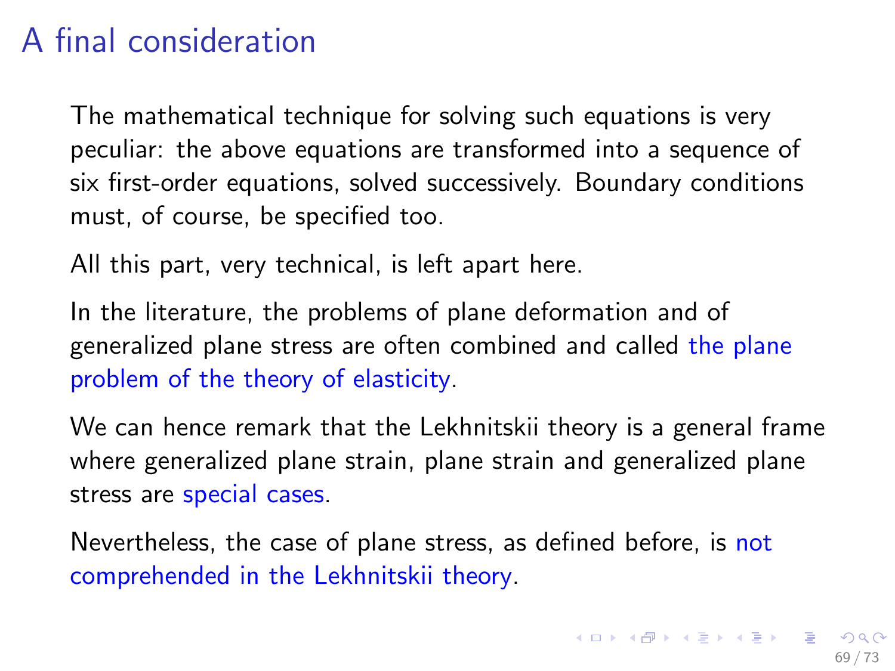# A final consideration

The mathematical technique for solving such equations is very peculiar: the above equations are transformed into a sequence of six first-order equations, solved successively. Boundary conditions must, of course, be specified too.

All this part, very technical, is left apart here.

In the literature, the problems of plane deformation and of generalized plane stress are often combined and called the plane problem of the theory of elasticity.

We can hence remark that the Lekhnitskii theory is a general frame where generalized plane strain, plane strain and generalized plane stress are special cases.

Nevertheless, the case of plane stress, as defined before, is not comprehended in the Lekhnitskii theory.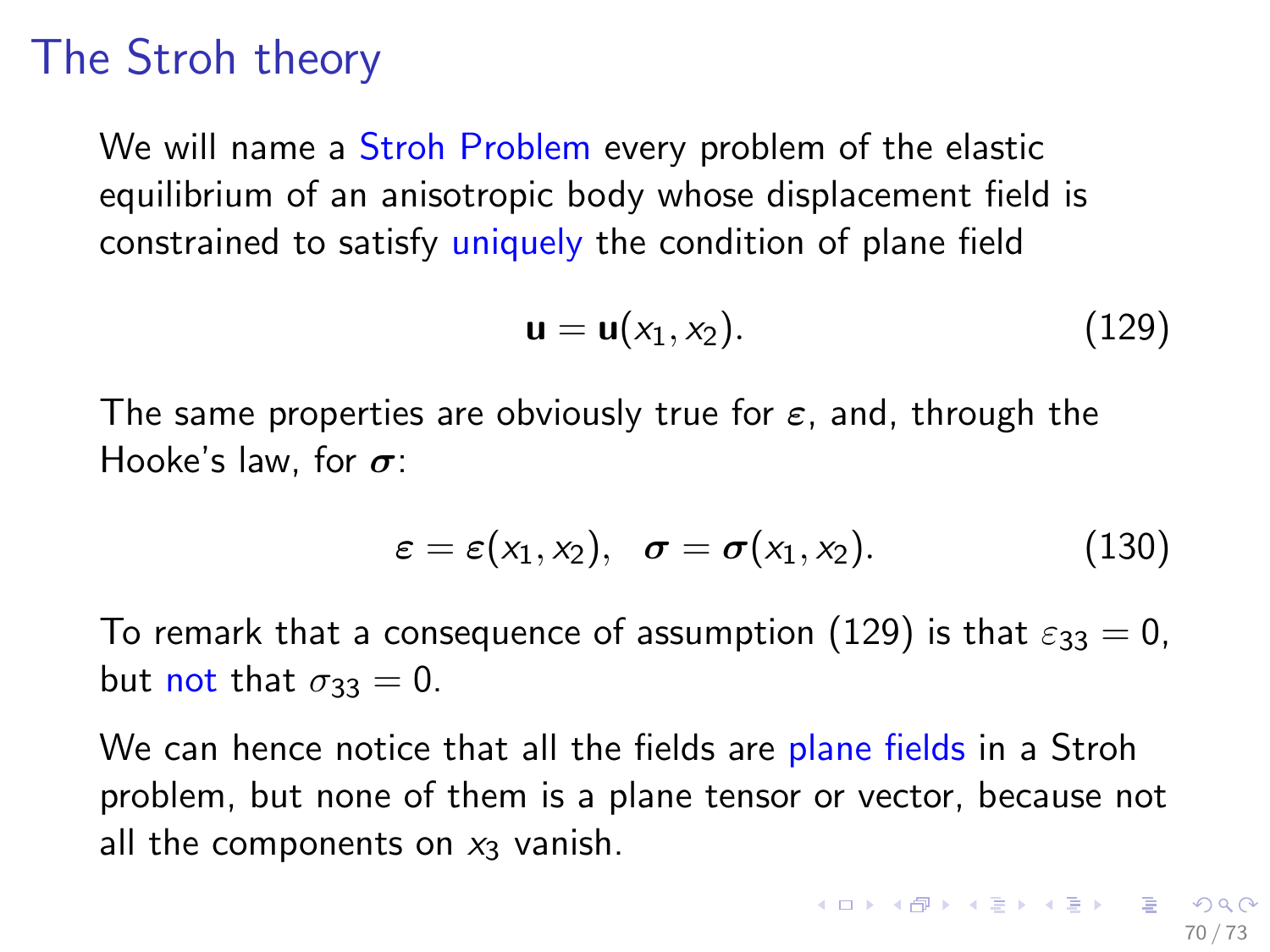# The Stroh theory

We will name a Stroh Problem every problem of the elastic equilibrium of an anisotropic body whose displacement field is constrained to satisfy uniquely the condition of plane field

$$\mathbf{u} = \mathbf{u}(x_1, x_2). \tag{129}$$

The same properties are obviously true for $\boldsymbol{\varepsilon}$, and, through the Hooke's law, for $\boldsymbol{\sigma}$:

$$\boldsymbol{\varepsilon} = \boldsymbol{\varepsilon}(x_1, x_2), \quad \boldsymbol{\sigma} = \boldsymbol{\sigma}(x_1, x_2). \tag{130}$$

To remark that a consequence of assumption (129) is that $\varepsilon_{33} = 0$, but not that $\sigma_{33} = 0$.

We can hence notice that all the fields are plane fields in a Stroh problem, but none of them is a plane tensor or vector, because not all the components on $x_3$ vanish.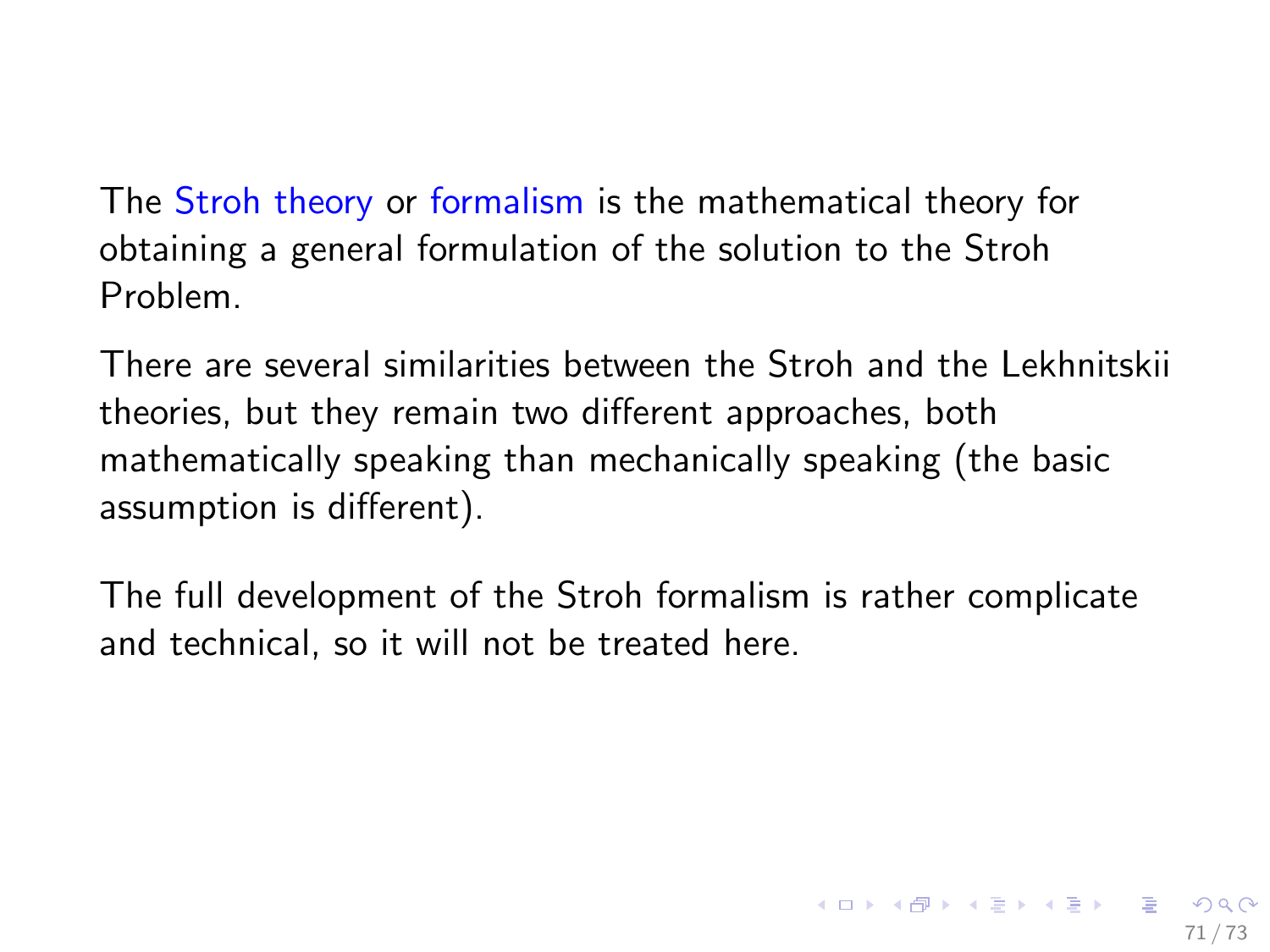The Stroh theory or formalism is the mathematical theory for obtaining a general formulation of the solution to the Stroh Problem.

There are several similarities between the Stroh and the Lekhnitskii theories, but they remain two different approaches, both mathematically speaking than mechanically speaking (the basic assumption is different).

The full development of the Stroh formalism is rather complicate and technical, so it will not be treated here.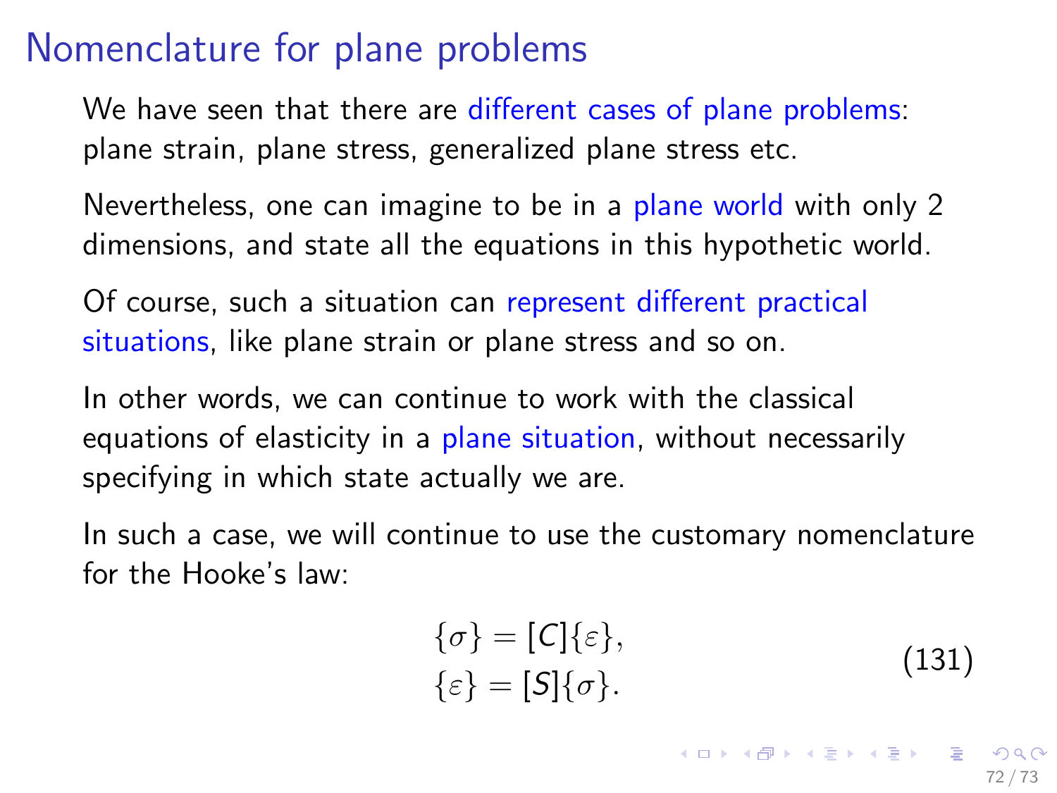# Nomenclature for plane problems

We have seen that there are different cases of plane problems: plane strain, plane stress, generalized plane stress etc.

Nevertheless, one can imagine to be in a plane world with only 2 dimensions, and state all the equations in this hypothetic world.

Of course, such a situation can represent different practical situations, like plane strain or plane stress and so on.

In other words, we can continue to work with the classical equations of elasticity in a plane situation, without necessarily specifying in which state actually we are.

In such a case, we will continue to use the customary nomenclature for the Hooke's law:

$$
\begin{aligned}
\{\sigma\} &= [C]\{\varepsilon\}, \\
\{\varepsilon\} &= [S]\{\sigma\}.
\end{aligned}
\tag{131}
$$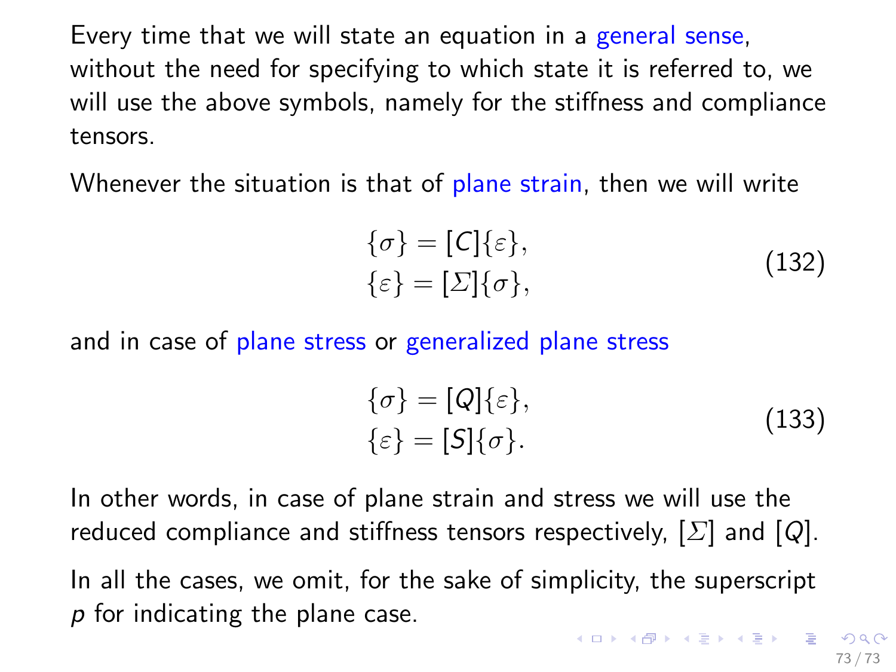Every time that we will state an equation in a general sense, without the need for specifying to which state it is referred to, we will use the above symbols, namely for the stiffness and compliance tensors.

Whenever the situation is that of plane strain, then we will write

$$
\begin{aligned}
\{\sigma\} &= [C]\{\varepsilon\}, \\
\{\varepsilon\} &= [\mathit{\Sigma}]\{\sigma\},
\end{aligned}
\tag{132}
$$

and in case of plane stress or generalized plane stress

$$
\begin{aligned}
\{\sigma\} &= [Q]\{\varepsilon\}, \\
\{\varepsilon\} &= [S]\{\sigma\}.
\end{aligned}
\tag{133}
$$

In other words, in case of plane strain and stress we will use the reduced compliance and stiffness tensors respectively, $[\mathit{\Sigma}]$ and $[Q]$.

In all the cases, we omit, for the sake of simplicity, the superscript $p$ for indicating the plane case.